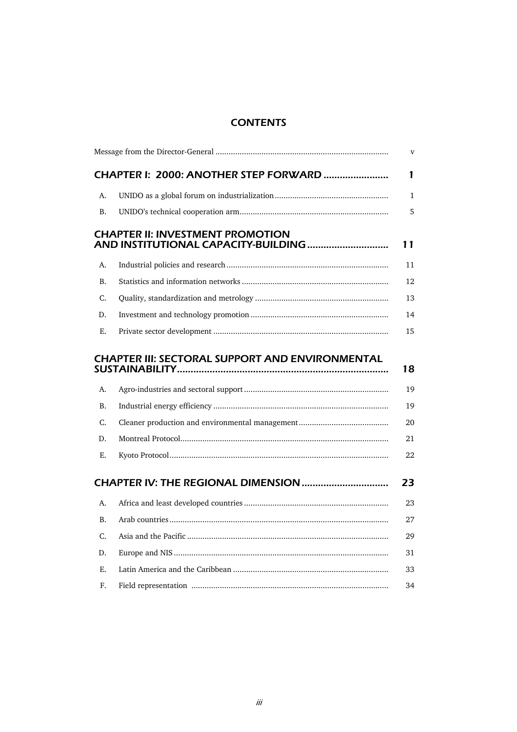# CONTENTS

| | | |
|---|---|---|
| Message from the Director-General | | v |
| **CHAPTER I: 2000: ANOTHER STEP FORWARD** | | **1** |
| A. | UNIDO as a global forum on industrialization | 1 |
| B. | UNIDO's technical cooperation arm | 5 |
| **CHAPTER II: INVESTMENT PROMOTION AND INSTITUTIONAL CAPACITY-BUILDING** | | **11** |
| A. | Industrial policies and research | 11 |
| B. | Statistics and information networks | 12 |
| C. | Quality, standardization and metrology | 13 |
| D. | Investment and technology promotion | 14 |
| E. | Private sector development | 15 |
| **CHAPTER III: SECTORAL SUPPORT AND ENVIRONMENTAL SUSTAINABILITY** | | **18** |
| A. | Agro-industries and sectoral support | 19 |
| B. | Industrial energy efficiency | 19 |
| C. | Cleaner production and environmental management | 20 |
| D. | Montreal Protocol | 21 |
| E. | Kyoto Protocol | 22 |
| **CHAPTER IV: THE REGIONAL DIMENSION** | | **23** |
| A. | Africa and least developed countries | 23 |
| B. | Arab countries | 27 |
| C. | Asia and the Pacific | 29 |
| D. | Europe and NIS | 31 |
| E. | Latin America and the Caribbean | 33 |
| F. | Field representation | 34 |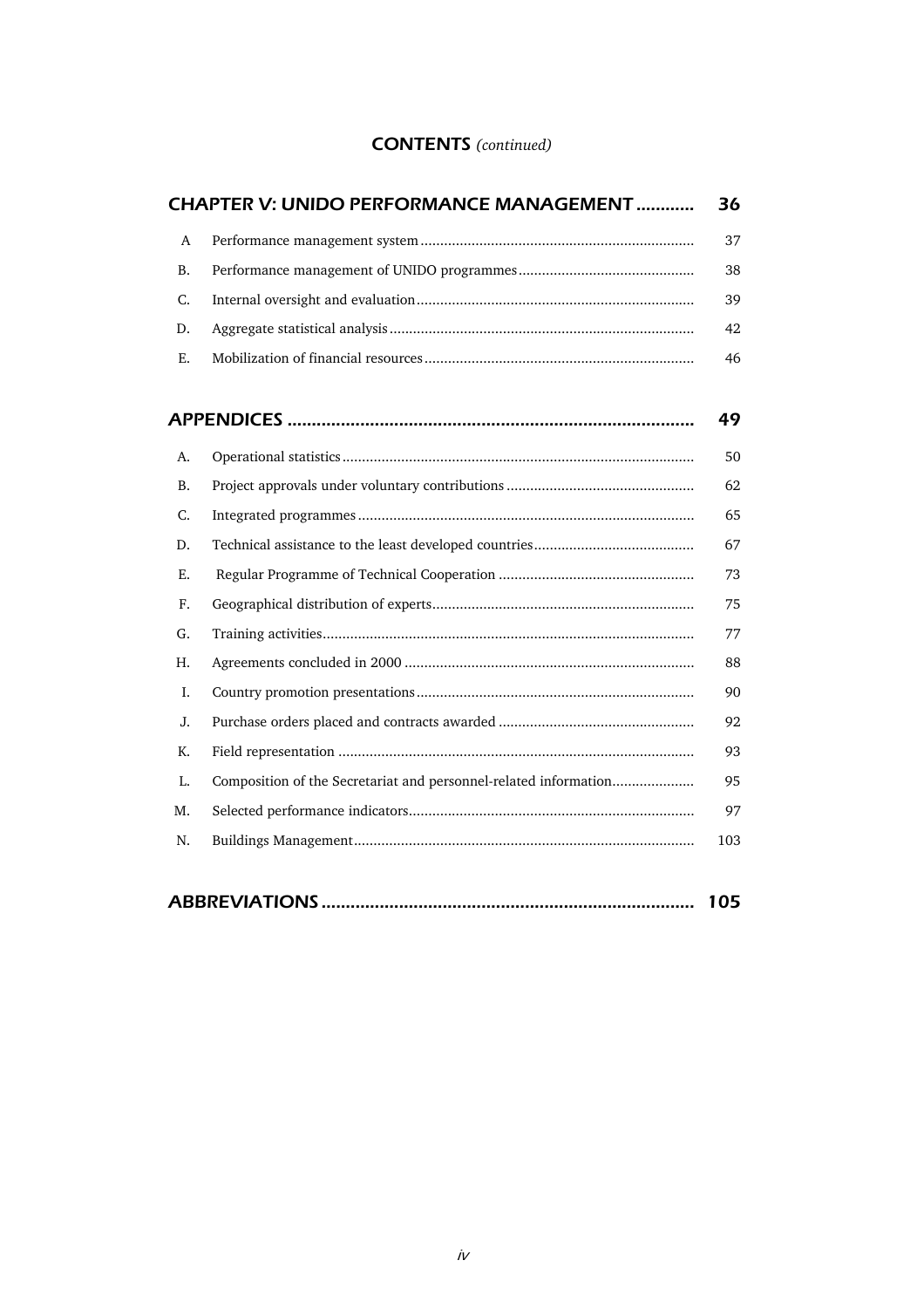# CONTENTS *(continued)*

| | | |
|---|---|---|
| **CHAPTER V: UNIDO PERFORMANCE MANAGEMENT** | | **36** |
| A | Performance management system | 37 |
| B. | Performance management of UNIDO programmes | 38 |
| C. | Internal oversight and evaluation | 39 |
| D. | Aggregate statistical analysis | 42 |
| E. | Mobilization of financial resources | 46 |
| **APPENDICES** | | **49** |
| A. | Operational statistics | 50 |
| B. | Project approvals under voluntary contributions | 62 |
| C. | Integrated programmes | 65 |
| D. | Technical assistance to the least developed countries | 67 |
| E. | Regular Programme of Technical Cooperation | 73 |
| F. | Geographical distribution of experts | 75 |
| G. | Training activities | 77 |
| H. | Agreements concluded in 2000 | 88 |
| I. | Country promotion presentations | 90 |
| J. | Purchase orders placed and contracts awarded | 92 |
| K. | Field representation | 93 |
| L. | Composition of the Secretariat and personnel-related information | 95 |
| M. | Selected performance indicators | 97 |
| N. | Buildings Management | 103 |
| **ABBREVIATIONS** | | **105** |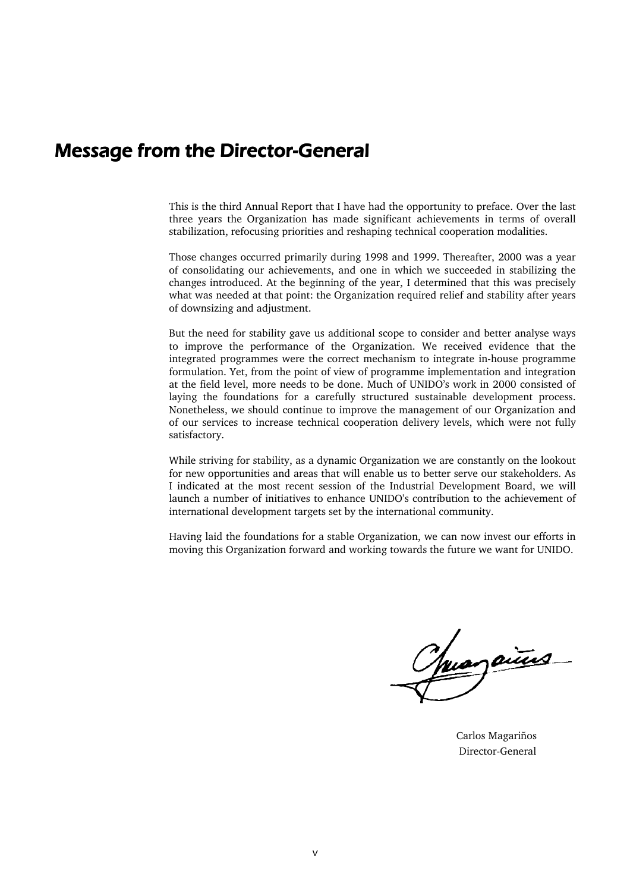# Message from the Director-General

This is the third Annual Report that I have had the opportunity to preface. Over the last three years the Organization has made significant achievements in terms of overall stabilization, refocusing priorities and reshaping technical cooperation modalities.

Those changes occurred primarily during 1998 and 1999. Thereafter, 2000 was a year of consolidating our achievements, and one in which we succeeded in stabilizing the changes introduced. At the beginning of the year, I determined that this was precisely what was needed at that point: the Organization required relief and stability after years of downsizing and adjustment.

But the need for stability gave us additional scope to consider and better analyse ways to improve the performance of the Organization. We received evidence that the integrated programmes were the correct mechanism to integrate in-house programme formulation. Yet, from the point of view of programme implementation and integration at the field level, more needs to be done. Much of UNIDO's work in 2000 consisted of laying the foundations for a carefully structured sustainable development process. Nonetheless, we should continue to improve the management of our Organization and of our services to increase technical cooperation delivery levels, which were not fully satisfactory.

While striving for stability, as a dynamic Organization we are constantly on the lookout for new opportunities and areas that will enable us to better serve our stakeholders. As I indicated at the most recent session of the Industrial Development Board, we will launch a number of initiatives to enhance UNIDO's contribution to the achievement of international development targets set by the international community.

Having laid the foundations for a stable Organization, we can now invest our efforts in moving this Organization forward and working towards the future we want for UNIDO.

Carlos Magariños
Director-General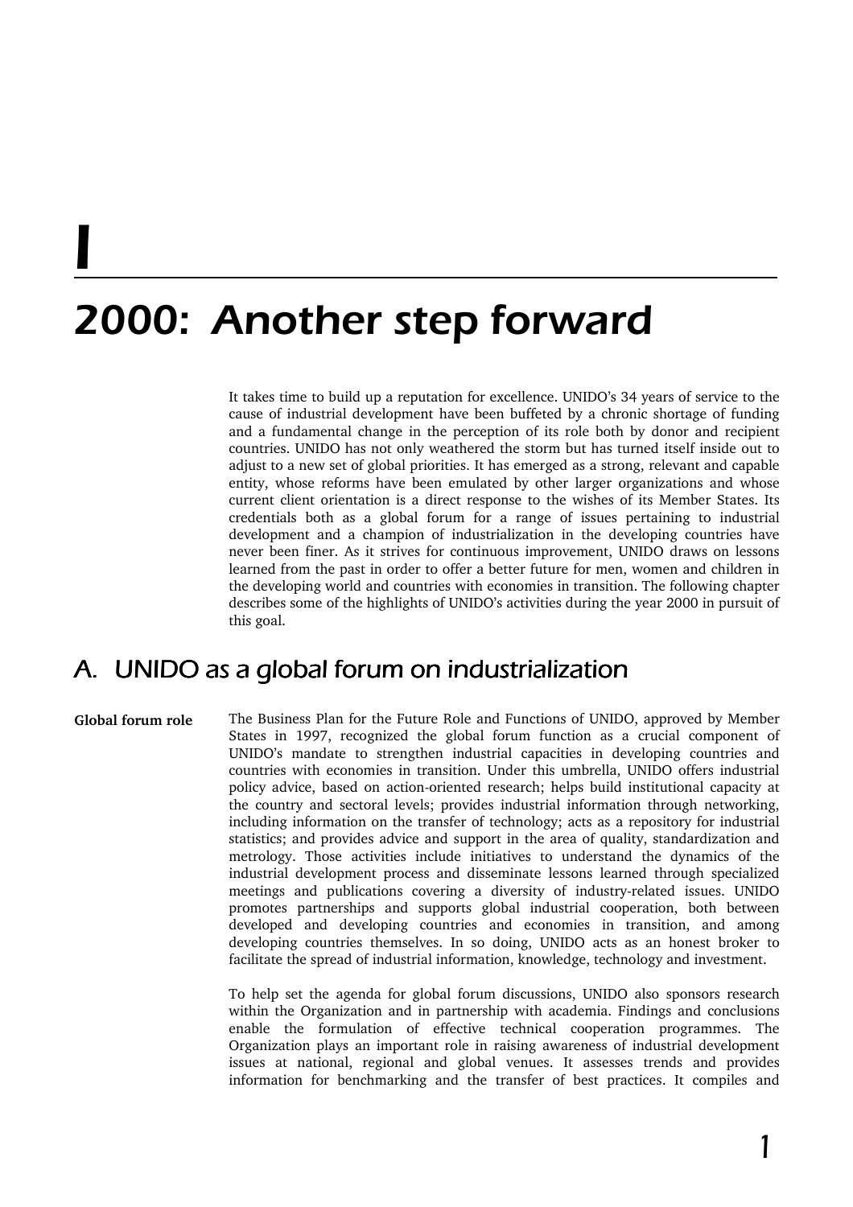# I

# 2000: Another step forward

It takes time to build up a reputation for excellence. UNIDO's 34 years of service to the cause of industrial development have been buffeted by a chronic shortage of funding and a fundamental change in the perception of its role both by donor and recipient countries. UNIDO has not only weathered the storm but has turned itself inside out to adjust to a new set of global priorities. It has emerged as a strong, relevant and capable entity, whose reforms have been emulated by other larger organizations and whose current client orientation is a direct response to the wishes of its Member States. Its credentials both as a global forum for a range of issues pertaining to industrial development and a champion of industrialization in the developing countries have never been finer. As it strives for continuous improvement, UNIDO draws on lessons learned from the past in order to offer a better future for men, women and children in the developing world and countries with economies in transition. The following chapter describes some of the highlights of UNIDO's activities during the year 2000 in pursuit of this goal.

## A. UNIDO as a global forum on industrialization

**Global forum role**

The Business Plan for the Future Role and Functions of UNIDO, approved by Member States in 1997, recognized the global forum function as a crucial component of UNIDO's mandate to strengthen industrial capacities in developing countries and countries with economies in transition. Under this umbrella, UNIDO offers industrial policy advice, based on action-oriented research; helps build institutional capacity at the country and sectoral levels; provides industrial information through networking, including information on the transfer of technology; acts as a repository for industrial statistics; and provides advice and support in the area of quality, standardization and metrology. Those activities include initiatives to understand the dynamics of the industrial development process and disseminate lessons learned through specialized meetings and publications covering a diversity of industry-related issues. UNIDO promotes partnerships and supports global industrial cooperation, both between developed and developing countries and economies in transition, and among developing countries themselves. In so doing, UNIDO acts as an honest broker to facilitate the spread of industrial information, knowledge, technology and investment.

To help set the agenda for global forum discussions, UNIDO also sponsors research within the Organization and in partnership with academia. Findings and conclusions enable the formulation of effective technical cooperation programmes. The Organization plays an important role in raising awareness of industrial development issues at national, regional and global venues. It assesses trends and provides information for benchmarking and the transfer of best practices. It compiles and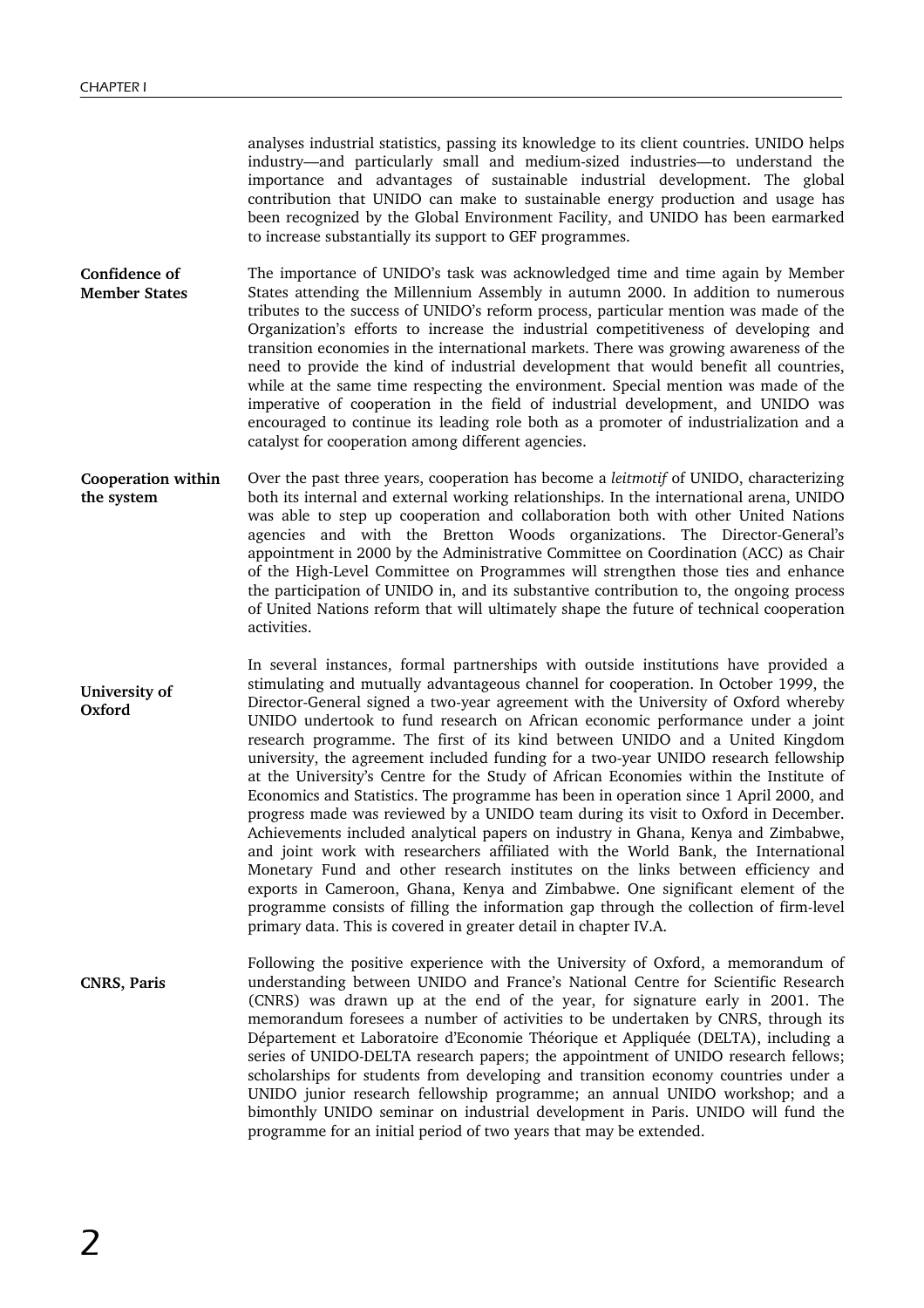analyses industrial statistics, passing its knowledge to its client countries. UNIDO helps industry—and particularly small and medium-sized industries—to understand the importance and advantages of sustainable industrial development. The global contribution that UNIDO can make to sustainable energy production and usage has been recognized by the Global Environment Facility, and UNIDO has been earmarked to increase substantially its support to GEF programmes.

**Confidence of Member States**

The importance of UNIDO's task was acknowledged time and time again by Member States attending the Millennium Assembly in autumn 2000. In addition to numerous tributes to the success of UNIDO's reform process, particular mention was made of the Organization's efforts to increase the industrial competitiveness of developing and transition economies in the international markets. There was growing awareness of the need to provide the kind of industrial development that would benefit all countries, while at the same time respecting the environment. Special mention was made of the imperative of cooperation in the field of industrial development, and UNIDO was encouraged to continue its leading role both as a promoter of industrialization and a catalyst for cooperation among different agencies.

**Cooperation within the system**

Over the past three years, cooperation has become a *leitmotif* of UNIDO, characterizing both its internal and external working relationships. In the international arena, UNIDO was able to step up cooperation and collaboration both with other United Nations agencies and with the Bretton Woods organizations. The Director-General's appointment in 2000 by the Administrative Committee on Coordination (ACC) as Chair of the High-Level Committee on Programmes will strengthen those ties and enhance the participation of UNIDO in, and its substantive contribution to, the ongoing process of United Nations reform that will ultimately shape the future of technical cooperation activities.

**University of Oxford**

In several instances, formal partnerships with outside institutions have provided a stimulating and mutually advantageous channel for cooperation. In October 1999, the Director-General signed a two-year agreement with the University of Oxford whereby UNIDO undertook to fund research on African economic performance under a joint research programme. The first of its kind between UNIDO and a United Kingdom university, the agreement included funding for a two-year UNIDO research fellowship at the University's Centre for the Study of African Economies within the Institute of Economics and Statistics. The programme has been in operation since 1 April 2000, and progress made was reviewed by a UNIDO team during its visit to Oxford in December. Achievements included analytical papers on industry in Ghana, Kenya and Zimbabwe, and joint work with researchers affiliated with the World Bank, the International Monetary Fund and other research institutes on the links between efficiency and exports in Cameroon, Ghana, Kenya and Zimbabwe. One significant element of the programme consists of filling the information gap through the collection of firm-level primary data. This is covered in greater detail in chapter IV.A.

**CNRS, Paris**

Following the positive experience with the University of Oxford, a memorandum of understanding between UNIDO and France's National Centre for Scientific Research (CNRS) was drawn up at the end of the year, for signature early in 2001. The memorandum foresees a number of activities to be undertaken by CNRS, through its Département et Laboratoire d'Economie Théorique et Appliquée (DELTA), including a series of UNIDO-DELTA research papers; the appointment of UNIDO research fellows; scholarships for students from developing and transition economy countries under a UNIDO junior research fellowship programme; an annual UNIDO workshop; and a bimonthly UNIDO seminar on industrial development in Paris. UNIDO will fund the programme for an initial period of two years that may be extended.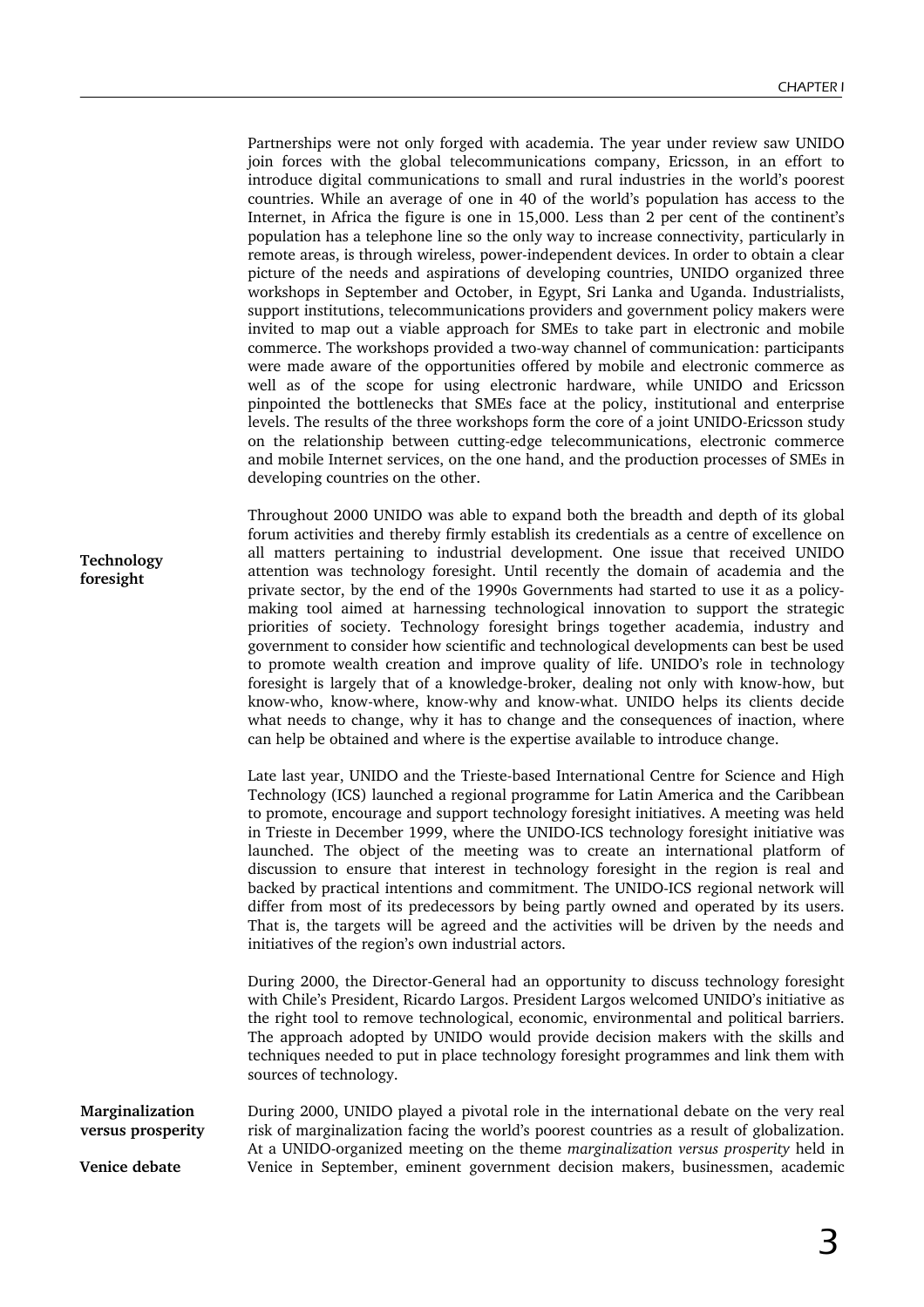Partnerships were not only forged with academia. The year under review saw UNIDO join forces with the global telecommunications company, Ericsson, in an effort to introduce digital communications to small and rural industries in the world's poorest countries. While an average of one in 40 of the world's population has access to the Internet, in Africa the figure is one in 15,000. Less than 2 per cent of the continent's population has a telephone line so the only way to increase connectivity, particularly in remote areas, is through wireless, power-independent devices. In order to obtain a clear picture of the needs and aspirations of developing countries, UNIDO organized three workshops in September and October, in Egypt, Sri Lanka and Uganda. Industrialists, support institutions, telecommunications providers and government policy makers were invited to map out a viable approach for SMEs to take part in electronic and mobile commerce. The workshops provided a two-way channel of communication: participants were made aware of the opportunities offered by mobile and electronic commerce as well as of the scope for using electronic hardware, while UNIDO and Ericsson pinpointed the bottlenecks that SMEs face at the policy, institutional and enterprise levels. The results of the three workshops form the core of a joint UNIDO-Ericsson study on the relationship between cutting-edge telecommunications, electronic commerce and mobile Internet services, on the one hand, and the production processes of SMEs in developing countries on the other.

**Technology foresight**

Throughout 2000 UNIDO was able to expand both the breadth and depth of its global forum activities and thereby firmly establish its credentials as a centre of excellence on all matters pertaining to industrial development. One issue that received UNIDO attention was technology foresight. Until recently the domain of academia and the private sector, by the end of the 1990s Governments had started to use it as a policy-making tool aimed at harnessing technological innovation to support the strategic priorities of society. Technology foresight brings together academia, industry and government to consider how scientific and technological developments can best be used to promote wealth creation and improve quality of life. UNIDO's role in technology foresight is largely that of a knowledge-broker, dealing not only with know-how, but know-who, know-where, know-why and know-what. UNIDO helps its clients decide what needs to change, why it has to change and the consequences of inaction, where can help be obtained and where is the expertise available to introduce change.

Late last year, UNIDO and the Trieste-based International Centre for Science and High Technology (ICS) launched a regional programme for Latin America and the Caribbean to promote, encourage and support technology foresight initiatives. A meeting was held in Trieste in December 1999, where the UNIDO-ICS technology foresight initiative was launched. The object of the meeting was to create an international platform of discussion to ensure that interest in technology foresight in the region is real and backed by practical intentions and commitment. The UNIDO-ICS regional network will differ from most of its predecessors by being partly owned and operated by its users. That is, the targets will be agreed and the activities will be driven by the needs and initiatives of the region's own industrial actors.

During 2000, the Director-General had an opportunity to discuss technology foresight with Chile's President, Ricardo Largos. President Largos welcomed UNIDO's initiative as the right tool to remove technological, economic, environmental and political barriers. The approach adopted by UNIDO would provide decision makers with the skills and techniques needed to put in place technology foresight programmes and link them with sources of technology.

**Marginalization versus prosperity**

**Venice debate**

During 2000, UNIDO played a pivotal role in the international debate on the very real risk of marginalization facing the world's poorest countries as a result of globalization. At a UNIDO-organized meeting on the theme *marginalization versus prosperity* held in Venice in September, eminent government decision makers, businessmen, academic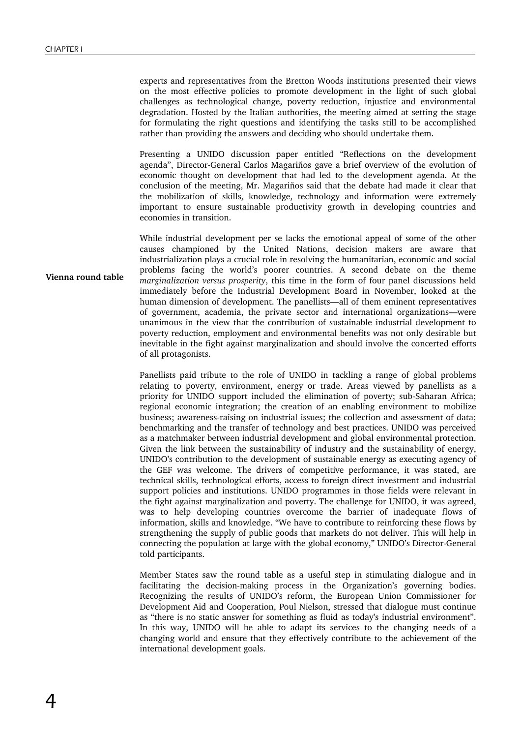experts and representatives from the Bretton Woods institutions presented their views on the most effective policies to promote development in the light of such global challenges as technological change, poverty reduction, injustice and environmental degradation. Hosted by the Italian authorities, the meeting aimed at setting the stage for formulating the right questions and identifying the tasks still to be accomplished rather than providing the answers and deciding who should undertake them.

Presenting a UNIDO discussion paper entitled "Reflections on the development agenda", Director-General Carlos Magariños gave a brief overview of the evolution of economic thought on development that had led to the development agenda. At the conclusion of the meeting, Mr. Magariños said that the debate had made it clear that the mobilization of skills, knowledge, technology and information were extremely important to ensure sustainable productivity growth in developing countries and economies in transition.

**Vienna round table**

While industrial development per se lacks the emotional appeal of some of the other causes championed by the United Nations, decision makers are aware that industrialization plays a crucial role in resolving the humanitarian, economic and social problems facing the world's poorer countries. A second debate on the theme *marginalization versus prosperity*, this time in the form of four panel discussions held immediately before the Industrial Development Board in November, looked at the human dimension of development. The panellists—all of them eminent representatives of government, academia, the private sector and international organizations—were unanimous in the view that the contribution of sustainable industrial development to poverty reduction, employment and environmental benefits was not only desirable but inevitable in the fight against marginalization and should involve the concerted efforts of all protagonists.

Panellists paid tribute to the role of UNIDO in tackling a range of global problems relating to poverty, environment, energy or trade. Areas viewed by panellists as a priority for UNIDO support included the elimination of poverty; sub-Saharan Africa; regional economic integration; the creation of an enabling environment to mobilize business; awareness-raising on industrial issues; the collection and assessment of data; benchmarking and the transfer of technology and best practices. UNIDO was perceived as a matchmaker between industrial development and global environmental protection. Given the link between the sustainability of industry and the sustainability of energy, UNIDO's contribution to the development of sustainable energy as executing agency of the GEF was welcome. The drivers of competitive performance, it was stated, are technical skills, technological efforts, access to foreign direct investment and industrial support policies and institutions. UNIDO programmes in those fields were relevant in the fight against marginalization and poverty. The challenge for UNIDO, it was agreed, was to help developing countries overcome the barrier of inadequate flows of information, skills and knowledge. "We have to contribute to reinforcing these flows by strengthening the supply of public goods that markets do not deliver. This will help in connecting the population at large with the global economy," UNIDO's Director-General told participants.

Member States saw the round table as a useful step in stimulating dialogue and in facilitating the decision-making process in the Organization's governing bodies. Recognizing the results of UNIDO's reform, the European Union Commissioner for Development Aid and Cooperation, Poul Nielson, stressed that dialogue must continue as "there is no static answer for something as fluid as today's industrial environment". In this way, UNIDO will be able to adapt its services to the changing needs of a changing world and ensure that they effectively contribute to the achievement of the international development goals.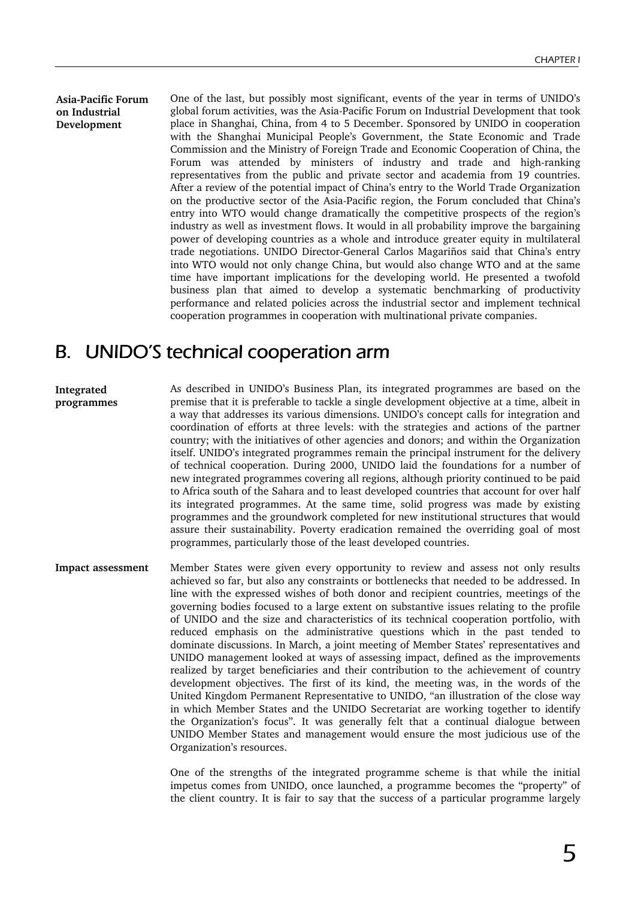**Asia-Pacific Forum on Industrial Development**

One of the last, but possibly most significant, events of the year in terms of UNIDO's global forum activities, was the Asia-Pacific Forum on Industrial Development that took place in Shanghai, China, from 4 to 5 December. Sponsored by UNIDO in cooperation with the Shanghai Municipal People's Government, the State Economic and Trade Commission and the Ministry of Foreign Trade and Economic Cooperation of China, the Forum was attended by ministers of industry and trade and high-ranking representatives from the public and private sector and academia from 19 countries. After a review of the potential impact of China's entry to the World Trade Organization on the productive sector of the Asia-Pacific region, the Forum concluded that China's entry into WTO would change dramatically the competitive prospects of the region's industry as well as investment flows. It would in all probability improve the bargaining power of developing countries as a whole and introduce greater equity in multilateral trade negotiations. UNIDO Director-General Carlos Magariños said that China's entry into WTO would not only change China, but would also change WTO and at the same time have important implications for the developing world. He presented a twofold business plan that aimed to develop a systematic benchmarking of productivity performance and related policies across the industrial sector and implement technical cooperation programmes in cooperation with multinational private companies.

## B. UNIDO'S technical cooperation arm

**Integrated programmes**

As described in UNIDO's Business Plan, its integrated programmes are based on the premise that it is preferable to tackle a single development objective at a time, albeit in a way that addresses its various dimensions. UNIDO's concept calls for integration and coordination of efforts at three levels: with the strategies and actions of the partner country; with the initiatives of other agencies and donors; and within the Organization itself. UNIDO's integrated programmes remain the principal instrument for the delivery of technical cooperation. During 2000, UNIDO laid the foundations for a number of new integrated programmes covering all regions, although priority continued to be paid to Africa south of the Sahara and to least developed countries that account for over half its integrated programmes. At the same time, solid progress was made by existing programmes and the groundwork completed for new institutional structures that would assure their sustainability. Poverty eradication remained the overriding goal of most programmes, particularly those of the least developed countries.

**Impact assessment**

Member States were given every opportunity to review and assess not only results achieved so far, but also any constraints or bottlenecks that needed to be addressed. In line with the expressed wishes of both donor and recipient countries, meetings of the governing bodies focused to a large extent on substantive issues relating to the profile of UNIDO and the size and characteristics of its technical cooperation portfolio, with reduced emphasis on the administrative questions which in the past tended to dominate discussions. In March, a joint meeting of Member States' representatives and UNIDO management looked at ways of assessing impact, defined as the improvements realized by target beneficiaries and their contribution to the achievement of country development objectives. The first of its kind, the meeting was, in the words of the United Kingdom Permanent Representative to UNIDO, "an illustration of the close way in which Member States and the UNIDO Secretariat are working together to identify the Organization's focus". It was generally felt that a continual dialogue between UNIDO Member States and management would ensure the most judicious use of the Organization's resources.

One of the strengths of the integrated programme scheme is that while the initial impetus comes from UNIDO, once launched, a programme becomes the "property" of the client country. It is fair to say that the success of a particular programme largely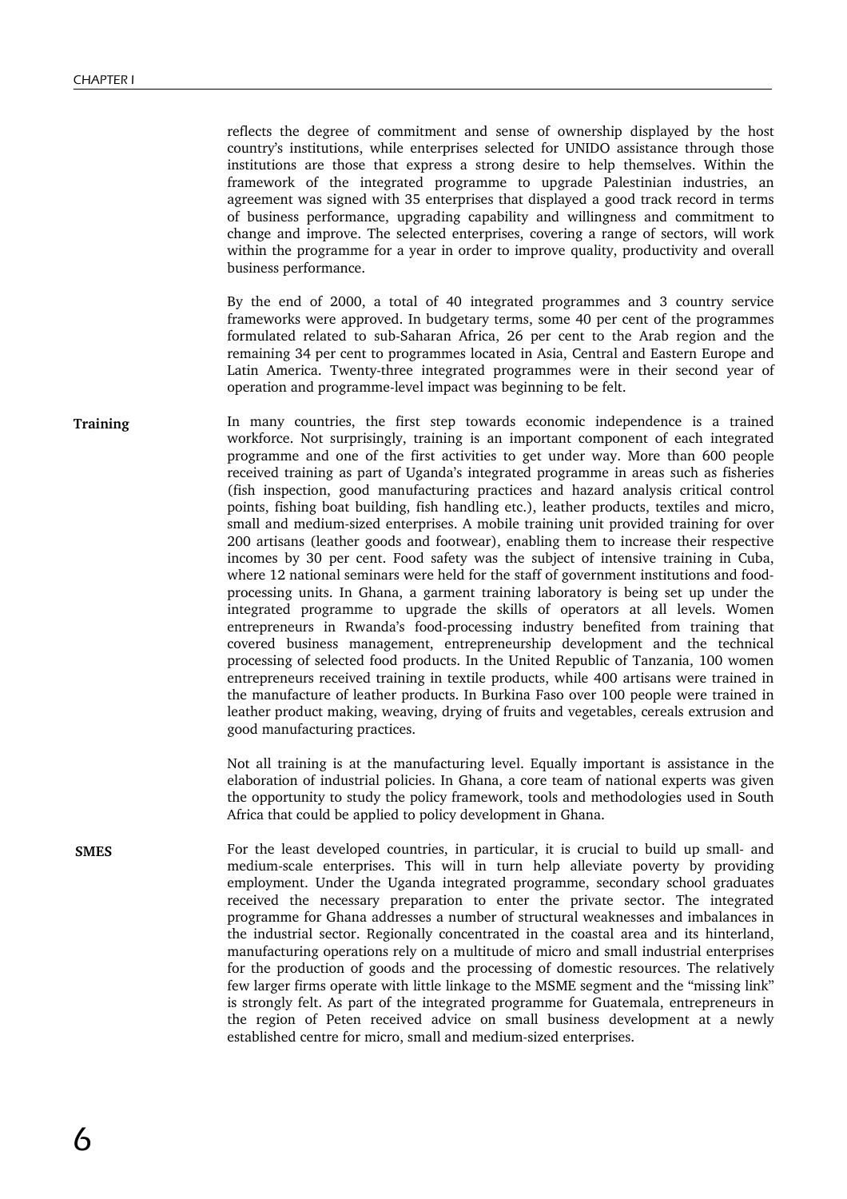reflects the degree of commitment and sense of ownership displayed by the host country's institutions, while enterprises selected for UNIDO assistance through those institutions are those that express a strong desire to help themselves. Within the framework of the integrated programme to upgrade Palestinian industries, an agreement was signed with 35 enterprises that displayed a good track record in terms of business performance, upgrading capability and willingness and commitment to change and improve. The selected enterprises, covering a range of sectors, will work within the programme for a year in order to improve quality, productivity and overall business performance.

By the end of 2000, a total of 40 integrated programmes and 3 country service frameworks were approved. In budgetary terms, some 40 per cent of the programmes formulated related to sub-Saharan Africa, 26 per cent to the Arab region and the remaining 34 per cent to programmes located in Asia, Central and Eastern Europe and Latin America. Twenty-three integrated programmes were in their second year of operation and programme-level impact was beginning to be felt.

**Training**

In many countries, the first step towards economic independence is a trained workforce. Not surprisingly, training is an important component of each integrated programme and one of the first activities to get under way. More than 600 people received training as part of Uganda's integrated programme in areas such as fisheries (fish inspection, good manufacturing practices and hazard analysis critical control points, fishing boat building, fish handling etc.), leather products, textiles and micro, small and medium-sized enterprises. A mobile training unit provided training for over 200 artisans (leather goods and footwear), enabling them to increase their respective incomes by 30 per cent. Food safety was the subject of intensive training in Cuba, where 12 national seminars were held for the staff of government institutions and food-processing units. In Ghana, a garment training laboratory is being set up under the integrated programme to upgrade the skills of operators at all levels. Women entrepreneurs in Rwanda's food-processing industry benefited from training that covered business management, entrepreneurship development and the technical processing of selected food products. In the United Republic of Tanzania, 100 women entrepreneurs received training in textile products, while 400 artisans were trained in the manufacture of leather products. In Burkina Faso over 100 people were trained in leather product making, weaving, drying of fruits and vegetables, cereals extrusion and good manufacturing practices.

Not all training is at the manufacturing level. Equally important is assistance in the elaboration of industrial policies. In Ghana, a core team of national experts was given the opportunity to study the policy framework, tools and methodologies used in South Africa that could be applied to policy development in Ghana.

**SMES**

For the least developed countries, in particular, it is crucial to build up small- and medium-scale enterprises. This will in turn help alleviate poverty by providing employment. Under the Uganda integrated programme, secondary school graduates received the necessary preparation to enter the private sector. The integrated programme for Ghana addresses a number of structural weaknesses and imbalances in the industrial sector. Regionally concentrated in the coastal area and its hinterland, manufacturing operations rely on a multitude of micro and small industrial enterprises for the production of goods and the processing of domestic resources. The relatively few larger firms operate with little linkage to the MSME segment and the "missing link" is strongly felt. As part of the integrated programme for Guatemala, entrepreneurs in the region of Peten received advice on small business development at a newly established centre for micro, small and medium-sized enterprises.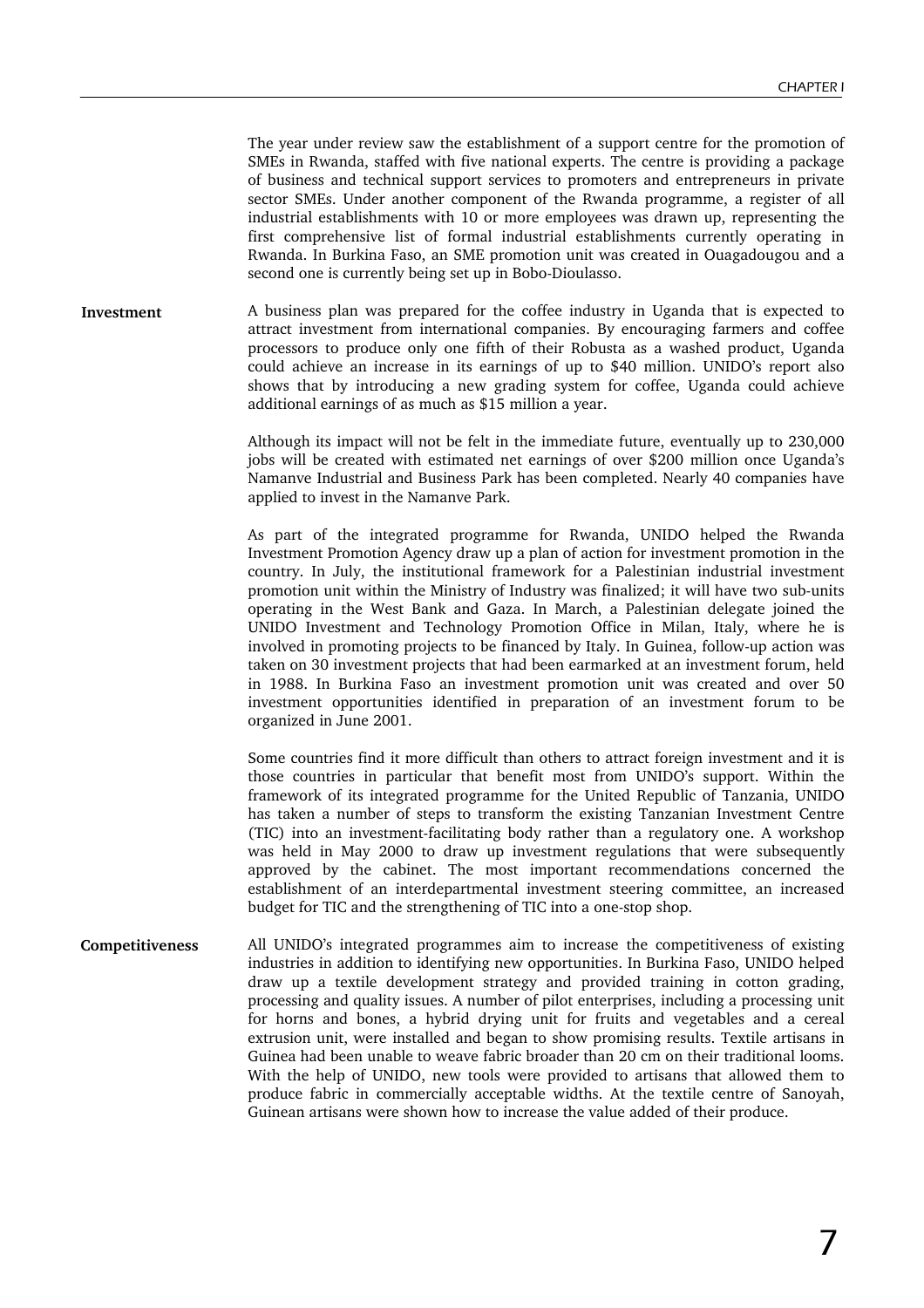The year under review saw the establishment of a support centre for the promotion of SMEs in Rwanda, staffed with five national experts. The centre is providing a package of business and technical support services to promoters and entrepreneurs in private sector SMEs. Under another component of the Rwanda programme, a register of all industrial establishments with 10 or more employees was drawn up, representing the first comprehensive list of formal industrial establishments currently operating in Rwanda. In Burkina Faso, an SME promotion unit was created in Ouagadougou and a second one is currently being set up in Bobo-Dioulasso.

**Investment**

A business plan was prepared for the coffee industry in Uganda that is expected to attract investment from international companies. By encouraging farmers and coffee processors to produce only one fifth of their Robusta as a washed product, Uganda could achieve an increase in its earnings of up to $40 million. UNIDO's report also shows that by introducing a new grading system for coffee, Uganda could achieve additional earnings of as much as $15 million a year.

Although its impact will not be felt in the immediate future, eventually up to 230,000 jobs will be created with estimated net earnings of over $200 million once Uganda's Namanve Industrial and Business Park has been completed. Nearly 40 companies have applied to invest in the Namanve Park.

As part of the integrated programme for Rwanda, UNIDO helped the Rwanda Investment Promotion Agency draw up a plan of action for investment promotion in the country. In July, the institutional framework for a Palestinian industrial investment promotion unit within the Ministry of Industry was finalized; it will have two sub-units operating in the West Bank and Gaza. In March, a Palestinian delegate joined the UNIDO Investment and Technology Promotion Office in Milan, Italy, where he is involved in promoting projects to be financed by Italy. In Guinea, follow-up action was taken on 30 investment projects that had been earmarked at an investment forum, held in 1988. In Burkina Faso an investment promotion unit was created and over 50 investment opportunities identified in preparation of an investment forum to be organized in June 2001.

Some countries find it more difficult than others to attract foreign investment and it is those countries in particular that benefit most from UNIDO's support. Within the framework of its integrated programme for the United Republic of Tanzania, UNIDO has taken a number of steps to transform the existing Tanzanian Investment Centre (TIC) into an investment-facilitating body rather than a regulatory one. A workshop was held in May 2000 to draw up investment regulations that were subsequently approved by the cabinet. The most important recommendations concerned the establishment of an interdepartmental investment steering committee, an increased budget for TIC and the strengthening of TIC into a one-stop shop.

**Competitiveness**

All UNIDO's integrated programmes aim to increase the competitiveness of existing industries in addition to identifying new opportunities. In Burkina Faso, UNIDO helped draw up a textile development strategy and provided training in cotton grading, processing and quality issues. A number of pilot enterprises, including a processing unit for horns and bones, a hybrid drying unit for fruits and vegetables and a cereal extrusion unit, were installed and began to show promising results. Textile artisans in Guinea had been unable to weave fabric broader than 20 cm on their traditional looms. With the help of UNIDO, new tools were provided to artisans that allowed them to produce fabric in commercially acceptable widths. At the textile centre of Sanoyah, Guinean artisans were shown how to increase the value added of their produce.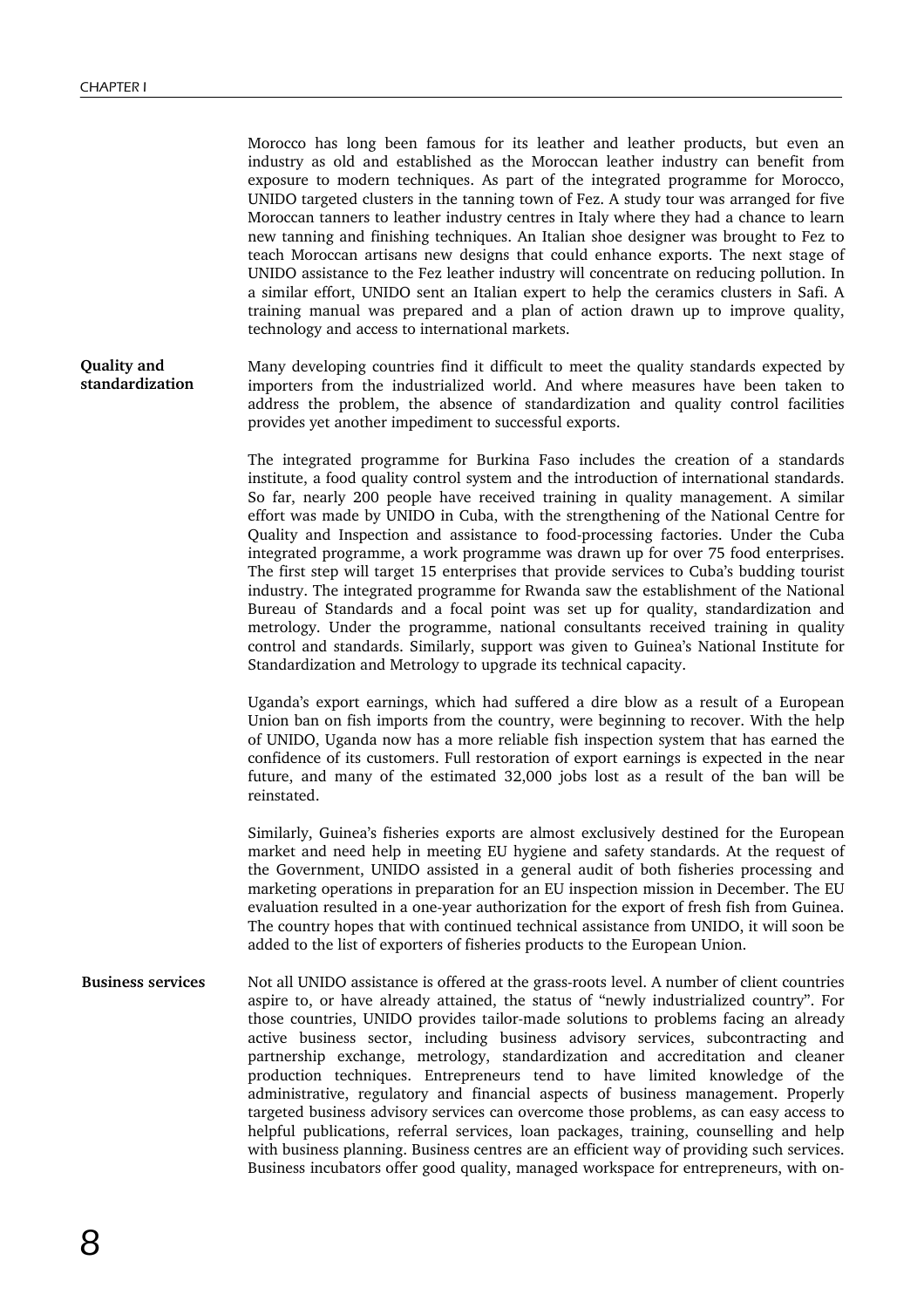Morocco has long been famous for its leather and leather products, but even an industry as old and established as the Moroccan leather industry can benefit from exposure to modern techniques. As part of the integrated programme for Morocco, UNIDO targeted clusters in the tanning town of Fez. A study tour was arranged for five Moroccan tanners to leather industry centres in Italy where they had a chance to learn new tanning and finishing techniques. An Italian shoe designer was brought to Fez to teach Moroccan artisans new designs that could enhance exports. The next stage of UNIDO assistance to the Fez leather industry will concentrate on reducing pollution. In a similar effort, UNIDO sent an Italian expert to help the ceramics clusters in Safi. A training manual was prepared and a plan of action drawn up to improve quality, technology and access to international markets.

**Quality and standardization**

Many developing countries find it difficult to meet the quality standards expected by importers from the industrialized world. And where measures have been taken to address the problem, the absence of standardization and quality control facilities provides yet another impediment to successful exports.

The integrated programme for Burkina Faso includes the creation of a standards institute, a food quality control system and the introduction of international standards. So far, nearly 200 people have received training in quality management. A similar effort was made by UNIDO in Cuba, with the strengthening of the National Centre for Quality and Inspection and assistance to food-processing factories. Under the Cuba integrated programme, a work programme was drawn up for over 75 food enterprises. The first step will target 15 enterprises that provide services to Cuba's budding tourist industry. The integrated programme for Rwanda saw the establishment of the National Bureau of Standards and a focal point was set up for quality, standardization and metrology. Under the programme, national consultants received training in quality control and standards. Similarly, support was given to Guinea's National Institute for Standardization and Metrology to upgrade its technical capacity.

Uganda's export earnings, which had suffered a dire blow as a result of a European Union ban on fish imports from the country, were beginning to recover. With the help of UNIDO, Uganda now has a more reliable fish inspection system that has earned the confidence of its customers. Full restoration of export earnings is expected in the near future, and many of the estimated 32,000 jobs lost as a result of the ban will be reinstated.

Similarly, Guinea's fisheries exports are almost exclusively destined for the European market and need help in meeting EU hygiene and safety standards. At the request of the Government, UNIDO assisted in a general audit of both fisheries processing and marketing operations in preparation for an EU inspection mission in December. The EU evaluation resulted in a one-year authorization for the export of fresh fish from Guinea. The country hopes that with continued technical assistance from UNIDO, it will soon be added to the list of exporters of fisheries products to the European Union.

**Business services**

Not all UNIDO assistance is offered at the grass-roots level. A number of client countries aspire to, or have already attained, the status of "newly industrialized country". For those countries, UNIDO provides tailor-made solutions to problems facing an already active business sector, including business advisory services, subcontracting and partnership exchange, metrology, standardization and accreditation and cleaner production techniques. Entrepreneurs tend to have limited knowledge of the administrative, regulatory and financial aspects of business management. Properly targeted business advisory services can overcome those problems, as can easy access to helpful publications, referral services, loan packages, training, counselling and help with business planning. Business centres are an efficient way of providing such services. Business incubators offer good quality, managed workspace for entrepreneurs, with on-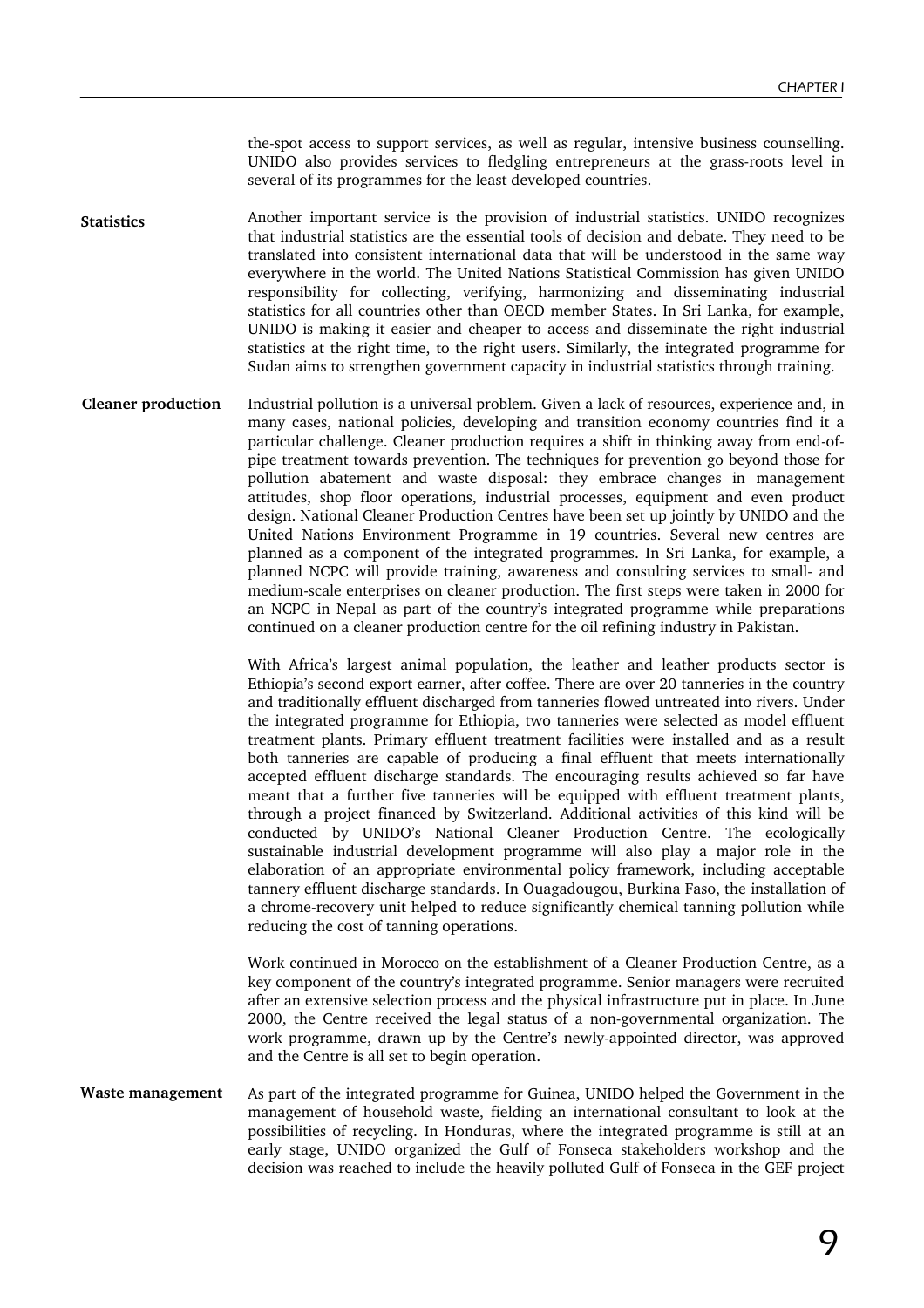the-spot access to support services, as well as regular, intensive business counselling. UNIDO also provides services to fledgling entrepreneurs at the grass-roots level in several of its programmes for the least developed countries.

**Statistics**

Another important service is the provision of industrial statistics. UNIDO recognizes that industrial statistics are the essential tools of decision and debate. They need to be translated into consistent international data that will be understood in the same way everywhere in the world. The United Nations Statistical Commission has given UNIDO responsibility for collecting, verifying, harmonizing and disseminating industrial statistics for all countries other than OECD member States. In Sri Lanka, for example, UNIDO is making it easier and cheaper to access and disseminate the right industrial statistics at the right time, to the right users. Similarly, the integrated programme for Sudan aims to strengthen government capacity in industrial statistics through training.

**Cleaner production**

Industrial pollution is a universal problem. Given a lack of resources, experience and, in many cases, national policies, developing and transition economy countries find it a particular challenge. Cleaner production requires a shift in thinking away from end-of-pipe treatment towards prevention. The techniques for prevention go beyond those for pollution abatement and waste disposal: they embrace changes in management attitudes, shop floor operations, industrial processes, equipment and even product design. National Cleaner Production Centres have been set up jointly by UNIDO and the United Nations Environment Programme in 19 countries. Several new centres are planned as a component of the integrated programmes. In Sri Lanka, for example, a planned NCPC will provide training, awareness and consulting services to small- and medium-scale enterprises on cleaner production. The first steps were taken in 2000 for an NCPC in Nepal as part of the country's integrated programme while preparations continued on a cleaner production centre for the oil refining industry in Pakistan.

With Africa's largest animal population, the leather and leather products sector is Ethiopia's second export earner, after coffee. There are over 20 tanneries in the country and traditionally effluent discharged from tanneries flowed untreated into rivers. Under the integrated programme for Ethiopia, two tanneries were selected as model effluent treatment plants. Primary effluent treatment facilities were installed and as a result both tanneries are capable of producing a final effluent that meets internationally accepted effluent discharge standards. The encouraging results achieved so far have meant that a further five tanneries will be equipped with effluent treatment plants, through a project financed by Switzerland. Additional activities of this kind will be conducted by UNIDO's National Cleaner Production Centre. The ecologically sustainable industrial development programme will also play a major role in the elaboration of an appropriate environmental policy framework, including acceptable tannery effluent discharge standards. In Ouagadougou, Burkina Faso, the installation of a chrome-recovery unit helped to reduce significantly chemical tanning pollution while reducing the cost of tanning operations.

Work continued in Morocco on the establishment of a Cleaner Production Centre, as a key component of the country's integrated programme. Senior managers were recruited after an extensive selection process and the physical infrastructure put in place. In June 2000, the Centre received the legal status of a non-governmental organization. The work programme, drawn up by the Centre's newly-appointed director, was approved and the Centre is all set to begin operation.

**Waste management**

As part of the integrated programme for Guinea, UNIDO helped the Government in the management of household waste, fielding an international consultant to look at the possibilities of recycling. In Honduras, where the integrated programme is still at an early stage, UNIDO organized the Gulf of Fonseca stakeholders workshop and the decision was reached to include the heavily polluted Gulf of Fonseca in the GEF project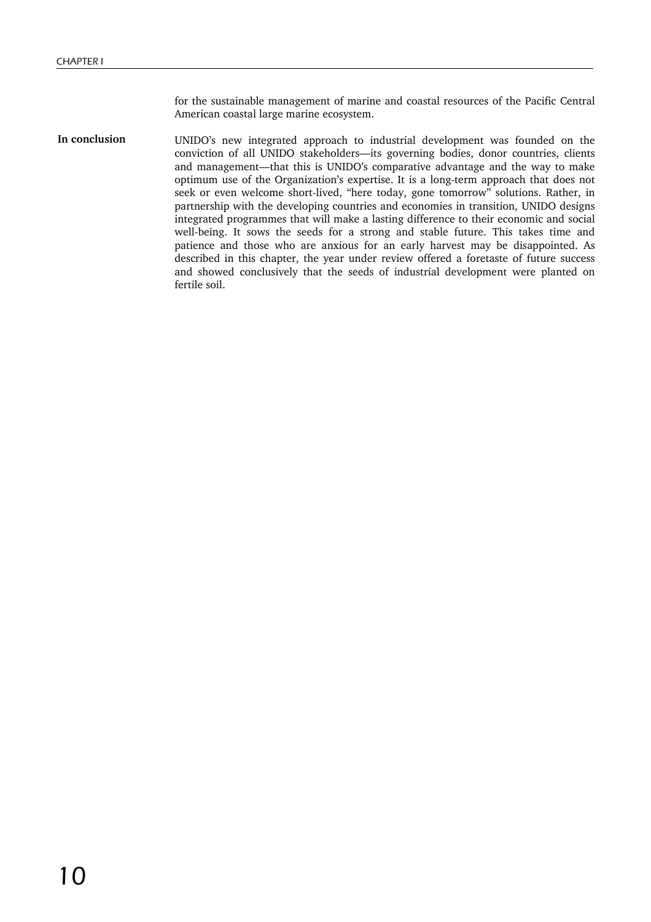for the sustainable management of marine and coastal resources of the Pacific Central American coastal large marine ecosystem.

**In conclusion**

UNIDO's new integrated approach to industrial development was founded on the conviction of all UNIDO stakeholders—its governing bodies, donor countries, clients and management—that this is UNIDO's comparative advantage and the way to make optimum use of the Organization's expertise. It is a long-term approach that does not seek or even welcome short-lived, "here today, gone tomorrow" solutions. Rather, in partnership with the developing countries and economies in transition, UNIDO designs integrated programmes that will make a lasting difference to their economic and social well-being. It sows the seeds for a strong and stable future. This takes time and patience and those who are anxious for an early harvest may be disappointed. As described in this chapter, the year under review offered a foretaste of future success and showed conclusively that the seeds of industrial development were planted on fertile soil.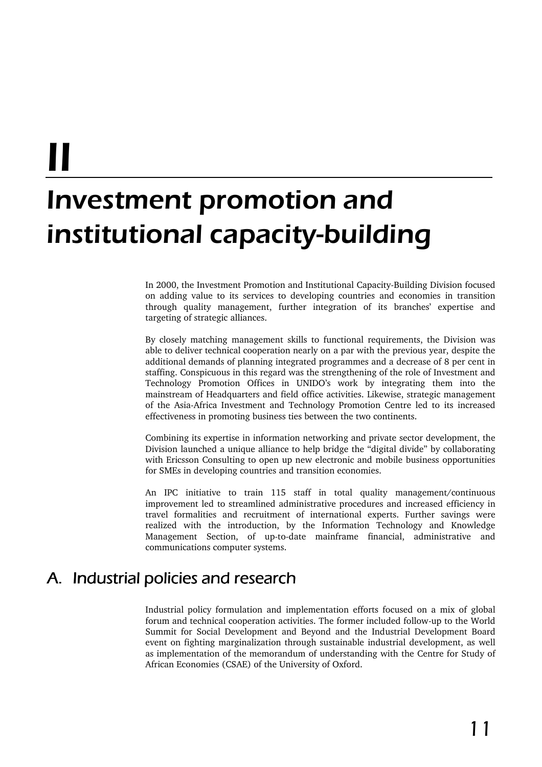# II

# Investment promotion and institutional capacity-building

In 2000, the Investment Promotion and Institutional Capacity-Building Division focused on adding value to its services to developing countries and economies in transition through quality management, further integration of its branches' expertise and targeting of strategic alliances.

By closely matching management skills to functional requirements, the Division was able to deliver technical cooperation nearly on a par with the previous year, despite the additional demands of planning integrated programmes and a decrease of 8 per cent in staffing. Conspicuous in this regard was the strengthening of the role of Investment and Technology Promotion Offices in UNIDO's work by integrating them into the mainstream of Headquarters and field office activities. Likewise, strategic management of the Asia-Africa Investment and Technology Promotion Centre led to its increased effectiveness in promoting business ties between the two continents.

Combining its expertise in information networking and private sector development, the Division launched a unique alliance to help bridge the "digital divide" by collaborating with Ericsson Consulting to open up new electronic and mobile business opportunities for SMEs in developing countries and transition economies.

An IPC initiative to train 115 staff in total quality management/continuous improvement led to streamlined administrative procedures and increased efficiency in travel formalities and recruitment of international experts. Further savings were realized with the introduction, by the Information Technology and Knowledge Management Section, of up-to-date mainframe financial, administrative and communications computer systems.

## A. Industrial policies and research

Industrial policy formulation and implementation efforts focused on a mix of global forum and technical cooperation activities. The former included follow-up to the World Summit for Social Development and Beyond and the Industrial Development Board event on fighting marginalization through sustainable industrial development, as well as implementation of the memorandum of understanding with the Centre for Study of African Economies (CSAE) of the University of Oxford.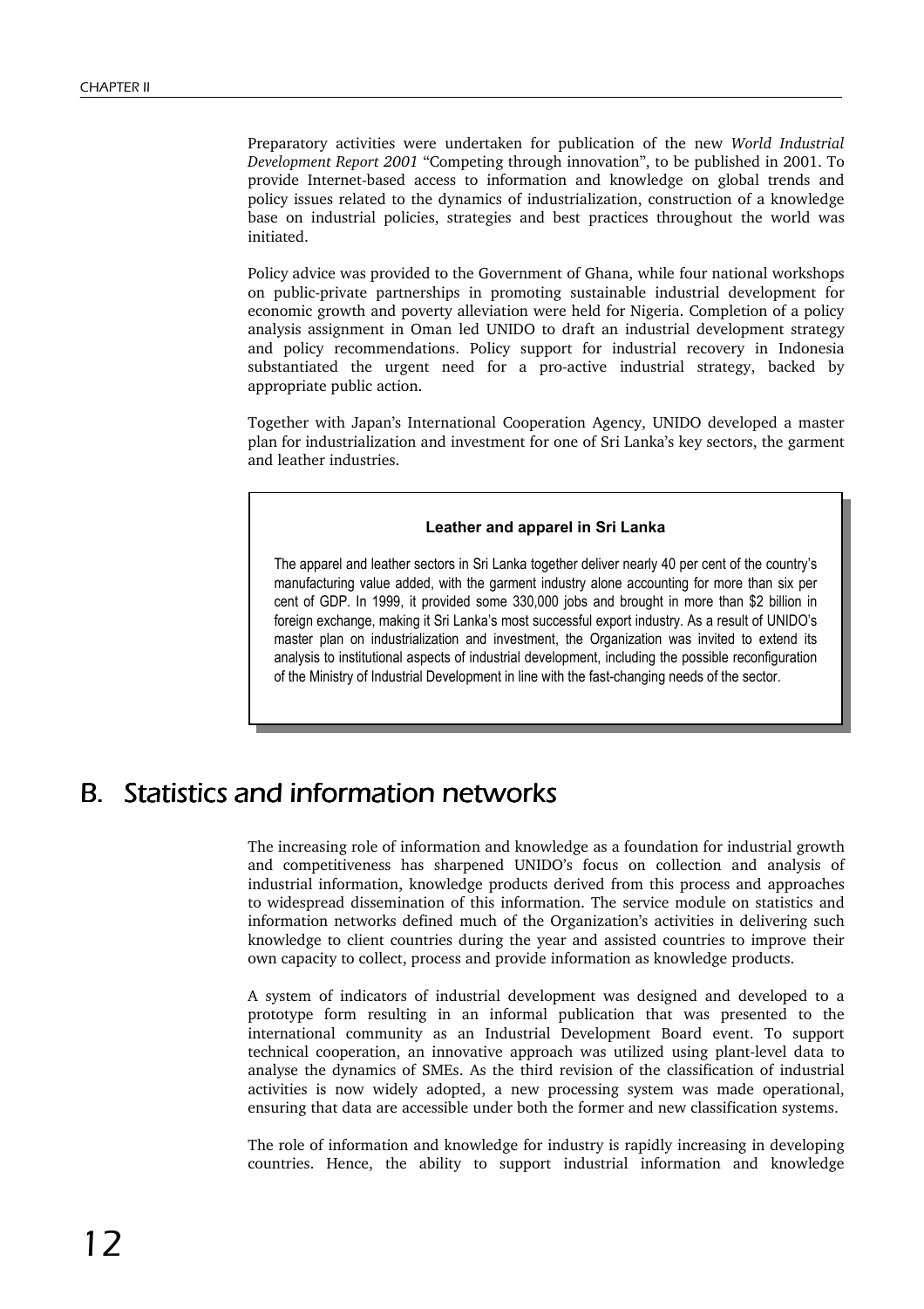Preparatory activities were undertaken for publication of the new *World Industrial Development Report 2001* “Competing through innovation”, to be published in 2001. To provide Internet-based access to information and knowledge on global trends and policy issues related to the dynamics of industrialization, construction of a knowledge base on industrial policies, strategies and best practices throughout the world was initiated.

Policy advice was provided to the Government of Ghana, while four national workshops on public-private partnerships in promoting sustainable industrial development for economic growth and poverty alleviation were held for Nigeria. Completion of a policy analysis assignment in Oman led UNIDO to draft an industrial development strategy and policy recommendations. Policy support for industrial recovery in Indonesia substantiated the urgent need for a pro-active industrial strategy, backed by appropriate public action.

Together with Japan’s International Cooperation Agency, UNIDO developed a master plan for industrialization and investment for one of Sri Lanka’s key sectors, the garment and leather industries.

**Leather and apparel in Sri Lanka**

The apparel and leather sectors in Sri Lanka together deliver nearly 40 per cent of the country’s manufacturing value added, with the garment industry alone accounting for more than six per cent of GDP. In 1999, it provided some 330,000 jobs and brought in more than $2 billion in foreign exchange, making it Sri Lanka’s most successful export industry. As a result of UNIDO’s master plan on industrialization and investment, the Organization was invited to extend its analysis to institutional aspects of industrial development, including the possible reconfiguration of the Ministry of Industrial Development in line with the fast-changing needs of the sector.

## B. Statistics and information networks

The increasing role of information and knowledge as a foundation for industrial growth and competitiveness has sharpened UNIDO’s focus on collection and analysis of industrial information, knowledge products derived from this process and approaches to widespread dissemination of this information. The service module on statistics and information networks defined much of the Organization’s activities in delivering such knowledge to client countries during the year and assisted countries to improve their own capacity to collect, process and provide information as knowledge products.

A system of indicators of industrial development was designed and developed to a prototype form resulting in an informal publication that was presented to the international community as an Industrial Development Board event. To support technical cooperation, an innovative approach was utilized using plant-level data to analyse the dynamics of SMEs. As the third revision of the classification of industrial activities is now widely adopted, a new processing system was made operational, ensuring that data are accessible under both the former and new classification systems.

The role of information and knowledge for industry is rapidly increasing in developing countries. Hence, the ability to support industrial information and knowledge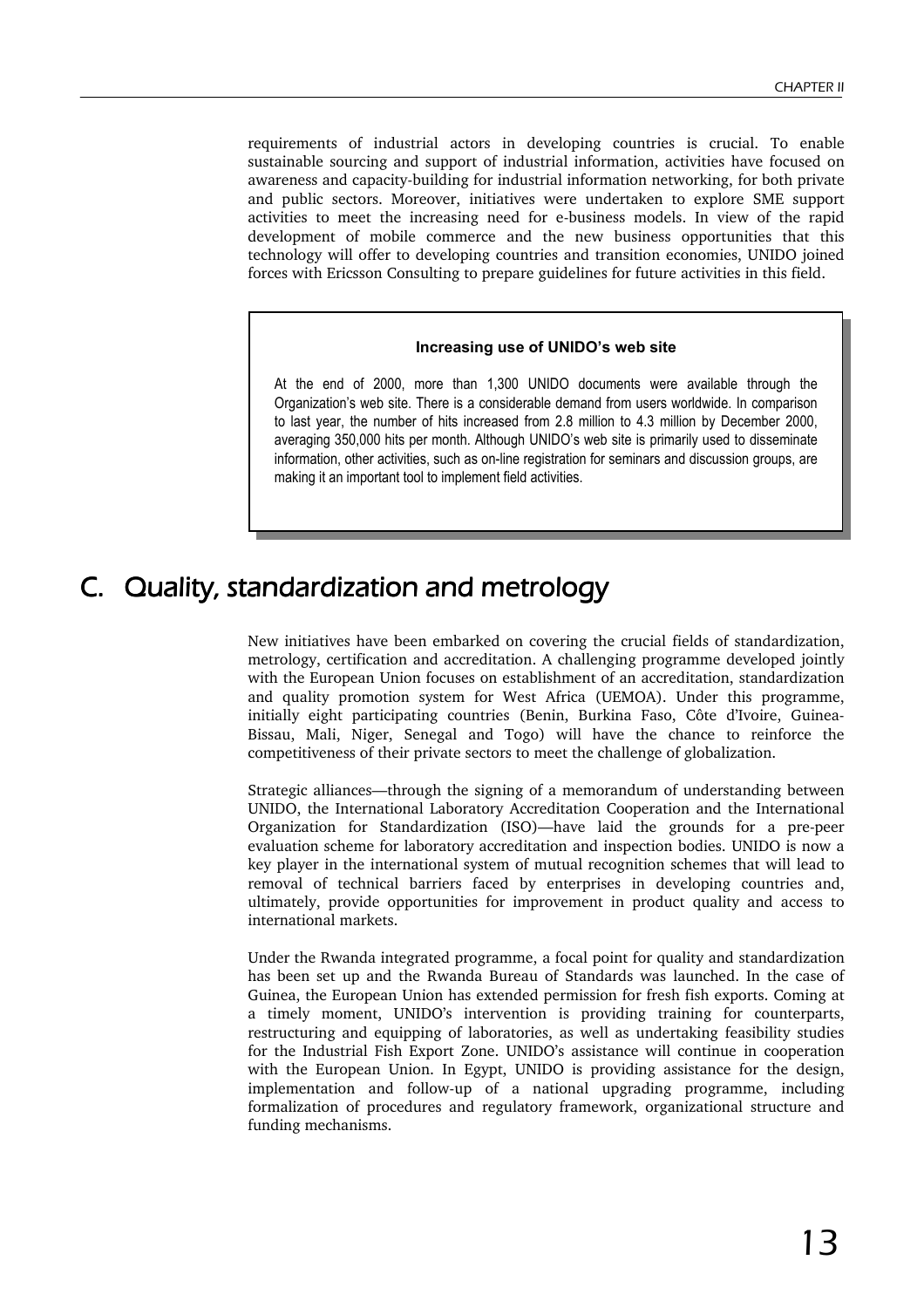requirements of industrial actors in developing countries is crucial. To enable sustainable sourcing and support of industrial information, activities have focused on awareness and capacity-building for industrial information networking, for both private and public sectors. Moreover, initiatives were undertaken to explore SME support activities to meet the increasing need for e-business models. In view of the rapid development of mobile commerce and the new business opportunities that this technology will offer to developing countries and transition economies, UNIDO joined forces with Ericsson Consulting to prepare guidelines for future activities in this field.

**Increasing use of UNIDO's web site**

At the end of 2000, more than 1,300 UNIDO documents were available through the Organization's web site. There is a considerable demand from users worldwide. In comparison to last year, the number of hits increased from 2.8 million to 4.3 million by December 2000, averaging 350,000 hits per month. Although UNIDO's web site is primarily used to disseminate information, other activities, such as on-line registration for seminars and discussion groups, are making it an important tool to implement field activities.

## C. Quality, standardization and metrology

New initiatives have been embarked on covering the crucial fields of standardization, metrology, certification and accreditation. A challenging programme developed jointly with the European Union focuses on establishment of an accreditation, standardization and quality promotion system for West Africa (UEMOA). Under this programme, initially eight participating countries (Benin, Burkina Faso, Côte d'Ivoire, Guinea-Bissau, Mali, Niger, Senegal and Togo) will have the chance to reinforce the competitiveness of their private sectors to meet the challenge of globalization.

Strategic alliances—through the signing of a memorandum of understanding between UNIDO, the International Laboratory Accreditation Cooperation and the International Organization for Standardization (ISO)—have laid the grounds for a pre-peer evaluation scheme for laboratory accreditation and inspection bodies. UNIDO is now a key player in the international system of mutual recognition schemes that will lead to removal of technical barriers faced by enterprises in developing countries and, ultimately, provide opportunities for improvement in product quality and access to international markets.

Under the Rwanda integrated programme, a focal point for quality and standardization has been set up and the Rwanda Bureau of Standards was launched. In the case of Guinea, the European Union has extended permission for fresh fish exports. Coming at a timely moment, UNIDO's intervention is providing training for counterparts, restructuring and equipping of laboratories, as well as undertaking feasibility studies for the Industrial Fish Export Zone. UNIDO's assistance will continue in cooperation with the European Union. In Egypt, UNIDO is providing assistance for the design, implementation and follow-up of a national upgrading programme, including formalization of procedures and regulatory framework, organizational structure and funding mechanisms.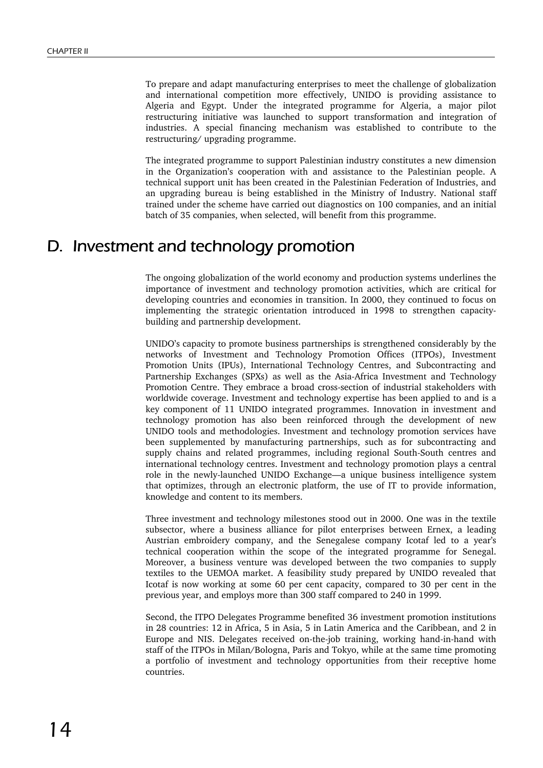To prepare and adapt manufacturing enterprises to meet the challenge of globalization and international competition more effectively, UNIDO is providing assistance to Algeria and Egypt. Under the integrated programme for Algeria, a major pilot restructuring initiative was launched to support transformation and integration of industries. A special financing mechanism was established to contribute to the restructuring/ upgrading programme.

The integrated programme to support Palestinian industry constitutes a new dimension in the Organization's cooperation with and assistance to the Palestinian people. A technical support unit has been created in the Palestinian Federation of Industries, and an upgrading bureau is being established in the Ministry of Industry. National staff trained under the scheme have carried out diagnostics on 100 companies, and an initial batch of 35 companies, when selected, will benefit from this programme.

## D. Investment and technology promotion

The ongoing globalization of the world economy and production systems underlines the importance of investment and technology promotion activities, which are critical for developing countries and economies in transition. In 2000, they continued to focus on implementing the strategic orientation introduced in 1998 to strengthen capacity-building and partnership development.

UNIDO's capacity to promote business partnerships is strengthened considerably by the networks of Investment and Technology Promotion Offices (ITPOs), Investment Promotion Units (IPUs), International Technology Centres, and Subcontracting and Partnership Exchanges (SPXs) as well as the Asia-Africa Investment and Technology Promotion Centre. They embrace a broad cross-section of industrial stakeholders with worldwide coverage. Investment and technology expertise has been applied to and is a key component of 11 UNIDO integrated programmes. Innovation in investment and technology promotion has also been reinforced through the development of new UNIDO tools and methodologies. Investment and technology promotion services have been supplemented by manufacturing partnerships, such as for subcontracting and supply chains and related programmes, including regional South-South centres and international technology centres. Investment and technology promotion plays a central role in the newly-launched UNIDO Exchange—a unique business intelligence system that optimizes, through an electronic platform, the use of IT to provide information, knowledge and content to its members.

Three investment and technology milestones stood out in 2000. One was in the textile subsector, where a business alliance for pilot enterprises between Ernex, a leading Austrian embroidery company, and the Senegalese company Icotaf led to a year's technical cooperation within the scope of the integrated programme for Senegal. Moreover, a business venture was developed between the two companies to supply textiles to the UEMOA market. A feasibility study prepared by UNIDO revealed that Icotaf is now working at some 60 per cent capacity, compared to 30 per cent in the previous year, and employs more than 300 staff compared to 240 in 1999.

Second, the ITPO Delegates Programme benefited 36 investment promotion institutions in 28 countries: 12 in Africa, 5 in Asia, 5 in Latin America and the Caribbean, and 2 in Europe and NIS. Delegates received on-the-job training, working hand-in-hand with staff of the ITPOs in Milan/Bologna, Paris and Tokyo, while at the same time promoting a portfolio of investment and technology opportunities from their receptive home countries.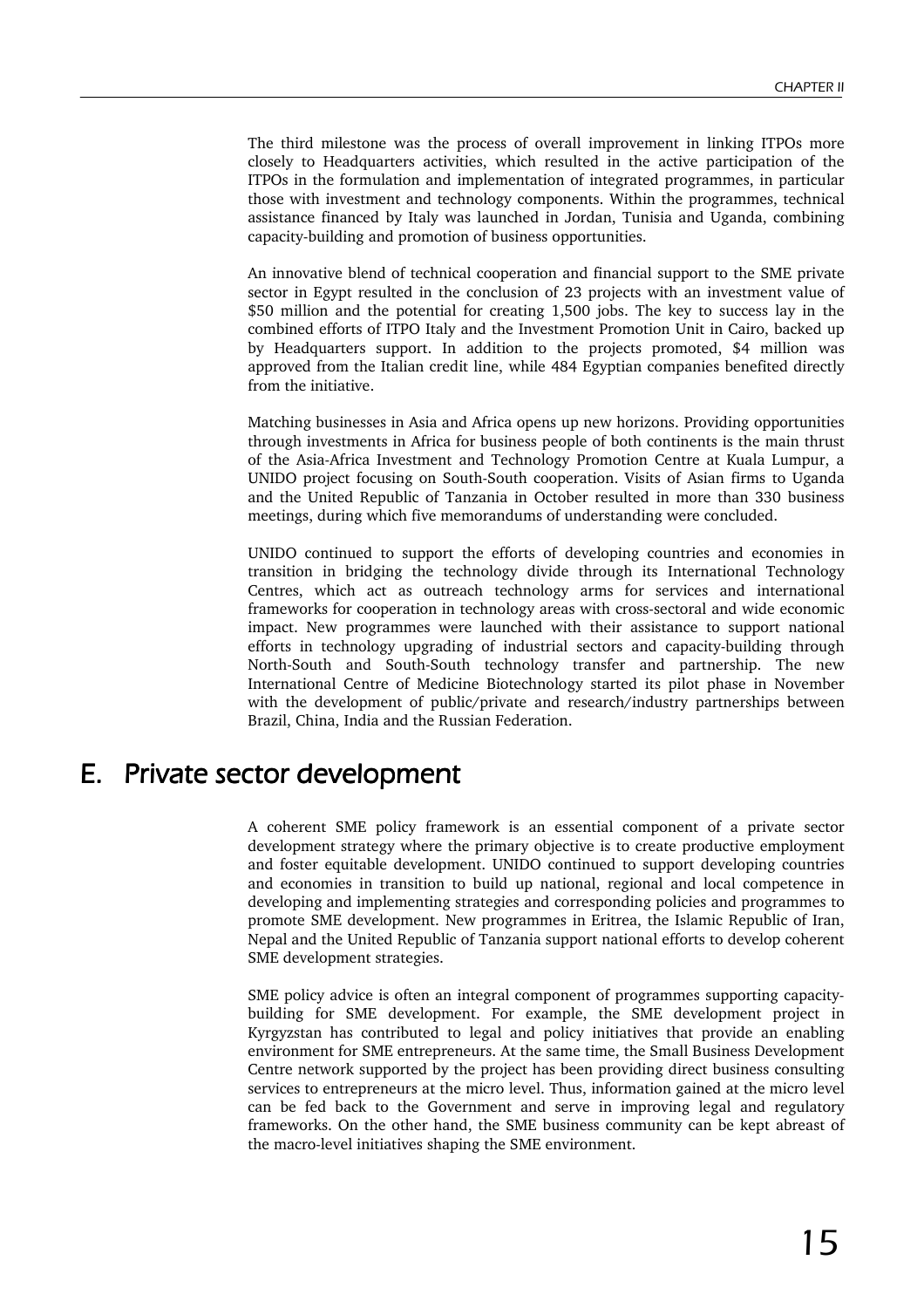The third milestone was the process of overall improvement in linking ITPOs more closely to Headquarters activities, which resulted in the active participation of the ITPOs in the formulation and implementation of integrated programmes, in particular those with investment and technology components. Within the programmes, technical assistance financed by Italy was launched in Jordan, Tunisia and Uganda, combining capacity-building and promotion of business opportunities.

An innovative blend of technical cooperation and financial support to the SME private sector in Egypt resulted in the conclusion of 23 projects with an investment value of $50 million and the potential for creating 1,500 jobs. The key to success lay in the combined efforts of ITPO Italy and the Investment Promotion Unit in Cairo, backed up by Headquarters support. In addition to the projects promoted, $4 million was approved from the Italian credit line, while 484 Egyptian companies benefited directly from the initiative.

Matching businesses in Asia and Africa opens up new horizons. Providing opportunities through investments in Africa for business people of both continents is the main thrust of the Asia-Africa Investment and Technology Promotion Centre at Kuala Lumpur, a UNIDO project focusing on South-South cooperation. Visits of Asian firms to Uganda and the United Republic of Tanzania in October resulted in more than 330 business meetings, during which five memorandums of understanding were concluded.

UNIDO continued to support the efforts of developing countries and economies in transition in bridging the technology divide through its International Technology Centres, which act as outreach technology arms for services and international frameworks for cooperation in technology areas with cross-sectoral and wide economic impact. New programmes were launched with their assistance to support national efforts in technology upgrading of industrial sectors and capacity-building through North-South and South-South technology transfer and partnership. The new International Centre of Medicine Biotechnology started its pilot phase in November with the development of public/private and research/industry partnerships between Brazil, China, India and the Russian Federation.

## E. Private sector development

A coherent SME policy framework is an essential component of a private sector development strategy where the primary objective is to create productive employment and foster equitable development. UNIDO continued to support developing countries and economies in transition to build up national, regional and local competence in developing and implementing strategies and corresponding policies and programmes to promote SME development. New programmes in Eritrea, the Islamic Republic of Iran, Nepal and the United Republic of Tanzania support national efforts to develop coherent SME development strategies.

SME policy advice is often an integral component of programmes supporting capacity-building for SME development. For example, the SME development project in Kyrgyzstan has contributed to legal and policy initiatives that provide an enabling environment for SME entrepreneurs. At the same time, the Small Business Development Centre network supported by the project has been providing direct business consulting services to entrepreneurs at the micro level. Thus, information gained at the micro level can be fed back to the Government and serve in improving legal and regulatory frameworks. On the other hand, the SME business community can be kept abreast of the macro-level initiatives shaping the SME environment.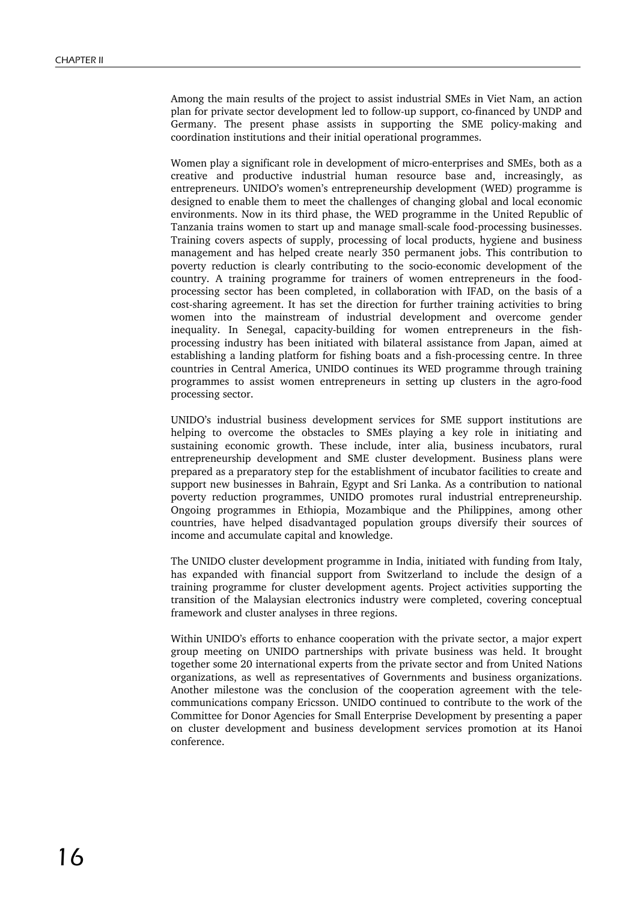Among the main results of the project to assist industrial SMEs in Viet Nam, an action plan for private sector development led to follow-up support, co-financed by UNDP and Germany. The present phase assists in supporting the SME policy-making and coordination institutions and their initial operational programmes.

Women play a significant role in development of micro-enterprises and SMEs, both as a creative and productive industrial human resource base and, increasingly, as entrepreneurs. UNIDO's women's entrepreneurship development (WED) programme is designed to enable them to meet the challenges of changing global and local economic environments. Now in its third phase, the WED programme in the United Republic of Tanzania trains women to start up and manage small-scale food-processing businesses. Training covers aspects of supply, processing of local products, hygiene and business management and has helped create nearly 350 permanent jobs. This contribution to poverty reduction is clearly contributing to the socio-economic development of the country. A training programme for trainers of women entrepreneurs in the food-processing sector has been completed, in collaboration with IFAD, on the basis of a cost-sharing agreement. It has set the direction for further training activities to bring women into the mainstream of industrial development and overcome gender inequality. In Senegal, capacity-building for women entrepreneurs in the fish-processing industry has been initiated with bilateral assistance from Japan, aimed at establishing a landing platform for fishing boats and a fish-processing centre. In three countries in Central America, UNIDO continues its WED programme through training programmes to assist women entrepreneurs in setting up clusters in the agro-food processing sector.

UNIDO's industrial business development services for SME support institutions are helping to overcome the obstacles to SMEs playing a key role in initiating and sustaining economic growth. These include, inter alia, business incubators, rural entrepreneurship development and SME cluster development. Business plans were prepared as a preparatory step for the establishment of incubator facilities to create and support new businesses in Bahrain, Egypt and Sri Lanka. As a contribution to national poverty reduction programmes, UNIDO promotes rural industrial entrepreneurship. Ongoing programmes in Ethiopia, Mozambique and the Philippines, among other countries, have helped disadvantaged population groups diversify their sources of income and accumulate capital and knowledge.

The UNIDO cluster development programme in India, initiated with funding from Italy, has expanded with financial support from Switzerland to include the design of a training programme for cluster development agents. Project activities supporting the transition of the Malaysian electronics industry were completed, covering conceptual framework and cluster analyses in three regions.

Within UNIDO's efforts to enhance cooperation with the private sector, a major expert group meeting on UNIDO partnerships with private business was held. It brought together some 20 international experts from the private sector and from United Nations organizations, as well as representatives of Governments and business organizations. Another milestone was the conclusion of the cooperation agreement with the telecommunications company Ericsson. UNIDO continued to contribute to the work of the Committee for Donor Agencies for Small Enterprise Development by presenting a paper on cluster development and business development services promotion at its Hanoi conference.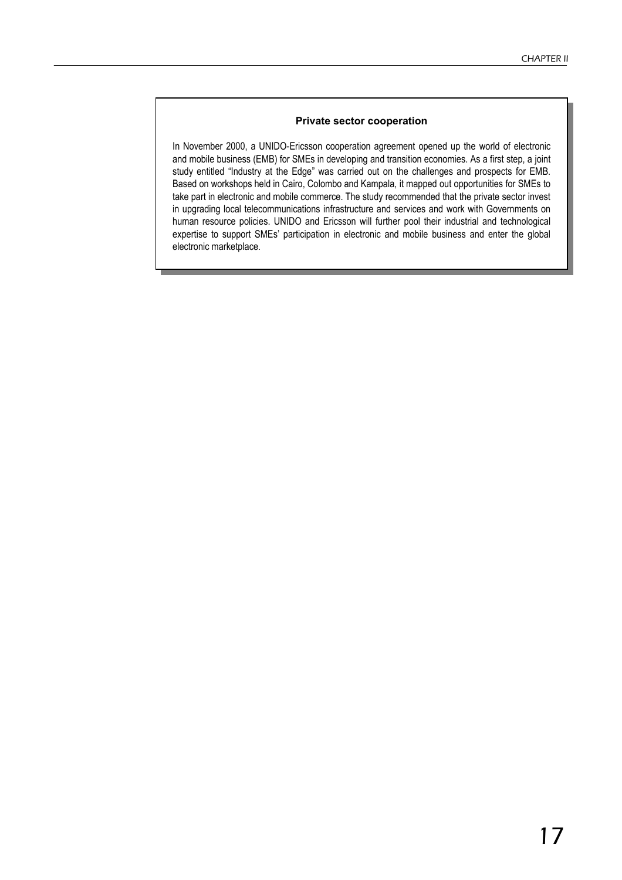**Private sector cooperation**

In November 2000, a UNIDO-Ericsson cooperation agreement opened up the world of electronic and mobile business (EMB) for SMEs in developing and transition economies. As a first step, a joint study entitled “Industry at the Edge” was carried out on the challenges and prospects for EMB. Based on workshops held in Cairo, Colombo and Kampala, it mapped out opportunities for SMEs to take part in electronic and mobile commerce. The study recommended that the private sector invest in upgrading local telecommunications infrastructure and services and work with Governments on human resource policies. UNIDO and Ericsson will further pool their industrial and technological expertise to support SMEs’ participation in electronic and mobile business and enter the global electronic marketplace.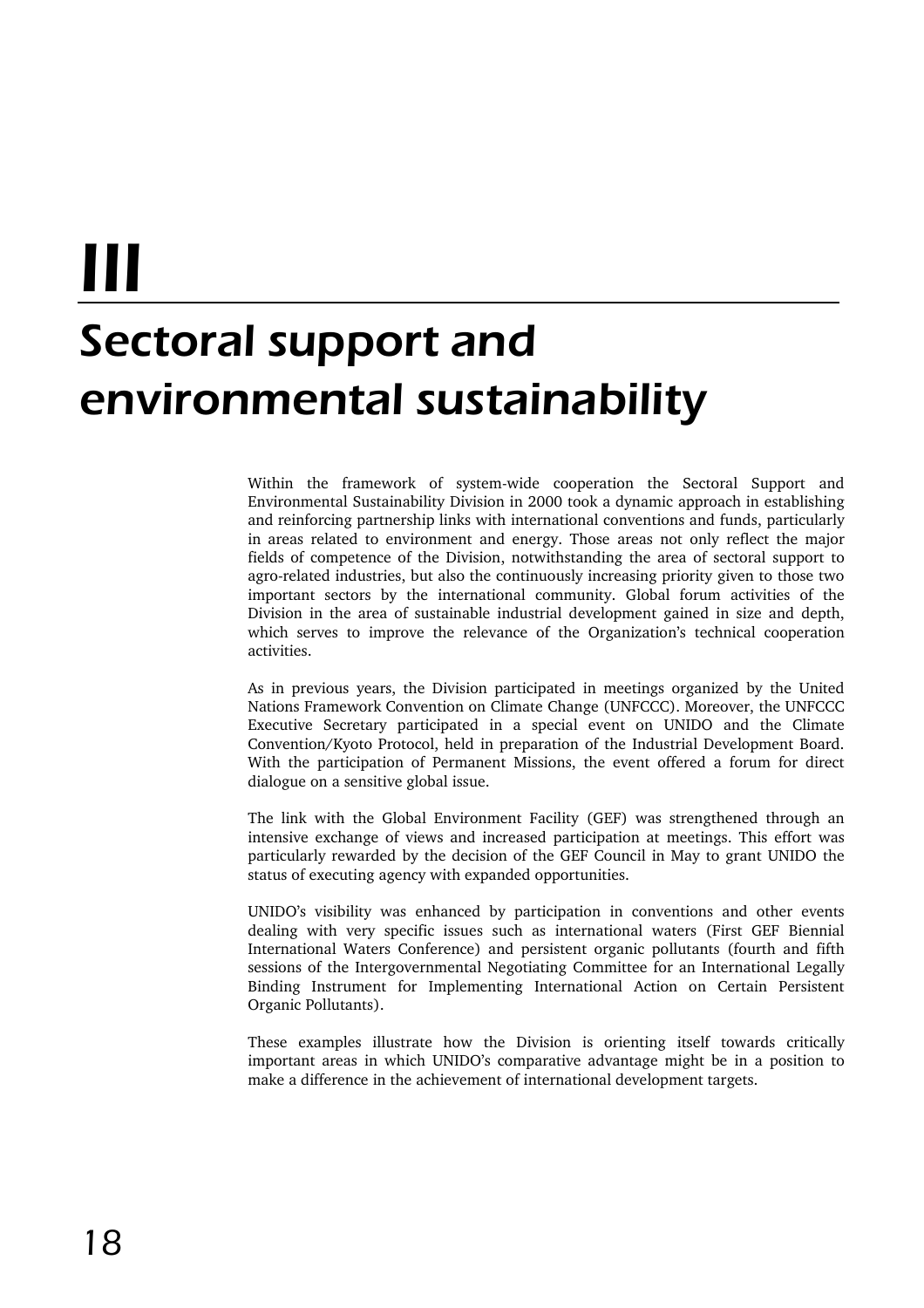# III

# Sectoral support and environmental sustainability

Within the framework of system-wide cooperation the Sectoral Support and Environmental Sustainability Division in 2000 took a dynamic approach in establishing and reinforcing partnership links with international conventions and funds, particularly in areas related to environment and energy. Those areas not only reflect the major fields of competence of the Division, notwithstanding the area of sectoral support to agro-related industries, but also the continuously increasing priority given to those two important sectors by the international community. Global forum activities of the Division in the area of sustainable industrial development gained in size and depth, which serves to improve the relevance of the Organization's technical cooperation activities.

As in previous years, the Division participated in meetings organized by the United Nations Framework Convention on Climate Change (UNFCCC). Moreover, the UNFCCC Executive Secretary participated in a special event on UNIDO and the Climate Convention/Kyoto Protocol, held in preparation of the Industrial Development Board. With the participation of Permanent Missions, the event offered a forum for direct dialogue on a sensitive global issue.

The link with the Global Environment Facility (GEF) was strengthened through an intensive exchange of views and increased participation at meetings. This effort was particularly rewarded by the decision of the GEF Council in May to grant UNIDO the status of executing agency with expanded opportunities.

UNIDO's visibility was enhanced by participation in conventions and other events dealing with very specific issues such as international waters (First GEF Biennial International Waters Conference) and persistent organic pollutants (fourth and fifth sessions of the Intergovernmental Negotiating Committee for an International Legally Binding Instrument for Implementing International Action on Certain Persistent Organic Pollutants).

These examples illustrate how the Division is orienting itself towards critically important areas in which UNIDO's comparative advantage might be in a position to make a difference in the achievement of international development targets.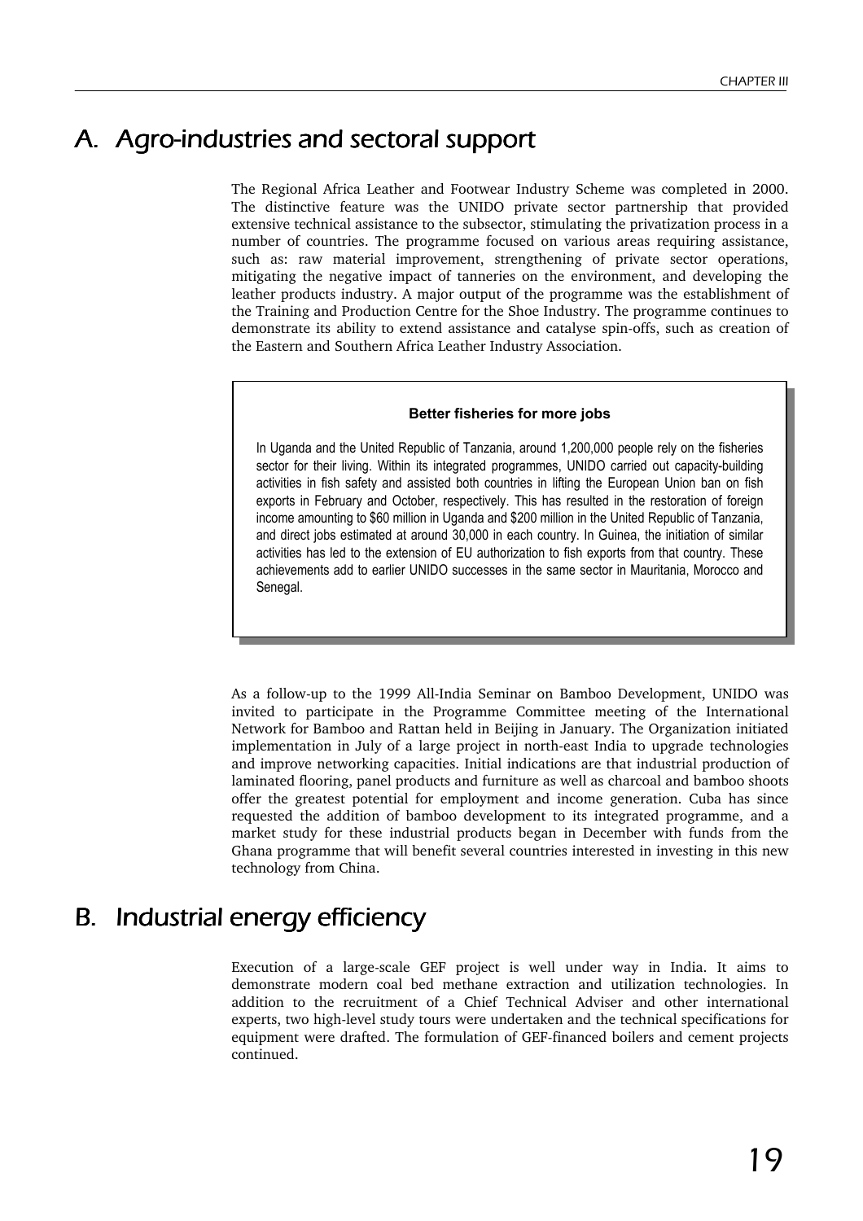## A. Agro-industries and sectoral support

The Regional Africa Leather and Footwear Industry Scheme was completed in 2000. The distinctive feature was the UNIDO private sector partnership that provided extensive technical assistance to the subsector, stimulating the privatization process in a number of countries. The programme focused on various areas requiring assistance, such as: raw material improvement, strengthening of private sector operations, mitigating the negative impact of tanneries on the environment, and developing the leather products industry. A major output of the programme was the establishment of the Training and Production Centre for the Shoe Industry. The programme continues to demonstrate its ability to extend assistance and catalyse spin-offs, such as creation of the Eastern and Southern Africa Leather Industry Association.

**Better fisheries for more jobs**

In Uganda and the United Republic of Tanzania, around 1,200,000 people rely on the fisheries sector for their living. Within its integrated programmes, UNIDO carried out capacity-building activities in fish safety and assisted both countries in lifting the European Union ban on fish exports in February and October, respectively. This has resulted in the restoration of foreign income amounting to $60 million in Uganda and $200 million in the United Republic of Tanzania, and direct jobs estimated at around 30,000 in each country. In Guinea, the initiation of similar activities has led to the extension of EU authorization to fish exports from that country. These achievements add to earlier UNIDO successes in the same sector in Mauritania, Morocco and Senegal.

As a follow-up to the 1999 All-India Seminar on Bamboo Development, UNIDO was invited to participate in the Programme Committee meeting of the International Network for Bamboo and Rattan held in Beijing in January. The Organization initiated implementation in July of a large project in north-east India to upgrade technologies and improve networking capacities. Initial indications are that industrial production of laminated flooring, panel products and furniture as well as charcoal and bamboo shoots offer the greatest potential for employment and income generation. Cuba has since requested the addition of bamboo development to its integrated programme, and a market study for these industrial products began in December with funds from the Ghana programme that will benefit several countries interested in investing in this new technology from China.

## B. Industrial energy efficiency

Execution of a large-scale GEF project is well under way in India. It aims to demonstrate modern coal bed methane extraction and utilization technologies. In addition to the recruitment of a Chief Technical Adviser and other international experts, two high-level study tours were undertaken and the technical specifications for equipment were drafted. The formulation of GEF-financed boilers and cement projects continued.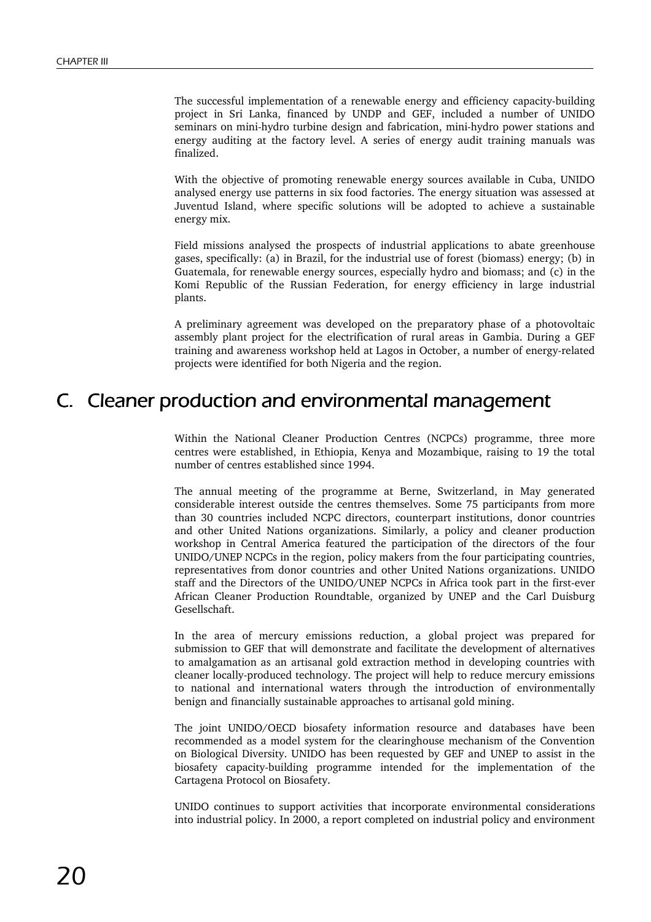The successful implementation of a renewable energy and efficiency capacity-building project in Sri Lanka, financed by UNDP and GEF, included a number of UNIDO seminars on mini-hydro turbine design and fabrication, mini-hydro power stations and energy auditing at the factory level. A series of energy audit training manuals was finalized.

With the objective of promoting renewable energy sources available in Cuba, UNIDO analysed energy use patterns in six food factories. The energy situation was assessed at Juventud Island, where specific solutions will be adopted to achieve a sustainable energy mix.

Field missions analysed the prospects of industrial applications to abate greenhouse gases, specifically: (a) in Brazil, for the industrial use of forest (biomass) energy; (b) in Guatemala, for renewable energy sources, especially hydro and biomass; and (c) in the Komi Republic of the Russian Federation, for energy efficiency in large industrial plants.

A preliminary agreement was developed on the preparatory phase of a photovoltaic assembly plant project for the electrification of rural areas in Gambia. During a GEF training and awareness workshop held at Lagos in October, a number of energy-related projects were identified for both Nigeria and the region.

## C. Cleaner production and environmental management

Within the National Cleaner Production Centres (NCPCs) programme, three more centres were established, in Ethiopia, Kenya and Mozambique, raising to 19 the total number of centres established since 1994.

The annual meeting of the programme at Berne, Switzerland, in May generated considerable interest outside the centres themselves. Some 75 participants from more than 30 countries included NCPC directors, counterpart institutions, donor countries and other United Nations organizations. Similarly, a policy and cleaner production workshop in Central America featured the participation of the directors of the four UNIDO/UNEP NCPCs in the region, policy makers from the four participating countries, representatives from donor countries and other United Nations organizations. UNIDO staff and the Directors of the UNIDO/UNEP NCPCs in Africa took part in the first-ever African Cleaner Production Roundtable, organized by UNEP and the Carl Duisburg Gesellschaft.

In the area of mercury emissions reduction, a global project was prepared for submission to GEF that will demonstrate and facilitate the development of alternatives to amalgamation as an artisanal gold extraction method in developing countries with cleaner locally-produced technology. The project will help to reduce mercury emissions to national and international waters through the introduction of environmentally benign and financially sustainable approaches to artisanal gold mining.

The joint UNIDO/OECD biosafety information resource and databases have been recommended as a model system for the clearinghouse mechanism of the Convention on Biological Diversity. UNIDO has been requested by GEF and UNEP to assist in the biosafety capacity-building programme intended for the implementation of the Cartagena Protocol on Biosafety.

UNIDO continues to support activities that incorporate environmental considerations into industrial policy. In 2000, a report completed on industrial policy and environment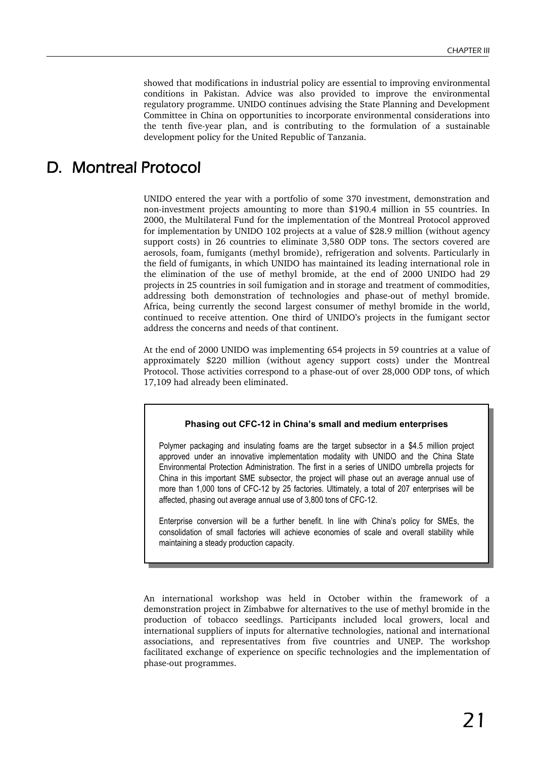showed that modifications in industrial policy are essential to improving environmental conditions in Pakistan. Advice was also provided to improve the environmental regulatory programme. UNIDO continues advising the State Planning and Development Committee in China on opportunities to incorporate environmental considerations into the tenth five-year plan, and is contributing to the formulation of a sustainable development policy for the United Republic of Tanzania.

## D. Montreal Protocol

UNIDO entered the year with a portfolio of some 370 investment, demonstration and non-investment projects amounting to more than $190.4 million in 55 countries. In 2000, the Multilateral Fund for the implementation of the Montreal Protocol approved for implementation by UNIDO 102 projects at a value of $28.9 million (without agency support costs) in 26 countries to eliminate 3,580 ODP tons. The sectors covered are aerosols, foam, fumigants (methyl bromide), refrigeration and solvents. Particularly in the field of fumigants, in which UNIDO has maintained its leading international role in the elimination of the use of methyl bromide, at the end of 2000 UNIDO had 29 projects in 25 countries in soil fumigation and in storage and treatment of commodities, addressing both demonstration of technologies and phase-out of methyl bromide. Africa, being currently the second largest consumer of methyl bromide in the world, continued to receive attention. One third of UNIDO's projects in the fumigant sector address the concerns and needs of that continent.

At the end of 2000 UNIDO was implementing 654 projects in 59 countries at a value of approximately $220 million (without agency support costs) under the Montreal Protocol. Those activities correspond to a phase-out of over 28,000 ODP tons, of which 17,109 had already been eliminated.

**Phasing out CFC-12 in China's small and medium enterprises**

Polymer packaging and insulating foams are the target subsector in a $4.5 million project approved under an innovative implementation modality with UNIDO and the China State Environmental Protection Administration. The first in a series of UNIDO umbrella projects for China in this important SME subsector, the project will phase out an average annual use of more than 1,000 tons of CFC-12 by 25 factories. Ultimately, a total of 207 enterprises will be affected, phasing out average annual use of 3,800 tons of CFC-12.

Enterprise conversion will be a further benefit. In line with China's policy for SMEs, the consolidation of small factories will achieve economies of scale and overall stability while maintaining a steady production capacity.

An international workshop was held in October within the framework of a demonstration project in Zimbabwe for alternatives to the use of methyl bromide in the production of tobacco seedlings. Participants included local growers, local and international suppliers of inputs for alternative technologies, national and international associations, and representatives from five countries and UNEP. The workshop facilitated exchange of experience on specific technologies and the implementation of phase-out programmes.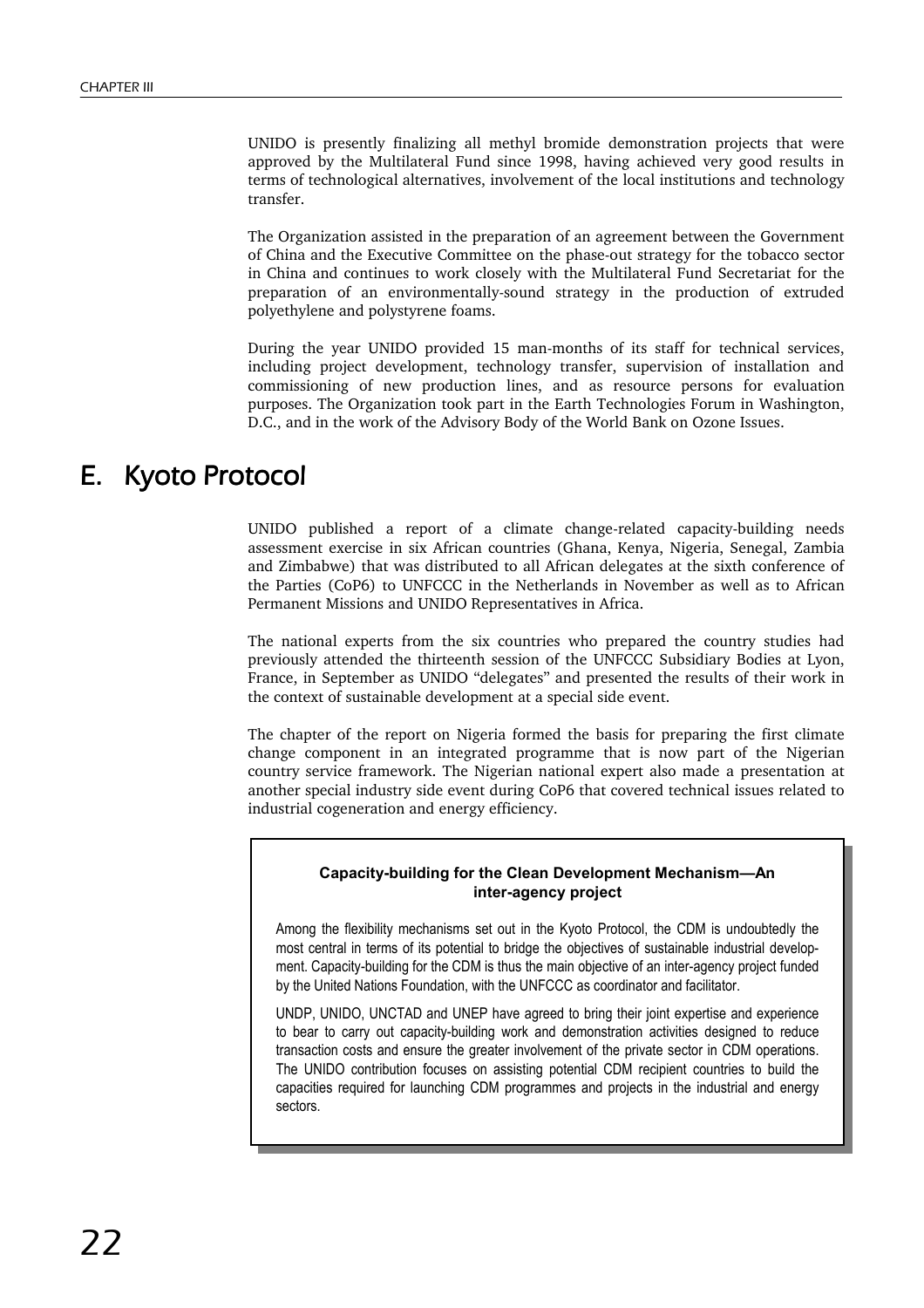UNIDO is presently finalizing all methyl bromide demonstration projects that were approved by the Multilateral Fund since 1998, having achieved very good results in terms of technological alternatives, involvement of the local institutions and technology transfer.

The Organization assisted in the preparation of an agreement between the Government of China and the Executive Committee on the phase-out strategy for the tobacco sector in China and continues to work closely with the Multilateral Fund Secretariat for the preparation of an environmentally-sound strategy in the production of extruded polyethylene and polystyrene foams.

During the year UNIDO provided 15 man-months of its staff for technical services, including project development, technology transfer, supervision of installation and commissioning of new production lines, and as resource persons for evaluation purposes. The Organization took part in the Earth Technologies Forum in Washington, D.C., and in the work of the Advisory Body of the World Bank on Ozone Issues.

## E. Kyoto Protocol

UNIDO published a report of a climate change-related capacity-building needs assessment exercise in six African countries (Ghana, Kenya, Nigeria, Senegal, Zambia and Zimbabwe) that was distributed to all African delegates at the sixth conference of the Parties (CoP6) to UNFCCC in the Netherlands in November as well as to African Permanent Missions and UNIDO Representatives in Africa.

The national experts from the six countries who prepared the country studies had previously attended the thirteenth session of the UNFCCC Subsidiary Bodies at Lyon, France, in September as UNIDO "delegates" and presented the results of their work in the context of sustainable development at a special side event.

The chapter of the report on Nigeria formed the basis for preparing the first climate change component in an integrated programme that is now part of the Nigerian country service framework. The Nigerian national expert also made a presentation at another special industry side event during CoP6 that covered technical issues related to industrial cogeneration and energy efficiency.

**Capacity-building for the Clean Development Mechanism—An inter-agency project**

Among the flexibility mechanisms set out in the Kyoto Protocol, the CDM is undoubtedly the most central in terms of its potential to bridge the objectives of sustainable industrial development. Capacity-building for the CDM is thus the main objective of an inter-agency project funded by the United Nations Foundation, with the UNFCCC as coordinator and facilitator.

UNDP, UNIDO, UNCTAD and UNEP have agreed to bring their joint expertise and experience to bear to carry out capacity-building work and demonstration activities designed to reduce transaction costs and ensure the greater involvement of the private sector in CDM operations. The UNIDO contribution focuses on assisting potential CDM recipient countries to build the capacities required for launching CDM programmes and projects in the industrial and energy sectors.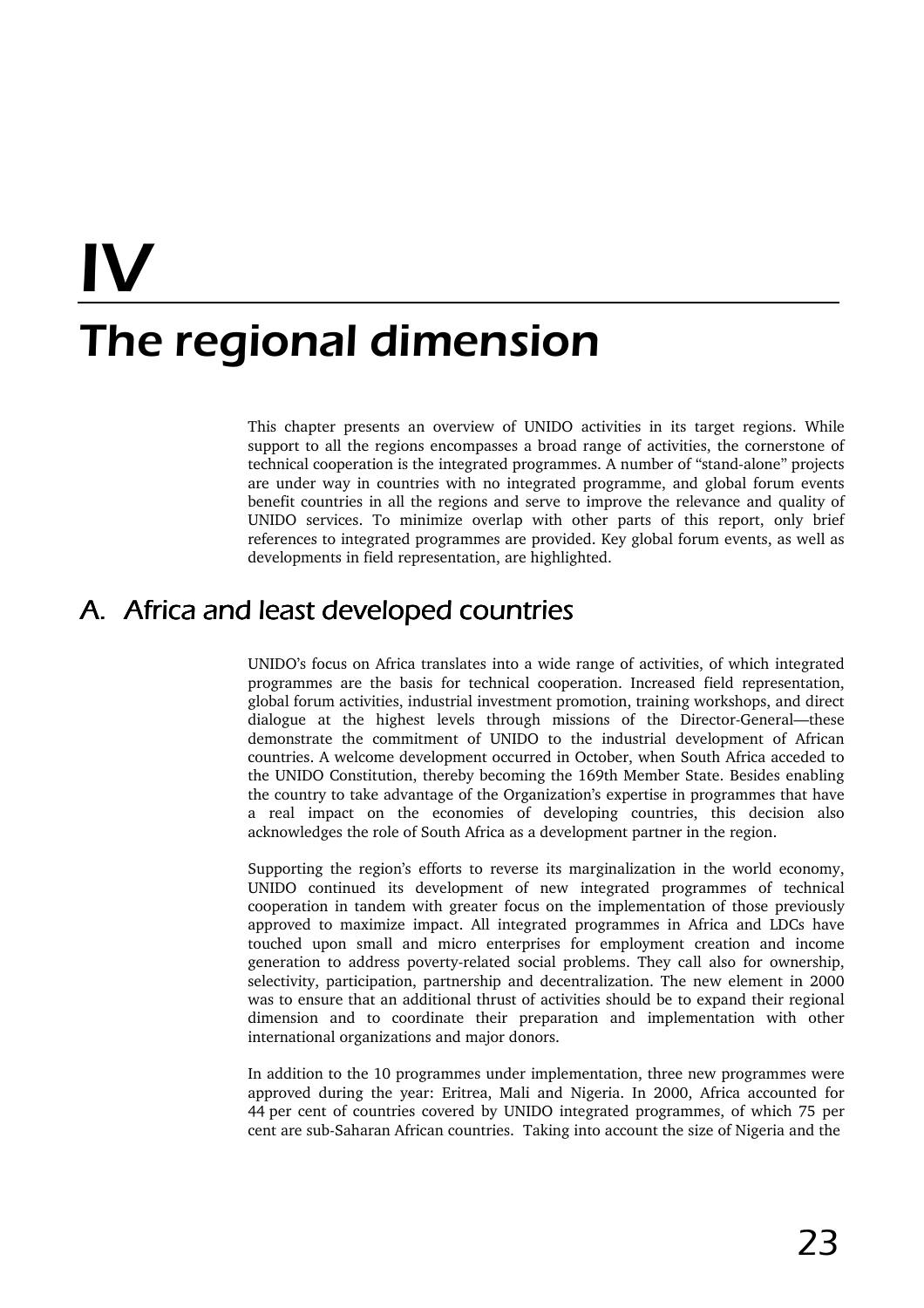# IV

# The regional dimension

This chapter presents an overview of UNIDO activities in its target regions. While support to all the regions encompasses a broad range of activities, the cornerstone of technical cooperation is the integrated programmes. A number of “stand-alone” projects are under way in countries with no integrated programme, and global forum events benefit countries in all the regions and serve to improve the relevance and quality of UNIDO services. To minimize overlap with other parts of this report, only brief references to integrated programmes are provided. Key global forum events, as well as developments in field representation, are highlighted.

## A. Africa and least developed countries

UNIDO’s focus on Africa translates into a wide range of activities, of which integrated programmes are the basis for technical cooperation. Increased field representation, global forum activities, industrial investment promotion, training workshops, and direct dialogue at the highest levels through missions of the Director-General—these demonstrate the commitment of UNIDO to the industrial development of African countries. A welcome development occurred in October, when South Africa acceded to the UNIDO Constitution, thereby becoming the 169th Member State. Besides enabling the country to take advantage of the Organization’s expertise in programmes that have a real impact on the economies of developing countries, this decision also acknowledges the role of South Africa as a development partner in the region.

Supporting the region’s efforts to reverse its marginalization in the world economy, UNIDO continued its development of new integrated programmes of technical cooperation in tandem with greater focus on the implementation of those previously approved to maximize impact. All integrated programmes in Africa and LDCs have touched upon small and micro enterprises for employment creation and income generation to address poverty-related social problems. They call also for ownership, selectivity, participation, partnership and decentralization. The new element in 2000 was to ensure that an additional thrust of activities should be to expand their regional dimension and to coordinate their preparation and implementation with other international organizations and major donors.

In addition to the 10 programmes under implementation, three new programmes were approved during the year: Eritrea, Mali and Nigeria. In 2000, Africa accounted for 44 per cent of countries covered by UNIDO integrated programmes, of which 75 per cent are sub-Saharan African countries. Taking into account the size of Nigeria and the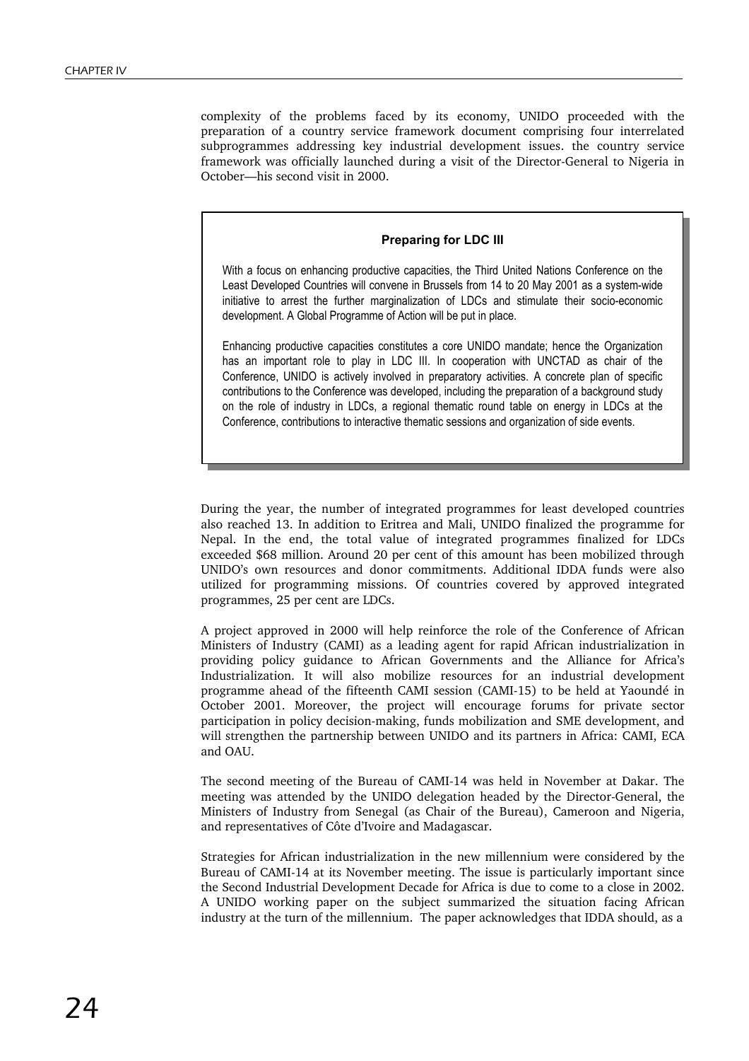complexity of the problems faced by its economy, UNIDO proceeded with the preparation of a country service framework document comprising four interrelated subprogrammes addressing key industrial development issues. the country service framework was officially launched during a visit of the Director-General to Nigeria in October—his second visit in 2000.

> **Preparing for LDC III**
>
> With a focus on enhancing productive capacities, the Third United Nations Conference on the Least Developed Countries will convene in Brussels from 14 to 20 May 2001 as a system-wide initiative to arrest the further marginalization of LDCs and stimulate their socio-economic development. A Global Programme of Action will be put in place.
>
> Enhancing productive capacities constitutes a core UNIDO mandate; hence the Organization has an important role to play in LDC III. In cooperation with UNCTAD as chair of the Conference, UNIDO is actively involved in preparatory activities. A concrete plan of specific contributions to the Conference was developed, including the preparation of a background study on the role of industry in LDCs, a regional thematic round table on energy in LDCs at the Conference, contributions to interactive thematic sessions and organization of side events.

During the year, the number of integrated programmes for least developed countries also reached 13. In addition to Eritrea and Mali, UNIDO finalized the programme for Nepal. In the end, the total value of integrated programmes finalized for LDCs exceeded $68 million. Around 20 per cent of this amount has been mobilized through UNIDO's own resources and donor commitments. Additional IDDA funds were also utilized for programming missions. Of countries covered by approved integrated programmes, 25 per cent are LDCs.

A project approved in 2000 will help reinforce the role of the Conference of African Ministers of Industry (CAMI) as a leading agent for rapid African industrialization in providing policy guidance to African Governments and the Alliance for Africa's Industrialization. It will also mobilize resources for an industrial development programme ahead of the fifteenth CAMI session (CAMI-15) to be held at Yaoundé in October 2001. Moreover, the project will encourage forums for private sector participation in policy decision-making, funds mobilization and SME development, and will strengthen the partnership between UNIDO and its partners in Africa: CAMI, ECA and OAU.

The second meeting of the Bureau of CAMI-14 was held in November at Dakar. The meeting was attended by the UNIDO delegation headed by the Director-General, the Ministers of Industry from Senegal (as Chair of the Bureau), Cameroon and Nigeria, and representatives of Côte d'Ivoire and Madagascar.

Strategies for African industrialization in the new millennium were considered by the Bureau of CAMI-14 at its November meeting. The issue is particularly important since the Second Industrial Development Decade for Africa is due to come to a close in 2002. A UNIDO working paper on the subject summarized the situation facing African industry at the turn of the millennium. The paper acknowledges that IDDA should, as a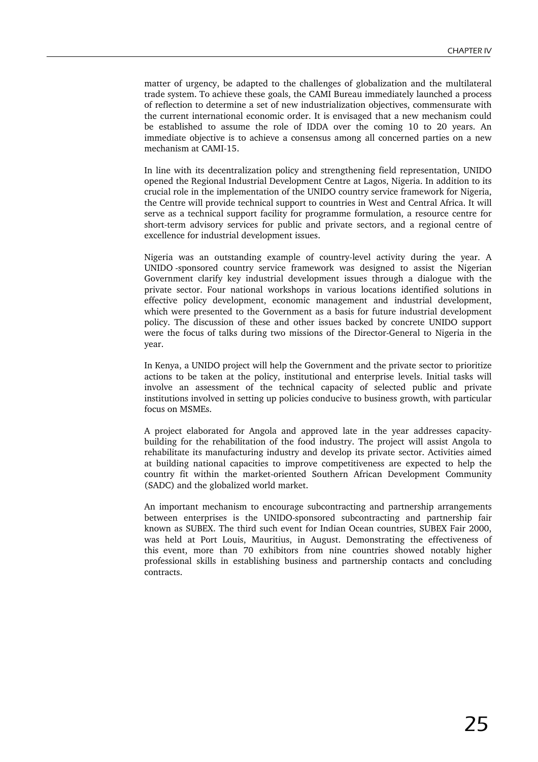matter of urgency, be adapted to the challenges of globalization and the multilateral trade system. To achieve these goals, the CAMI Bureau immediately launched a process of reflection to determine a set of new industrialization objectives, commensurate with the current international economic order. It is envisaged that a new mechanism could be established to assume the role of IDDA over the coming 10 to 20 years. An immediate objective is to achieve a consensus among all concerned parties on a new mechanism at CAMI-15.

In line with its decentralization policy and strengthening field representation, UNIDO opened the Regional Industrial Development Centre at Lagos, Nigeria. In addition to its crucial role in the implementation of the UNIDO country service framework for Nigeria, the Centre will provide technical support to countries in West and Central Africa. It will serve as a technical support facility for programme formulation, a resource centre for short-term advisory services for public and private sectors, and a regional centre of excellence for industrial development issues.

Nigeria was an outstanding example of country-level activity during the year. A UNIDO -sponsored country service framework was designed to assist the Nigerian Government clarify key industrial development issues through a dialogue with the private sector. Four national workshops in various locations identified solutions in effective policy development, economic management and industrial development, which were presented to the Government as a basis for future industrial development policy. The discussion of these and other issues backed by concrete UNIDO support were the focus of talks during two missions of the Director-General to Nigeria in the year.

In Kenya, a UNIDO project will help the Government and the private sector to prioritize actions to be taken at the policy, institutional and enterprise levels. Initial tasks will involve an assessment of the technical capacity of selected public and private institutions involved in setting up policies conducive to business growth, with particular focus on MSMEs.

A project elaborated for Angola and approved late in the year addresses capacity-building for the rehabilitation of the food industry. The project will assist Angola to rehabilitate its manufacturing industry and develop its private sector. Activities aimed at building national capacities to improve competitiveness are expected to help the country fit within the market-oriented Southern African Development Community (SADC) and the globalized world market.

An important mechanism to encourage subcontracting and partnership arrangements between enterprises is the UNIDO-sponsored subcontracting and partnership fair known as SUBEX. The third such event for Indian Ocean countries, SUBEX Fair 2000, was held at Port Louis, Mauritius, in August. Demonstrating the effectiveness of this event, more than 70 exhibitors from nine countries showed notably higher professional skills in establishing business and partnership contacts and concluding contracts.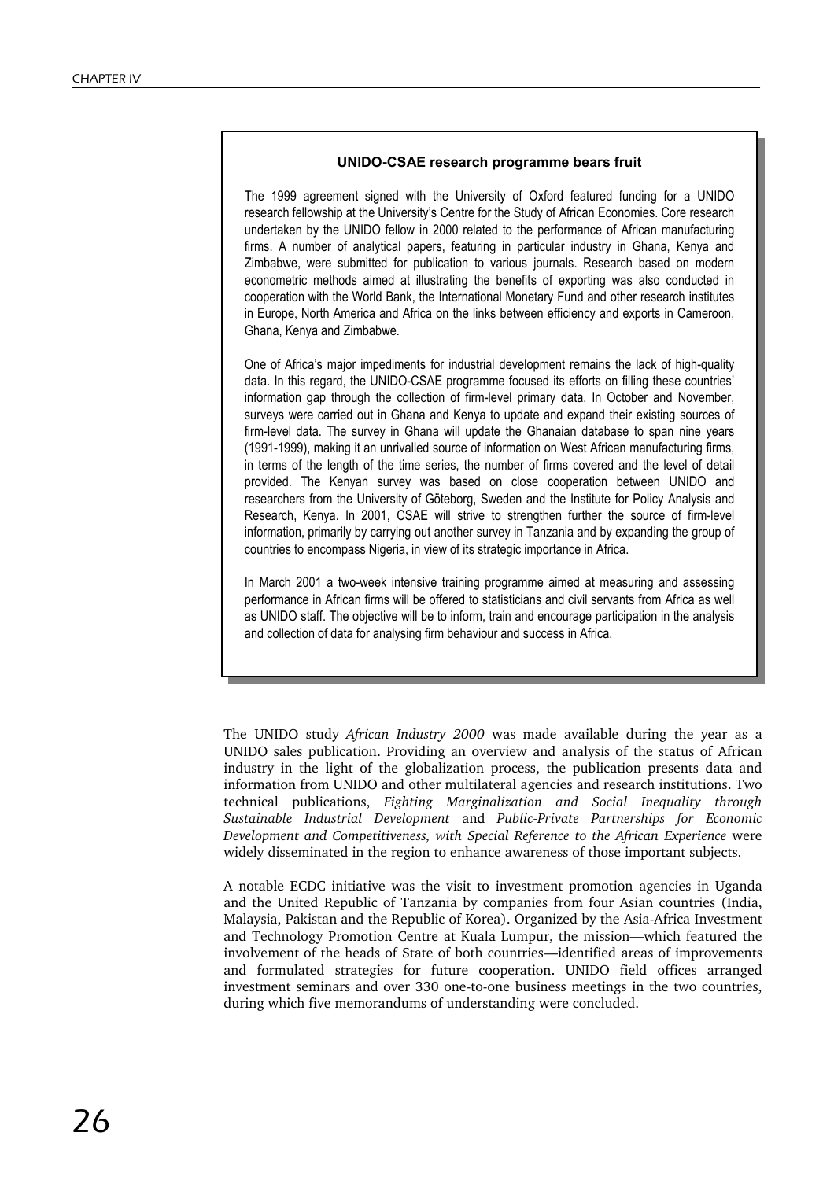**UNIDO-CSAE research programme bears fruit**

The 1999 agreement signed with the University of Oxford featured funding for a UNIDO research fellowship at the University's Centre for the Study of African Economies. Core research undertaken by the UNIDO fellow in 2000 related to the performance of African manufacturing firms. A number of analytical papers, featuring in particular industry in Ghana, Kenya and Zimbabwe, were submitted for publication to various journals. Research based on modern econometric methods aimed at illustrating the benefits of exporting was also conducted in cooperation with the World Bank, the International Monetary Fund and other research institutes in Europe, North America and Africa on the links between efficiency and exports in Cameroon, Ghana, Kenya and Zimbabwe.

One of Africa's major impediments for industrial development remains the lack of high-quality data. In this regard, the UNIDO-CSAE programme focused its efforts on filling these countries' information gap through the collection of firm-level primary data. In October and November, surveys were carried out in Ghana and Kenya to update and expand their existing sources of firm-level data. The survey in Ghana will update the Ghanaian database to span nine years (1991-1999), making it an unrivalled source of information on West African manufacturing firms, in terms of the length of the time series, the number of firms covered and the level of detail provided. The Kenyan survey was based on close cooperation between UNIDO and researchers from the University of Göteborg, Sweden and the Institute for Policy Analysis and Research, Kenya. In 2001, CSAE will strive to strengthen further the source of firm-level information, primarily by carrying out another survey in Tanzania and by expanding the group of countries to encompass Nigeria, in view of its strategic importance in Africa.

In March 2001 a two-week intensive training programme aimed at measuring and assessing performance in African firms will be offered to statisticians and civil servants from Africa as well as UNIDO staff. The objective will be to inform, train and encourage participation in the analysis and collection of data for analysing firm behaviour and success in Africa.

The UNIDO study *African Industry 2000* was made available during the year as a UNIDO sales publication. Providing an overview and analysis of the status of African industry in the light of the globalization process, the publication presents data and information from UNIDO and other multilateral agencies and research institutions. Two technical publications, *Fighting Marginalization and Social Inequality through Sustainable Industrial Development* and *Public-Private Partnerships for Economic Development and Competitiveness, with Special Reference to the African Experience* were widely disseminated in the region to enhance awareness of those important subjects.

A notable ECDC initiative was the visit to investment promotion agencies in Uganda and the United Republic of Tanzania by companies from four Asian countries (India, Malaysia, Pakistan and the Republic of Korea). Organized by the Asia-Africa Investment and Technology Promotion Centre at Kuala Lumpur, the mission—which featured the involvement of the heads of State of both countries—identified areas of improvements and formulated strategies for future cooperation. UNIDO field offices arranged investment seminars and over 330 one-to-one business meetings in the two countries, during which five memorandums of understanding were concluded.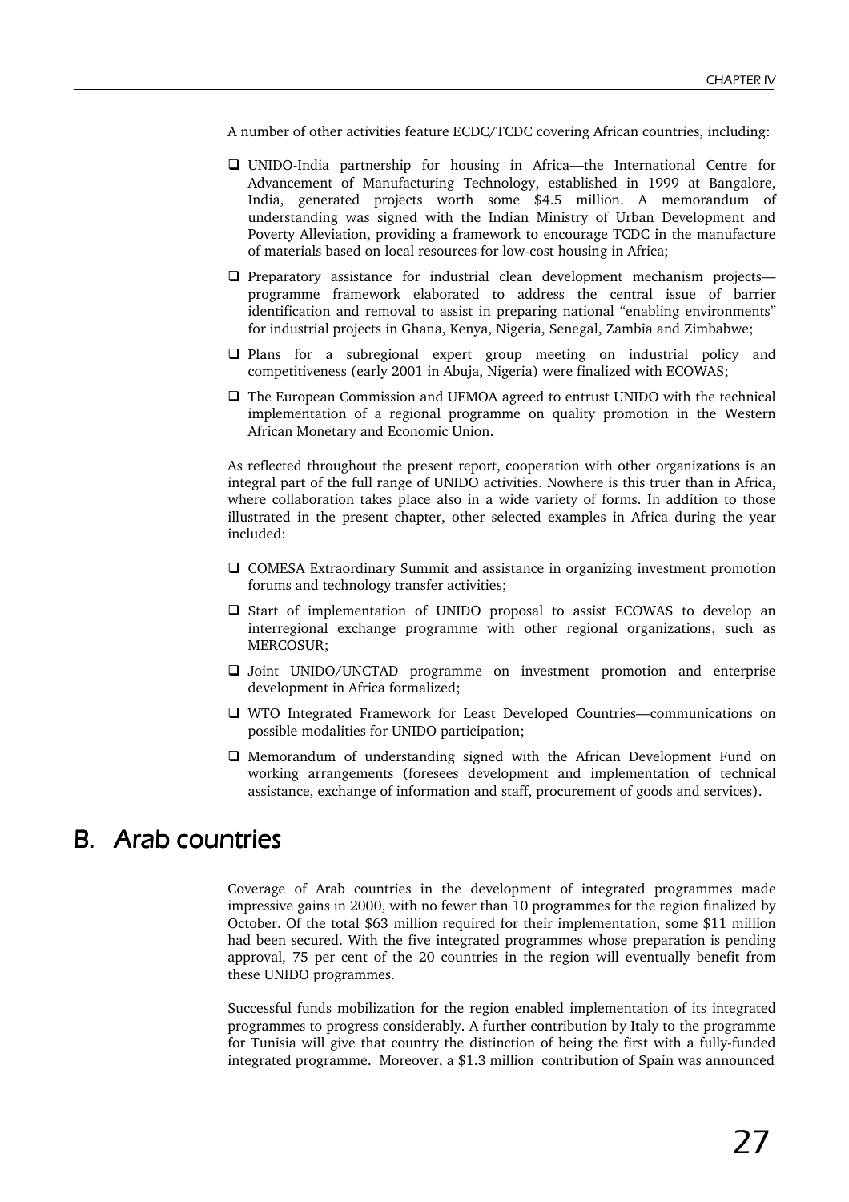A number of other activities feature ECDC/TCDC covering African countries, including:

- UNIDO-India partnership for housing in Africa—the International Centre for Advancement of Manufacturing Technology, established in 1999 at Bangalore, India, generated projects worth some $4.5 million. A memorandum of understanding was signed with the Indian Ministry of Urban Development and Poverty Alleviation, providing a framework to encourage TCDC in the manufacture of materials based on local resources for low-cost housing in Africa;
- Preparatory assistance for industrial clean development mechanism projects—programme framework elaborated to address the central issue of barrier identification and removal to assist in preparing national "enabling environments" for industrial projects in Ghana, Kenya, Nigeria, Senegal, Zambia and Zimbabwe;
- Plans for a subregional expert group meeting on industrial policy and competitiveness (early 2001 in Abuja, Nigeria) were finalized with ECOWAS;
- The European Commission and UEMOA agreed to entrust UNIDO with the technical implementation of a regional programme on quality promotion in the Western African Monetary and Economic Union.

As reflected throughout the present report, cooperation with other organizations is an integral part of the full range of UNIDO activities. Nowhere is this truer than in Africa, where collaboration takes place also in a wide variety of forms. In addition to those illustrated in the present chapter, other selected examples in Africa during the year included:

- COMESA Extraordinary Summit and assistance in organizing investment promotion forums and technology transfer activities;
- Start of implementation of UNIDO proposal to assist ECOWAS to develop an interregional exchange programme with other regional organizations, such as MERCOSUR;
- Joint UNIDO/UNCTAD programme on investment promotion and enterprise development in Africa formalized;
- WTO Integrated Framework for Least Developed Countries—communications on possible modalities for UNIDO participation;
- Memorandum of understanding signed with the African Development Fund on working arrangements (foresees development and implementation of technical assistance, exchange of information and staff, procurement of goods and services).

## B. Arab countries

Coverage of Arab countries in the development of integrated programmes made impressive gains in 2000, with no fewer than 10 programmes for the region finalized by October. Of the total $63 million required for their implementation, some $11 million had been secured. With the five integrated programmes whose preparation is pending approval, 75 per cent of the 20 countries in the region will eventually benefit from these UNIDO programmes.

Successful funds mobilization for the region enabled implementation of its integrated programmes to progress considerably. A further contribution by Italy to the programme for Tunisia will give that country the distinction of being the first with a fully-funded integrated programme. Moreover, a $1.3 million contribution of Spain was announced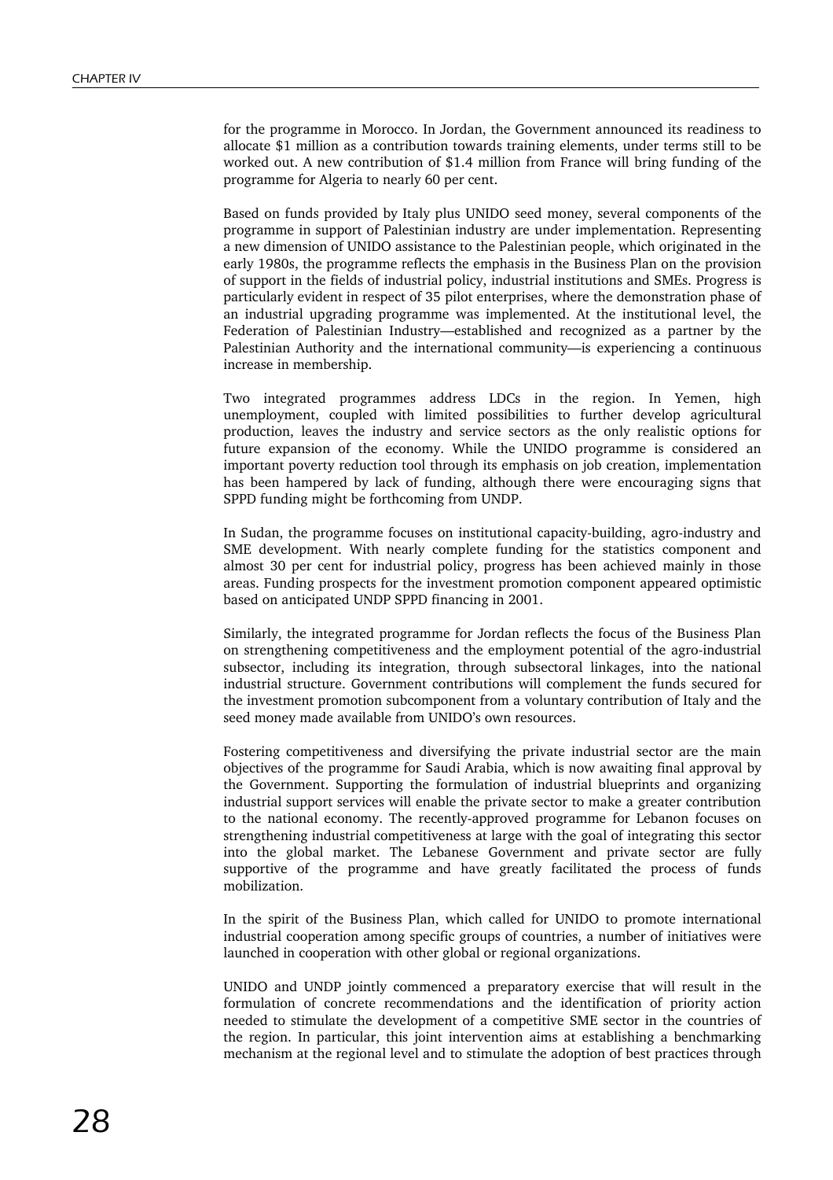for the programme in Morocco. In Jordan, the Government announced its readiness to allocate $1 million as a contribution towards training elements, under terms still to be worked out. A new contribution of $1.4 million from France will bring funding of the programme for Algeria to nearly 60 per cent.

Based on funds provided by Italy plus UNIDO seed money, several components of the programme in support of Palestinian industry are under implementation. Representing a new dimension of UNIDO assistance to the Palestinian people, which originated in the early 1980s, the programme reflects the emphasis in the Business Plan on the provision of support in the fields of industrial policy, industrial institutions and SMEs. Progress is particularly evident in respect of 35 pilot enterprises, where the demonstration phase of an industrial upgrading programme was implemented. At the institutional level, the Federation of Palestinian Industry—established and recognized as a partner by the Palestinian Authority and the international community—is experiencing a continuous increase in membership.

Two integrated programmes address LDCs in the region. In Yemen, high unemployment, coupled with limited possibilities to further develop agricultural production, leaves the industry and service sectors as the only realistic options for future expansion of the economy. While the UNIDO programme is considered an important poverty reduction tool through its emphasis on job creation, implementation has been hampered by lack of funding, although there were encouraging signs that SPPD funding might be forthcoming from UNDP.

In Sudan, the programme focuses on institutional capacity-building, agro-industry and SME development. With nearly complete funding for the statistics component and almost 30 per cent for industrial policy, progress has been achieved mainly in those areas. Funding prospects for the investment promotion component appeared optimistic based on anticipated UNDP SPPD financing in 2001.

Similarly, the integrated programme for Jordan reflects the focus of the Business Plan on strengthening competitiveness and the employment potential of the agro-industrial subsector, including its integration, through subsectoral linkages, into the national industrial structure. Government contributions will complement the funds secured for the investment promotion subcomponent from a voluntary contribution of Italy and the seed money made available from UNIDO's own resources.

Fostering competitiveness and diversifying the private industrial sector are the main objectives of the programme for Saudi Arabia, which is now awaiting final approval by the Government. Supporting the formulation of industrial blueprints and organizing industrial support services will enable the private sector to make a greater contribution to the national economy. The recently-approved programme for Lebanon focuses on strengthening industrial competitiveness at large with the goal of integrating this sector into the global market. The Lebanese Government and private sector are fully supportive of the programme and have greatly facilitated the process of funds mobilization.

In the spirit of the Business Plan, which called for UNIDO to promote international industrial cooperation among specific groups of countries, a number of initiatives were launched in cooperation with other global or regional organizations.

UNIDO and UNDP jointly commenced a preparatory exercise that will result in the formulation of concrete recommendations and the identification of priority action needed to stimulate the development of a competitive SME sector in the countries of the region. In particular, this joint intervention aims at establishing a benchmarking mechanism at the regional level and to stimulate the adoption of best practices through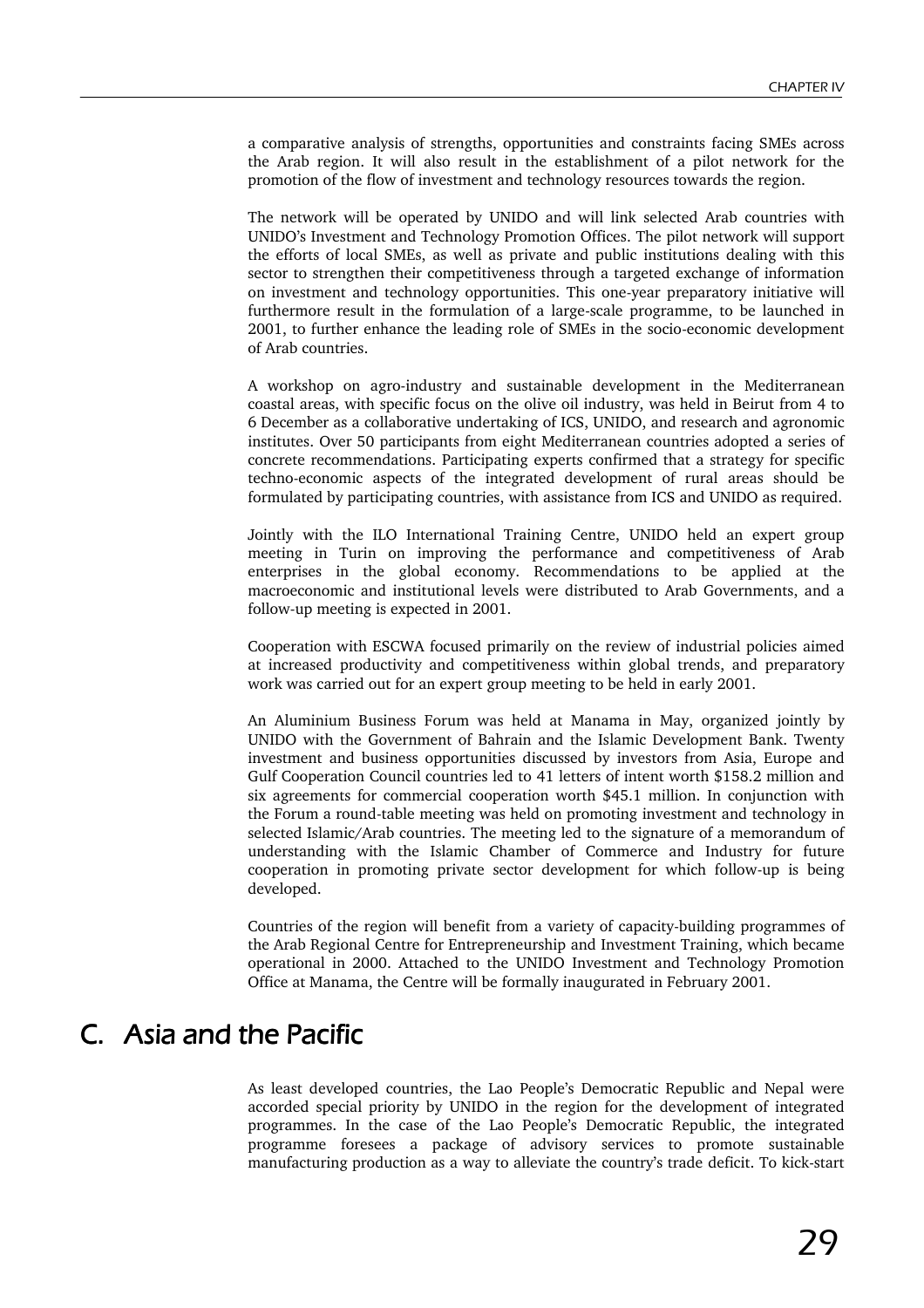a comparative analysis of strengths, opportunities and constraints facing SMEs across the Arab region. It will also result in the establishment of a pilot network for the promotion of the flow of investment and technology resources towards the region.

The network will be operated by UNIDO and will link selected Arab countries with UNIDO's Investment and Technology Promotion Offices. The pilot network will support the efforts of local SMEs, as well as private and public institutions dealing with this sector to strengthen their competitiveness through a targeted exchange of information on investment and technology opportunities. This one-year preparatory initiative will furthermore result in the formulation of a large-scale programme, to be launched in 2001, to further enhance the leading role of SMEs in the socio-economic development of Arab countries.

A workshop on agro-industry and sustainable development in the Mediterranean coastal areas, with specific focus on the olive oil industry, was held in Beirut from 4 to 6 December as a collaborative undertaking of ICS, UNIDO, and research and agronomic institutes. Over 50 participants from eight Mediterranean countries adopted a series of concrete recommendations. Participating experts confirmed that a strategy for specific techno-economic aspects of the integrated development of rural areas should be formulated by participating countries, with assistance from ICS and UNIDO as required.

Jointly with the ILO International Training Centre, UNIDO held an expert group meeting in Turin on improving the performance and competitiveness of Arab enterprises in the global economy. Recommendations to be applied at the macroeconomic and institutional levels were distributed to Arab Governments, and a follow-up meeting is expected in 2001.

Cooperation with ESCWA focused primarily on the review of industrial policies aimed at increased productivity and competitiveness within global trends, and preparatory work was carried out for an expert group meeting to be held in early 2001.

An Aluminium Business Forum was held at Manama in May, organized jointly by UNIDO with the Government of Bahrain and the Islamic Development Bank. Twenty investment and business opportunities discussed by investors from Asia, Europe and Gulf Cooperation Council countries led to 41 letters of intent worth $158.2 million and six agreements for commercial cooperation worth $45.1 million. In conjunction with the Forum a round-table meeting was held on promoting investment and technology in selected Islamic/Arab countries. The meeting led to the signature of a memorandum of understanding with the Islamic Chamber of Commerce and Industry for future cooperation in promoting private sector development for which follow-up is being developed.

Countries of the region will benefit from a variety of capacity-building programmes of the Arab Regional Centre for Entrepreneurship and Investment Training, which became operational in 2000. Attached to the UNIDO Investment and Technology Promotion Office at Manama, the Centre will be formally inaugurated in February 2001.

## C. Asia and the Pacific

As least developed countries, the Lao People's Democratic Republic and Nepal were accorded special priority by UNIDO in the region for the development of integrated programmes. In the case of the Lao People's Democratic Republic, the integrated programme foresees a package of advisory services to promote sustainable manufacturing production as a way to alleviate the country's trade deficit. To kick-start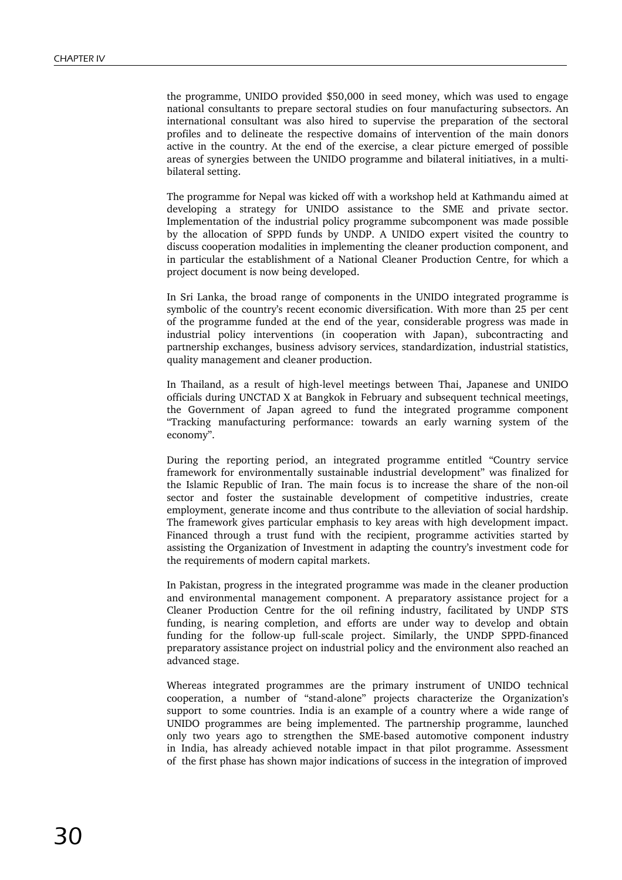the programme, UNIDO provided $50,000 in seed money, which was used to engage national consultants to prepare sectoral studies on four manufacturing subsectors. An international consultant was also hired to supervise the preparation of the sectoral profiles and to delineate the respective domains of intervention of the main donors active in the country. At the end of the exercise, a clear picture emerged of possible areas of synergies between the UNIDO programme and bilateral initiatives, in a multi-bilateral setting.

The programme for Nepal was kicked off with a workshop held at Kathmandu aimed at developing a strategy for UNIDO assistance to the SME and private sector. Implementation of the industrial policy programme subcomponent was made possible by the allocation of SPPD funds by UNDP. A UNIDO expert visited the country to discuss cooperation modalities in implementing the cleaner production component, and in particular the establishment of a National Cleaner Production Centre, for which a project document is now being developed.

In Sri Lanka, the broad range of components in the UNIDO integrated programme is symbolic of the country's recent economic diversification. With more than 25 per cent of the programme funded at the end of the year, considerable progress was made in industrial policy interventions (in cooperation with Japan), subcontracting and partnership exchanges, business advisory services, standardization, industrial statistics, quality management and cleaner production.

In Thailand, as a result of high-level meetings between Thai, Japanese and UNIDO officials during UNCTAD X at Bangkok in February and subsequent technical meetings, the Government of Japan agreed to fund the integrated programme component "Tracking manufacturing performance: towards an early warning system of the economy".

During the reporting period, an integrated programme entitled "Country service framework for environmentally sustainable industrial development" was finalized for the Islamic Republic of Iran. The main focus is to increase the share of the non-oil sector and foster the sustainable development of competitive industries, create employment, generate income and thus contribute to the alleviation of social hardship. The framework gives particular emphasis to key areas with high development impact. Financed through a trust fund with the recipient, programme activities started by assisting the Organization of Investment in adapting the country's investment code for the requirements of modern capital markets.

In Pakistan, progress in the integrated programme was made in the cleaner production and environmental management component. A preparatory assistance project for a Cleaner Production Centre for the oil refining industry, facilitated by UNDP STS funding, is nearing completion, and efforts are under way to develop and obtain funding for the follow-up full-scale project. Similarly, the UNDP SPPD-financed preparatory assistance project on industrial policy and the environment also reached an advanced stage.

Whereas integrated programmes are the primary instrument of UNIDO technical cooperation, a number of "stand-alone" projects characterize the Organization's support to some countries. India is an example of a country where a wide range of UNIDO programmes are being implemented. The partnership programme, launched only two years ago to strengthen the SME-based automotive component industry in India, has already achieved notable impact in that pilot programme. Assessment of the first phase has shown major indications of success in the integration of improved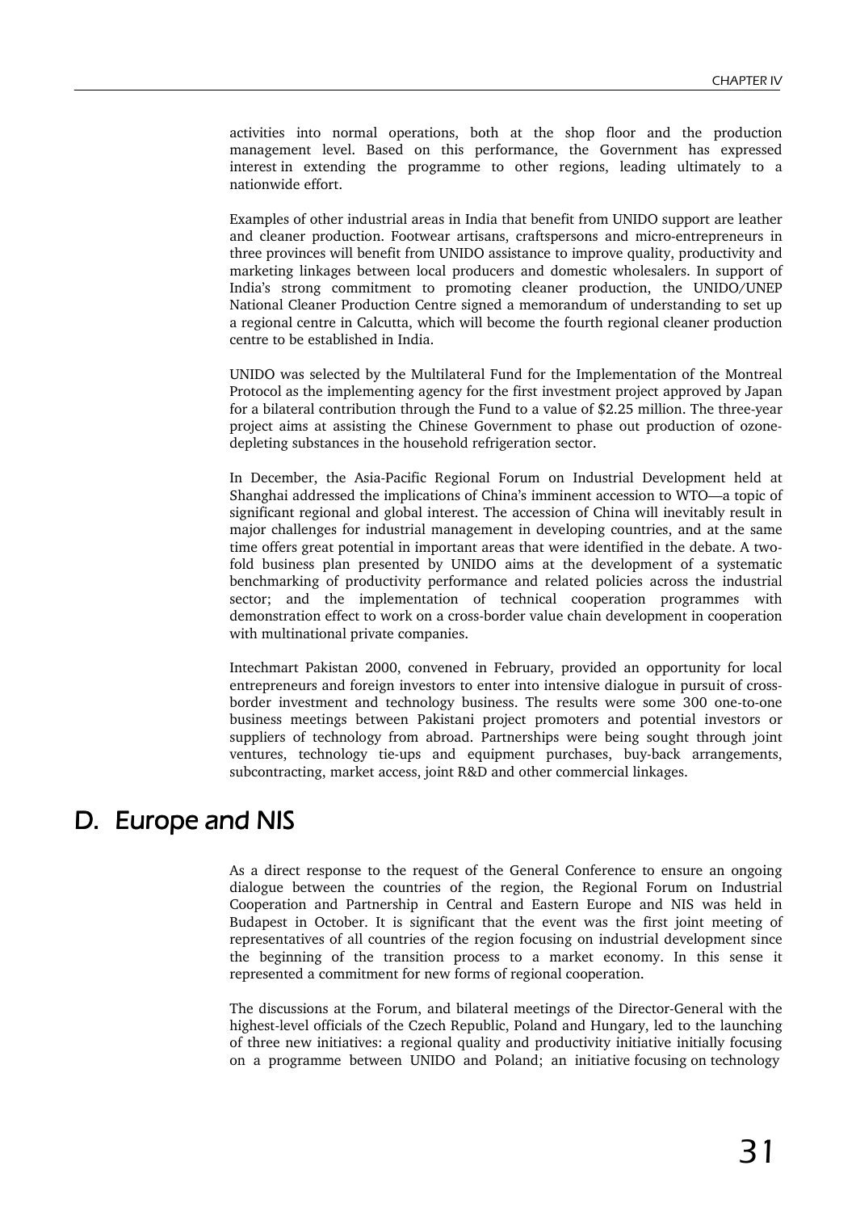activities into normal operations, both at the shop floor and the production management level. Based on this performance, the Government has expressed interest in extending the programme to other regions, leading ultimately to a nationwide effort.

Examples of other industrial areas in India that benefit from UNIDO support are leather and cleaner production. Footwear artisans, craftspersons and micro-entrepreneurs in three provinces will benefit from UNIDO assistance to improve quality, productivity and marketing linkages between local producers and domestic wholesalers. In support of India's strong commitment to promoting cleaner production, the UNIDO/UNEP National Cleaner Production Centre signed a memorandum of understanding to set up a regional centre in Calcutta, which will become the fourth regional cleaner production centre to be established in India.

UNIDO was selected by the Multilateral Fund for the Implementation of the Montreal Protocol as the implementing agency for the first investment project approved by Japan for a bilateral contribution through the Fund to a value of $2.25 million. The three-year project aims at assisting the Chinese Government to phase out production of ozone-depleting substances in the household refrigeration sector.

In December, the Asia-Pacific Regional Forum on Industrial Development held at Shanghai addressed the implications of China's imminent accession to WTO—a topic of significant regional and global interest. The accession of China will inevitably result in major challenges for industrial management in developing countries, and at the same time offers great potential in important areas that were identified in the debate. A two-fold business plan presented by UNIDO aims at the development of a systematic benchmarking of productivity performance and related policies across the industrial sector; and the implementation of technical cooperation programmes with demonstration effect to work on a cross-border value chain development in cooperation with multinational private companies.

Intechmart Pakistan 2000, convened in February, provided an opportunity for local entrepreneurs and foreign investors to enter into intensive dialogue in pursuit of cross-border investment and technology business. The results were some 300 one-to-one business meetings between Pakistani project promoters and potential investors or suppliers of technology from abroad. Partnerships were being sought through joint ventures, technology tie-ups and equipment purchases, buy-back arrangements, subcontracting, market access, joint R&D and other commercial linkages.

## D. Europe and NIS

As a direct response to the request of the General Conference to ensure an ongoing dialogue between the countries of the region, the Regional Forum on Industrial Cooperation and Partnership in Central and Eastern Europe and NIS was held in Budapest in October. It is significant that the event was the first joint meeting of representatives of all countries of the region focusing on industrial development since the beginning of the transition process to a market economy. In this sense it represented a commitment for new forms of regional cooperation.

The discussions at the Forum, and bilateral meetings of the Director-General with the highest-level officials of the Czech Republic, Poland and Hungary, led to the launching of three new initiatives: a regional quality and productivity initiative initially focusing on a programme between UNIDO and Poland; an initiative focusing on technology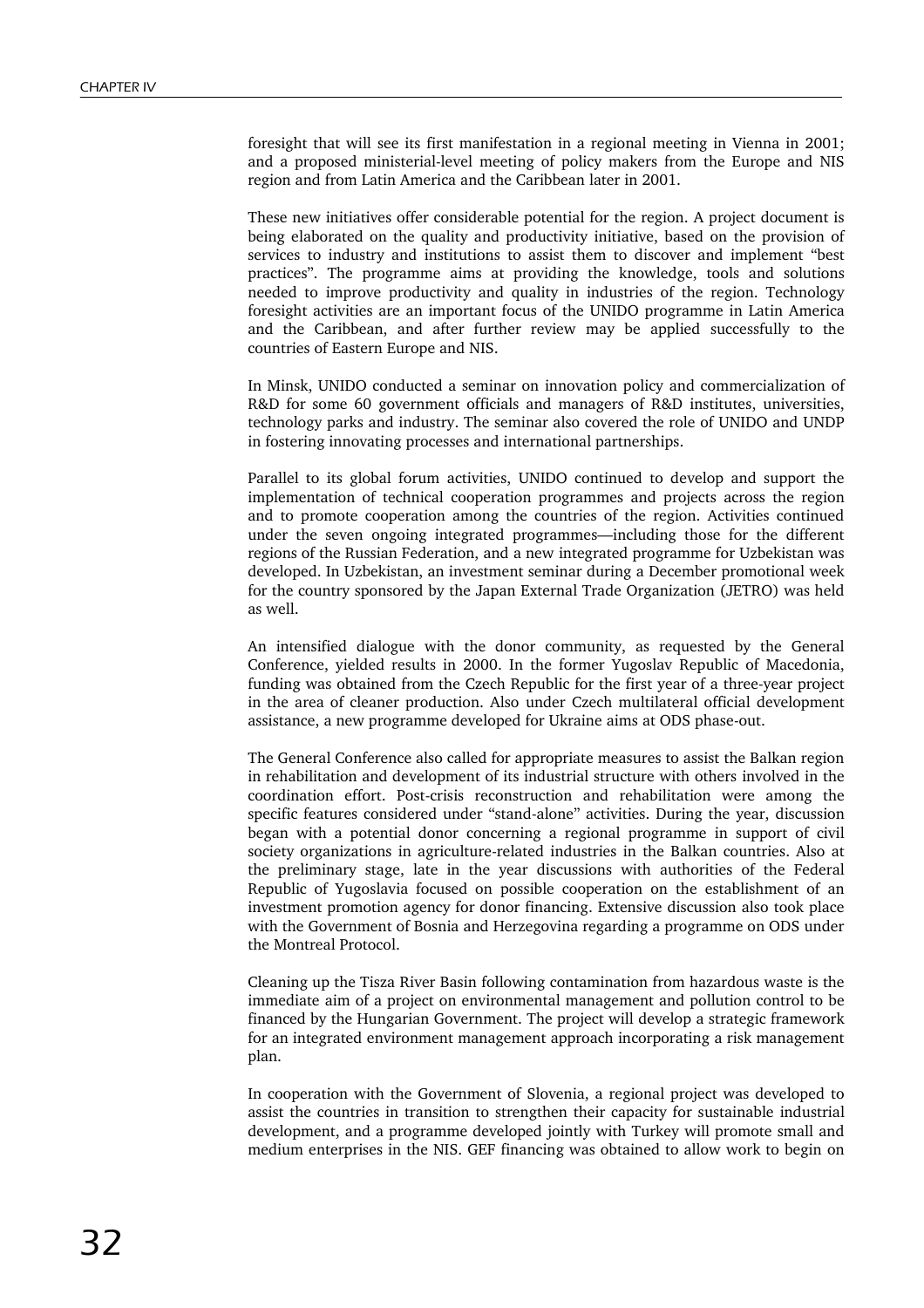foresight that will see its first manifestation in a regional meeting in Vienna in 2001; and a proposed ministerial-level meeting of policy makers from the Europe and NIS region and from Latin America and the Caribbean later in 2001.

These new initiatives offer considerable potential for the region. A project document is being elaborated on the quality and productivity initiative, based on the provision of services to industry and institutions to assist them to discover and implement "best practices". The programme aims at providing the knowledge, tools and solutions needed to improve productivity and quality in industries of the region. Technology foresight activities are an important focus of the UNIDO programme in Latin America and the Caribbean, and after further review may be applied successfully to the countries of Eastern Europe and NIS.

In Minsk, UNIDO conducted a seminar on innovation policy and commercialization of R&D for some 60 government officials and managers of R&D institutes, universities, technology parks and industry. The seminar also covered the role of UNIDO and UNDP in fostering innovating processes and international partnerships.

Parallel to its global forum activities, UNIDO continued to develop and support the implementation of technical cooperation programmes and projects across the region and to promote cooperation among the countries of the region. Activities continued under the seven ongoing integrated programmes—including those for the different regions of the Russian Federation, and a new integrated programme for Uzbekistan was developed. In Uzbekistan, an investment seminar during a December promotional week for the country sponsored by the Japan External Trade Organization (JETRO) was held as well.

An intensified dialogue with the donor community, as requested by the General Conference, yielded results in 2000. In the former Yugoslav Republic of Macedonia, funding was obtained from the Czech Republic for the first year of a three-year project in the area of cleaner production. Also under Czech multilateral official development assistance, a new programme developed for Ukraine aims at ODS phase-out.

The General Conference also called for appropriate measures to assist the Balkan region in rehabilitation and development of its industrial structure with others involved in the coordination effort. Post-crisis reconstruction and rehabilitation were among the specific features considered under "stand-alone" activities. During the year, discussion began with a potential donor concerning a regional programme in support of civil society organizations in agriculture-related industries in the Balkan countries. Also at the preliminary stage, late in the year discussions with authorities of the Federal Republic of Yugoslavia focused on possible cooperation on the establishment of an investment promotion agency for donor financing. Extensive discussion also took place with the Government of Bosnia and Herzegovina regarding a programme on ODS under the Montreal Protocol.

Cleaning up the Tisza River Basin following contamination from hazardous waste is the immediate aim of a project on environmental management and pollution control to be financed by the Hungarian Government. The project will develop a strategic framework for an integrated environment management approach incorporating a risk management plan.

In cooperation with the Government of Slovenia, a regional project was developed to assist the countries in transition to strengthen their capacity for sustainable industrial development, and a programme developed jointly with Turkey will promote small and medium enterprises in the NIS. GEF financing was obtained to allow work to begin on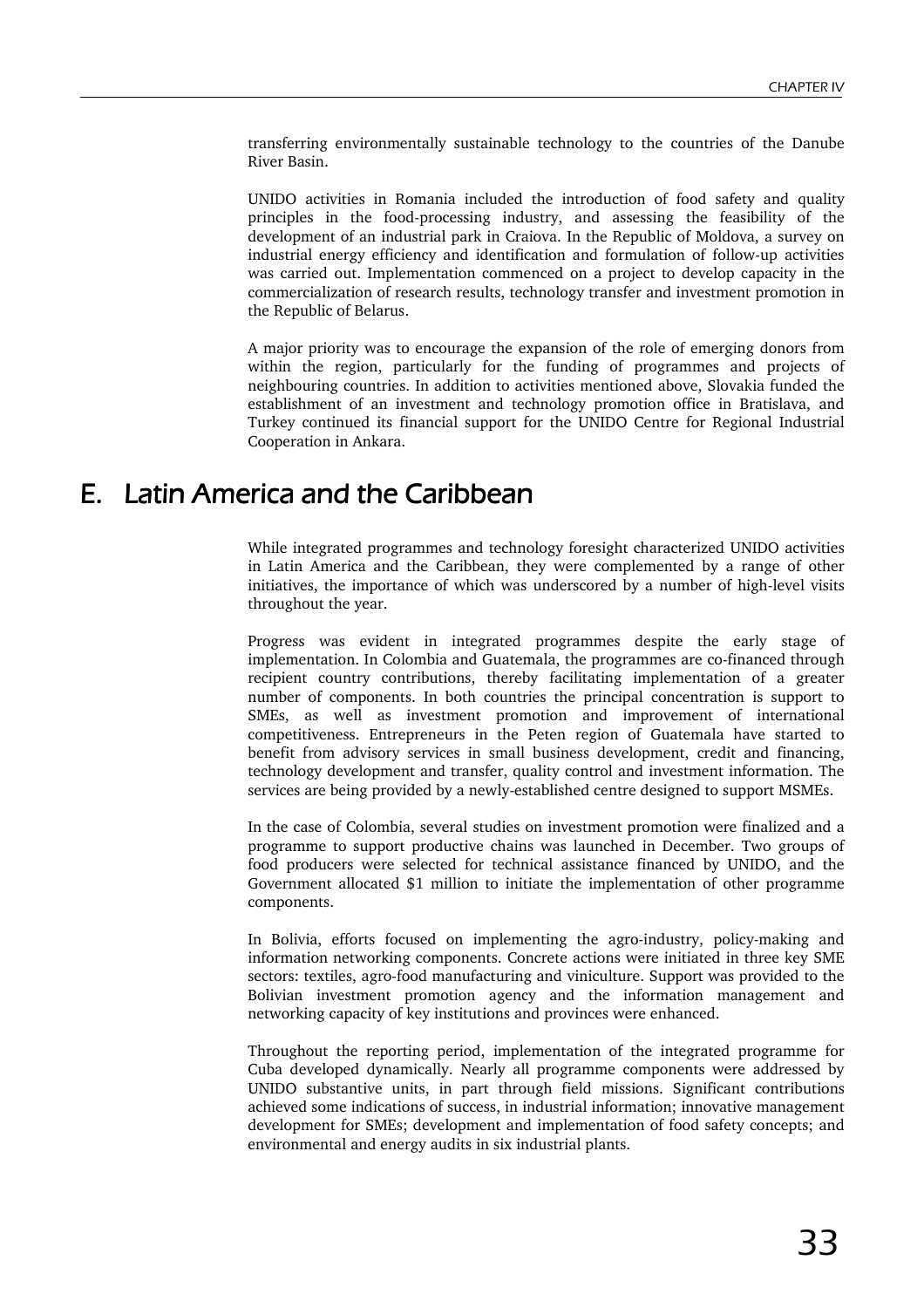transferring environmentally sustainable technology to the countries of the Danube River Basin.

UNIDO activities in Romania included the introduction of food safety and quality principles in the food-processing industry, and assessing the feasibility of the development of an industrial park in Craiova. In the Republic of Moldova, a survey on industrial energy efficiency and identification and formulation of follow-up activities was carried out. Implementation commenced on a project to develop capacity in the commercialization of research results, technology transfer and investment promotion in the Republic of Belarus.

A major priority was to encourage the expansion of the role of emerging donors from within the region, particularly for the funding of programmes and projects of neighbouring countries. In addition to activities mentioned above, Slovakia funded the establishment of an investment and technology promotion office in Bratislava, and Turkey continued its financial support for the UNIDO Centre for Regional Industrial Cooperation in Ankara.

## E. Latin America and the Caribbean

While integrated programmes and technology foresight characterized UNIDO activities in Latin America and the Caribbean, they were complemented by a range of other initiatives, the importance of which was underscored by a number of high-level visits throughout the year.

Progress was evident in integrated programmes despite the early stage of implementation. In Colombia and Guatemala, the programmes are co-financed through recipient country contributions, thereby facilitating implementation of a greater number of components. In both countries the principal concentration is support to SMEs, as well as investment promotion and improvement of international competitiveness. Entrepreneurs in the Peten region of Guatemala have started to benefit from advisory services in small business development, credit and financing, technology development and transfer, quality control and investment information. The services are being provided by a newly-established centre designed to support MSMEs.

In the case of Colombia, several studies on investment promotion were finalized and a programme to support productive chains was launched in December. Two groups of food producers were selected for technical assistance financed by UNIDO, and the Government allocated $1 million to initiate the implementation of other programme components.

In Bolivia, efforts focused on implementing the agro-industry, policy-making and information networking components. Concrete actions were initiated in three key SME sectors: textiles, agro-food manufacturing and viniculture. Support was provided to the Bolivian investment promotion agency and the information management and networking capacity of key institutions and provinces were enhanced.

Throughout the reporting period, implementation of the integrated programme for Cuba developed dynamically. Nearly all programme components were addressed by UNIDO substantive units, in part through field missions. Significant contributions achieved some indications of success, in industrial information; innovative management development for SMEs; development and implementation of food safety concepts; and environmental and energy audits in six industrial plants.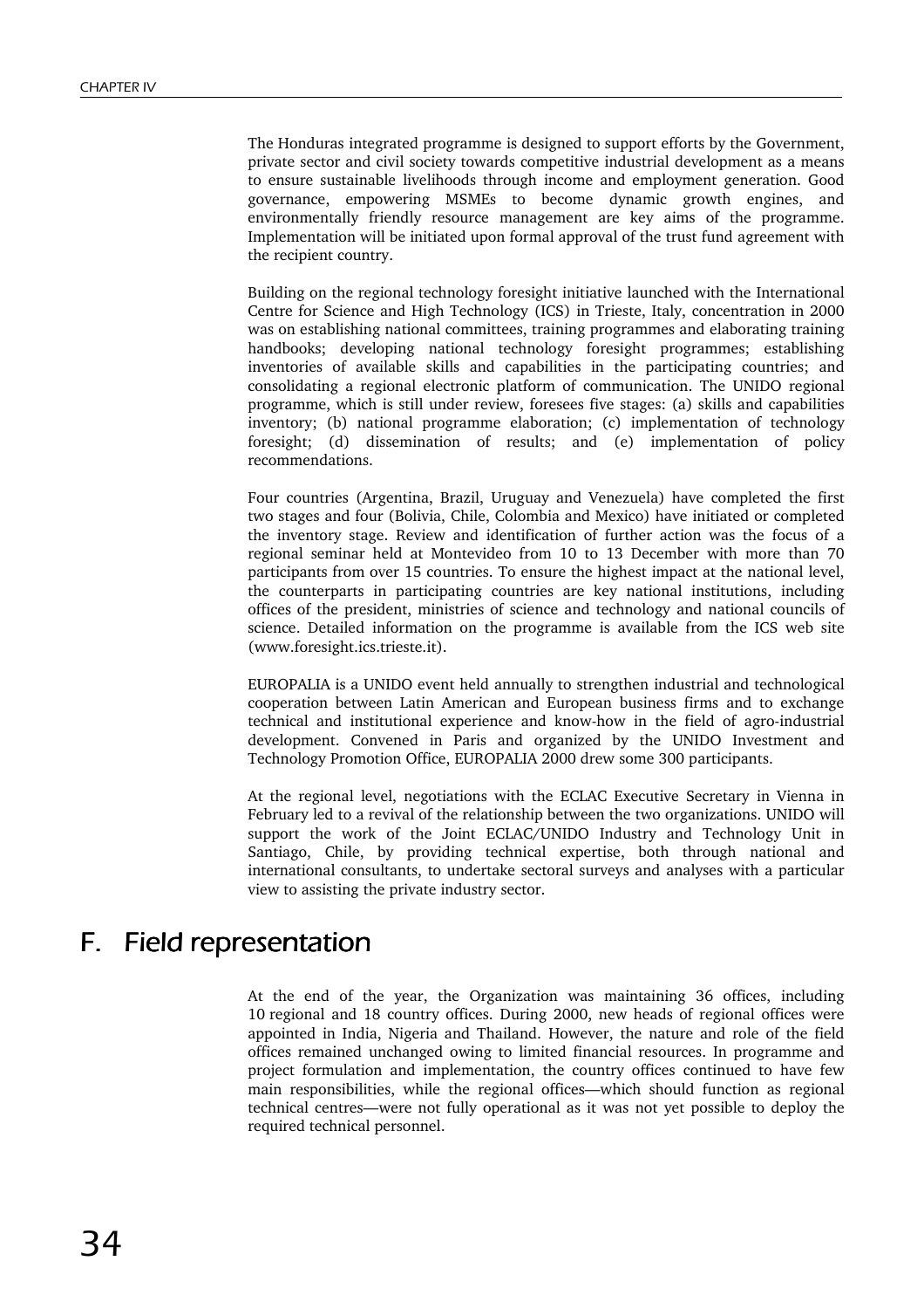The Honduras integrated programme is designed to support efforts by the Government, private sector and civil society towards competitive industrial development as a means to ensure sustainable livelihoods through income and employment generation. Good governance, empowering MSMEs to become dynamic growth engines, and environmentally friendly resource management are key aims of the programme. Implementation will be initiated upon formal approval of the trust fund agreement with the recipient country.

Building on the regional technology foresight initiative launched with the International Centre for Science and High Technology (ICS) in Trieste, Italy, concentration in 2000 was on establishing national committees, training programmes and elaborating training handbooks; developing national technology foresight programmes; establishing inventories of available skills and capabilities in the participating countries; and consolidating a regional electronic platform of communication. The UNIDO regional programme, which is still under review, foresees five stages: (a) skills and capabilities inventory; (b) national programme elaboration; (c) implementation of technology foresight; (d) dissemination of results; and (e) implementation of policy recommendations.

Four countries (Argentina, Brazil, Uruguay and Venezuela) have completed the first two stages and four (Bolivia, Chile, Colombia and Mexico) have initiated or completed the inventory stage. Review and identification of further action was the focus of a regional seminar held at Montevideo from 10 to 13 December with more than 70 participants from over 15 countries. To ensure the highest impact at the national level, the counterparts in participating countries are key national institutions, including offices of the president, ministries of science and technology and national councils of science. Detailed information on the programme is available from the ICS web site (www.foresight.ics.trieste.it).

EUROPALIA is a UNIDO event held annually to strengthen industrial and technological cooperation between Latin American and European business firms and to exchange technical and institutional experience and know-how in the field of agro-industrial development. Convened in Paris and organized by the UNIDO Investment and Technology Promotion Office, EUROPALIA 2000 drew some 300 participants.

At the regional level, negotiations with the ECLAC Executive Secretary in Vienna in February led to a revival of the relationship between the two organizations. UNIDO will support the work of the Joint ECLAC/UNIDO Industry and Technology Unit in Santiago, Chile, by providing technical expertise, both through national and international consultants, to undertake sectoral surveys and analyses with a particular view to assisting the private industry sector.

## F. Field representation

At the end of the year, the Organization was maintaining 36 offices, including 10 regional and 18 country offices. During 2000, new heads of regional offices were appointed in India, Nigeria and Thailand. However, the nature and role of the field offices remained unchanged owing to limited financial resources. In programme and project formulation and implementation, the country offices continued to have few main responsibilities, while the regional offices—which should function as regional technical centres—were not fully operational as it was not yet possible to deploy the required technical personnel.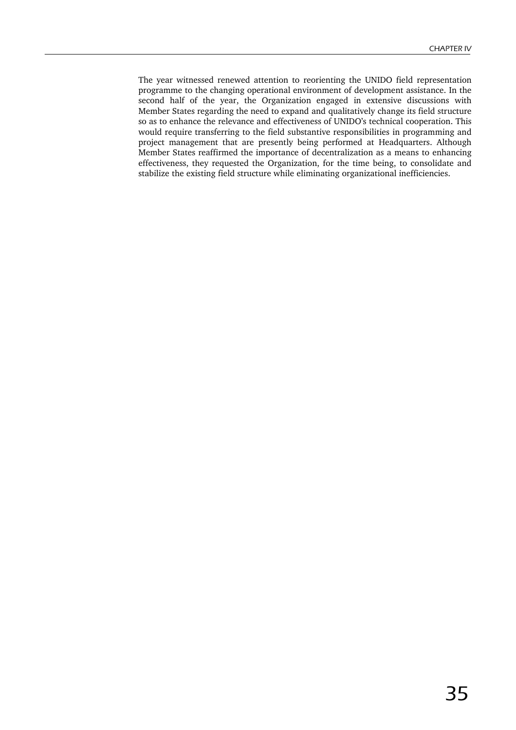The year witnessed renewed attention to reorienting the UNIDO field representation programme to the changing operational environment of development assistance. In the second half of the year, the Organization engaged in extensive discussions with Member States regarding the need to expand and qualitatively change its field structure so as to enhance the relevance and effectiveness of UNIDO's technical cooperation. This would require transferring to the field substantive responsibilities in programming and project management that are presently being performed at Headquarters. Although Member States reaffirmed the importance of decentralization as a means to enhancing effectiveness, they requested the Organization, for the time being, to consolidate and stabilize the existing field structure while eliminating organizational inefficiencies.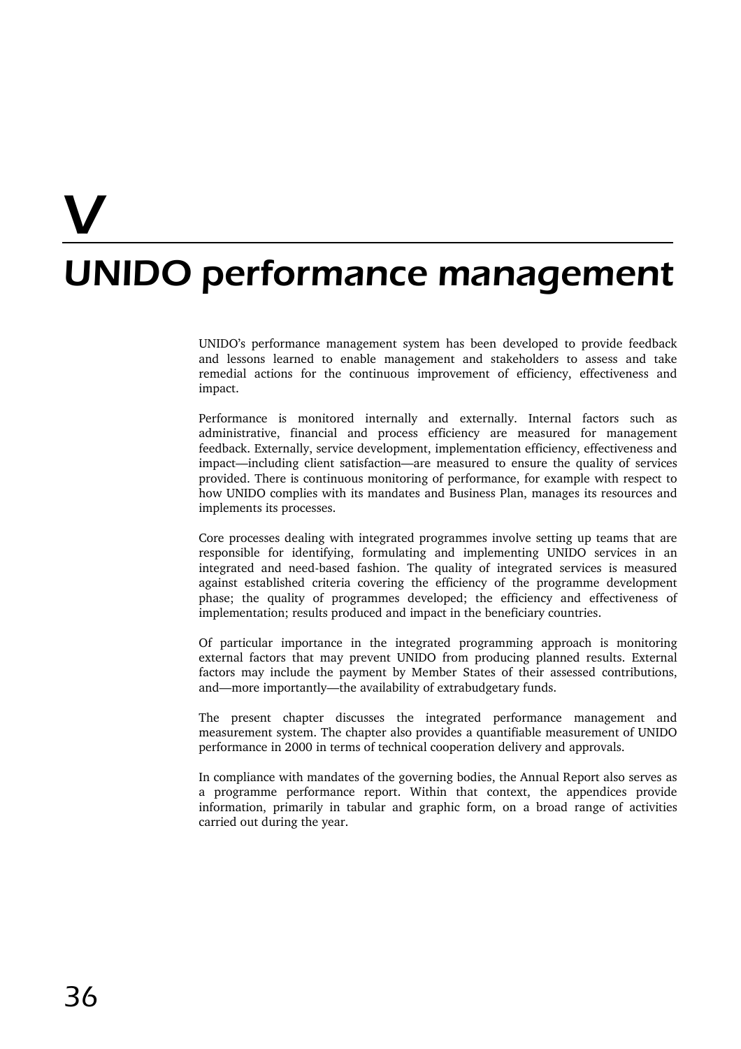# V

# UNIDO performance management

UNIDO's performance management system has been developed to provide feedback and lessons learned to enable management and stakeholders to assess and take remedial actions for the continuous improvement of efficiency, effectiveness and impact.

Performance is monitored internally and externally. Internal factors such as administrative, financial and process efficiency are measured for management feedback. Externally, service development, implementation efficiency, effectiveness and impact—including client satisfaction—are measured to ensure the quality of services provided. There is continuous monitoring of performance, for example with respect to how UNIDO complies with its mandates and Business Plan, manages its resources and implements its processes.

Core processes dealing with integrated programmes involve setting up teams that are responsible for identifying, formulating and implementing UNIDO services in an integrated and need-based fashion. The quality of integrated services is measured against established criteria covering the efficiency of the programme development phase; the quality of programmes developed; the efficiency and effectiveness of implementation; results produced and impact in the beneficiary countries.

Of particular importance in the integrated programming approach is monitoring external factors that may prevent UNIDO from producing planned results. External factors may include the payment by Member States of their assessed contributions, and—more importantly—the availability of extrabudgetary funds.

The present chapter discusses the integrated performance management and measurement system. The chapter also provides a quantifiable measurement of UNIDO performance in 2000 in terms of technical cooperation delivery and approvals.

In compliance with mandates of the governing bodies, the Annual Report also serves as a programme performance report. Within that context, the appendices provide information, primarily in tabular and graphic form, on a broad range of activities carried out during the year.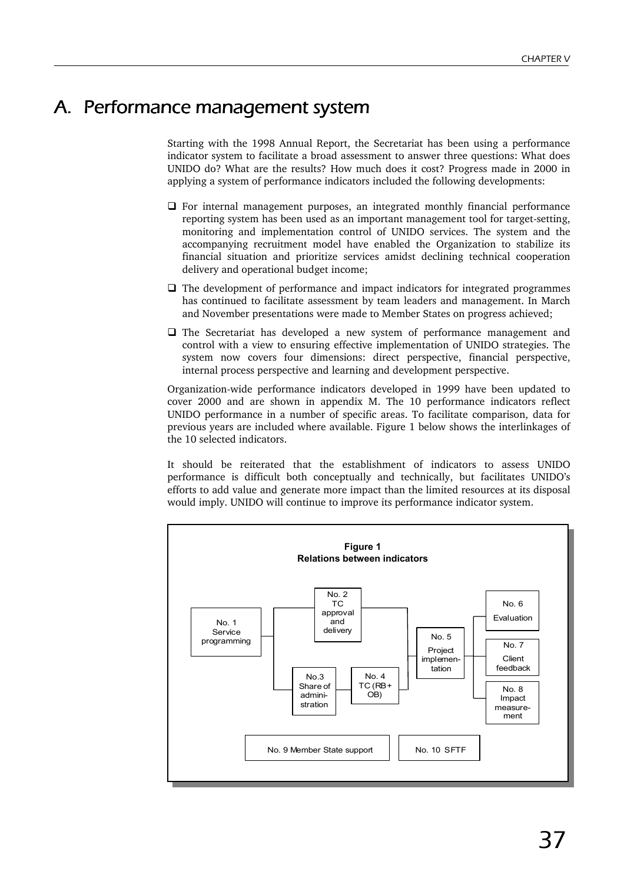# A. Performance management system

Starting with the 1998 Annual Report, the Secretariat has been using a performance indicator system to facilitate a broad assessment to answer three questions: What does UNIDO do? What are the results? How much does it cost? Progress made in 2000 in applying a system of performance indicators included the following developments:

- For internal management purposes, an integrated monthly financial performance reporting system has been used as an important management tool for target-setting, monitoring and implementation control of UNIDO services. The system and the accompanying recruitment model have enabled the Organization to stabilize its financial situation and prioritize services amidst declining technical cooperation delivery and operational budget income;
- The development of performance and impact indicators for integrated programmes has continued to facilitate assessment by team leaders and management. In March and November presentations were made to Member States on progress achieved;
- The Secretariat has developed a new system of performance management and control with a view to ensuring effective implementation of UNIDO strategies. The system now covers four dimensions: direct perspective, financial perspective, internal process perspective and learning and development perspective.

Organization-wide performance indicators developed in 1999 have been updated to cover 2000 and are shown in appendix M. The 10 performance indicators reflect UNIDO performance in a number of specific areas. To facilitate comparison, data for previous years are included where available. Figure 1 below shows the interlinkages of the 10 selected indicators.

It should be reiterated that the establishment of indicators to assess UNIDO performance is difficult both conceptually and technically, but facilitates UNIDO's efforts to add value and generate more impact than the limited resources at its disposal would imply. UNIDO will continue to improve its performance indicator system.

**Figure 1**
**Relations between indicators**

No. 1 Service programming

No. 2 TC approval and delivery

No.3 Share of administration

No. 4 TC (RB+ OB)

No. 5 Project implementation

No. 6 Evaluation

No. 7 Client feedback

No. 8 Impact measurement

No. 9 Member State support

No. 10 SFTF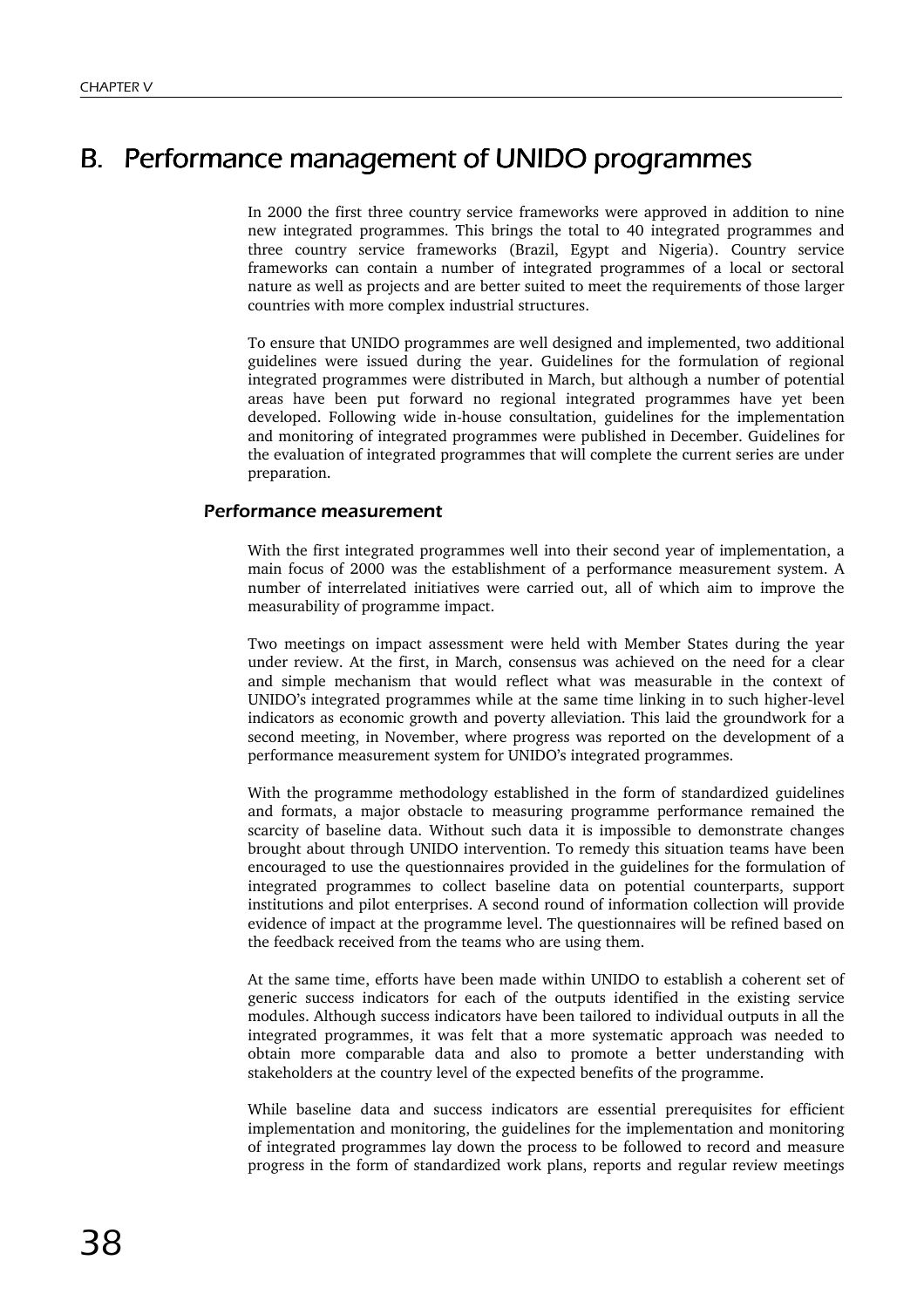## B. Performance management of UNIDO programmes

In 2000 the first three country service frameworks were approved in addition to nine new integrated programmes. This brings the total to 40 integrated programmes and three country service frameworks (Brazil, Egypt and Nigeria). Country service frameworks can contain a number of integrated programmes of a local or sectoral nature as well as projects and are better suited to meet the requirements of those larger countries with more complex industrial structures.

To ensure that UNIDO programmes are well designed and implemented, two additional guidelines were issued during the year. Guidelines for the formulation of regional integrated programmes were distributed in March, but although a number of potential areas have been put forward no regional integrated programmes have yet been developed. Following wide in-house consultation, guidelines for the implementation and monitoring of integrated programmes were published in December. Guidelines for the evaluation of integrated programmes that will complete the current series are under preparation.

### Performance measurement

With the first integrated programmes well into their second year of implementation, a main focus of 2000 was the establishment of a performance measurement system. A number of interrelated initiatives were carried out, all of which aim to improve the measurability of programme impact.

Two meetings on impact assessment were held with Member States during the year under review. At the first, in March, consensus was achieved on the need for a clear and simple mechanism that would reflect what was measurable in the context of UNIDO's integrated programmes while at the same time linking in to such higher-level indicators as economic growth and poverty alleviation. This laid the groundwork for a second meeting, in November, where progress was reported on the development of a performance measurement system for UNIDO's integrated programmes.

With the programme methodology established in the form of standardized guidelines and formats, a major obstacle to measuring programme performance remained the scarcity of baseline data. Without such data it is impossible to demonstrate changes brought about through UNIDO intervention. To remedy this situation teams have been encouraged to use the questionnaires provided in the guidelines for the formulation of integrated programmes to collect baseline data on potential counterparts, support institutions and pilot enterprises. A second round of information collection will provide evidence of impact at the programme level. The questionnaires will be refined based on the feedback received from the teams who are using them.

At the same time, efforts have been made within UNIDO to establish a coherent set of generic success indicators for each of the outputs identified in the existing service modules. Although success indicators have been tailored to individual outputs in all the integrated programmes, it was felt that a more systematic approach was needed to obtain more comparable data and also to promote a better understanding with stakeholders at the country level of the expected benefits of the programme.

While baseline data and success indicators are essential prerequisites for efficient implementation and monitoring, the guidelines for the implementation and monitoring of integrated programmes lay down the process to be followed to record and measure progress in the form of standardized work plans, reports and regular review meetings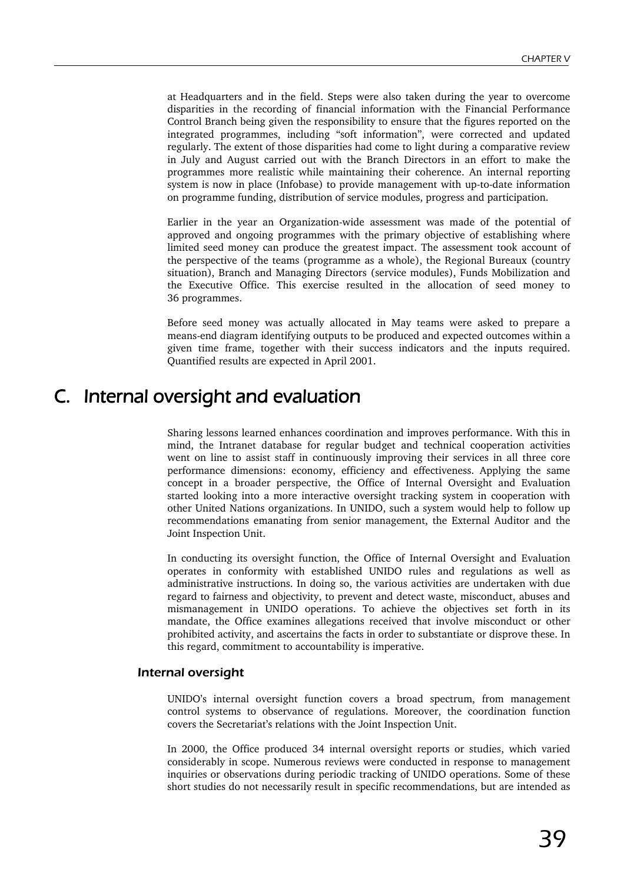at Headquarters and in the field. Steps were also taken during the year to overcome disparities in the recording of financial information with the Financial Performance Control Branch being given the responsibility to ensure that the figures reported on the integrated programmes, including "soft information", were corrected and updated regularly. The extent of those disparities had come to light during a comparative review in July and August carried out with the Branch Directors in an effort to make the programmes more realistic while maintaining their coherence. An internal reporting system is now in place (Infobase) to provide management with up-to-date information on programme funding, distribution of service modules, progress and participation.

Earlier in the year an Organization-wide assessment was made of the potential of approved and ongoing programmes with the primary objective of establishing where limited seed money can produce the greatest impact. The assessment took account of the perspective of the teams (programme as a whole), the Regional Bureaux (country situation), Branch and Managing Directors (service modules), Funds Mobilization and the Executive Office. This exercise resulted in the allocation of seed money to 36 programmes.

Before seed money was actually allocated in May teams were asked to prepare a means-end diagram identifying outputs to be produced and expected outcomes within a given time frame, together with their success indicators and the inputs required. Quantified results are expected in April 2001.

## C. Internal oversight and evaluation

Sharing lessons learned enhances coordination and improves performance. With this in mind, the Intranet database for regular budget and technical cooperation activities went on line to assist staff in continuously improving their services in all three core performance dimensions: economy, efficiency and effectiveness. Applying the same concept in a broader perspective, the Office of Internal Oversight and Evaluation started looking into a more interactive oversight tracking system in cooperation with other United Nations organizations. In UNIDO, such a system would help to follow up recommendations emanating from senior management, the External Auditor and the Joint Inspection Unit.

In conducting its oversight function, the Office of Internal Oversight and Evaluation operates in conformity with established UNIDO rules and regulations as well as administrative instructions. In doing so, the various activities are undertaken with due regard to fairness and objectivity, to prevent and detect waste, misconduct, abuses and mismanagement in UNIDO operations. To achieve the objectives set forth in its mandate, the Office examines allegations received that involve misconduct or other prohibited activity, and ascertains the facts in order to substantiate or disprove these. In this regard, commitment to accountability is imperative.

### *Internal oversight*

UNIDO's internal oversight function covers a broad spectrum, from management control systems to observance of regulations. Moreover, the coordination function covers the Secretariat's relations with the Joint Inspection Unit.

In 2000, the Office produced 34 internal oversight reports or studies, which varied considerably in scope. Numerous reviews were conducted in response to management inquiries or observations during periodic tracking of UNIDO operations. Some of these short studies do not necessarily result in specific recommendations, but are intended as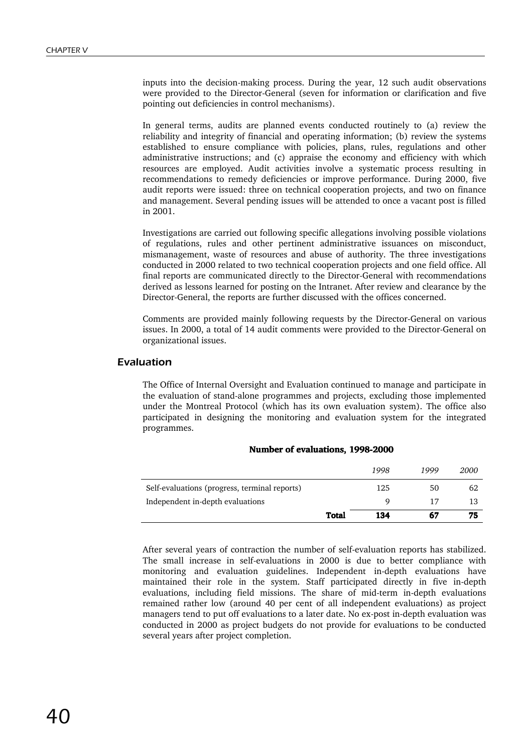inputs into the decision-making process. During the year, 12 such audit observations were provided to the Director-General (seven for information or clarification and five pointing out deficiencies in control mechanisms).

In general terms, audits are planned events conducted routinely to (a) review the reliability and integrity of financial and operating information; (b) review the systems established to ensure compliance with policies, plans, rules, regulations and other administrative instructions; and (c) appraise the economy and efficiency with which resources are employed. Audit activities involve a systematic process resulting in recommendations to remedy deficiencies or improve performance. During 2000, five audit reports were issued: three on technical cooperation projects, and two on finance and management. Several pending issues will be attended to once a vacant post is filled in 2001.

Investigations are carried out following specific allegations involving possible violations of regulations, rules and other pertinent administrative issuances on misconduct, mismanagement, waste of resources and abuse of authority. The three investigations conducted in 2000 related to two technical cooperation projects and one field office. All final reports are communicated directly to the Director-General with recommendations derived as lessons learned for posting on the Intranet. After review and clearance by the Director-General, the reports are further discussed with the offices concerned.

Comments are provided mainly following requests by the Director-General on various issues. In 2000, a total of 14 audit comments were provided to the Director-General on organizational issues.

### *Evaluation*

The Office of Internal Oversight and Evaluation continued to manage and participate in the evaluation of stand-alone programmes and projects, excluding those implemented under the Montreal Protocol (which has its own evaluation system). The office also participated in designing the monitoring and evaluation system for the integrated programmes.

**Number of evaluations, 1998-2000**

| | *1998* | *1999* | *2000* |
|---|---|---|---|
| Self-evaluations (progress, terminal reports) | 125 | 50 | 62 |
| Independent in-depth evaluations | 9 | 17 | 13 |
| **Total** | **134** | **67** | **75** |

After several years of contraction the number of self-evaluation reports has stabilized. The small increase in self-evaluations in 2000 is due to better compliance with monitoring and evaluation guidelines. Independent in-depth evaluations have maintained their role in the system. Staff participated directly in five in-depth evaluations, including field missions. The share of mid-term in-depth evaluations remained rather low (around 40 per cent of all independent evaluations) as project managers tend to put off evaluations to a later date. No ex-post in-depth evaluation was conducted in 2000 as project budgets do not provide for evaluations to be conducted several years after project completion.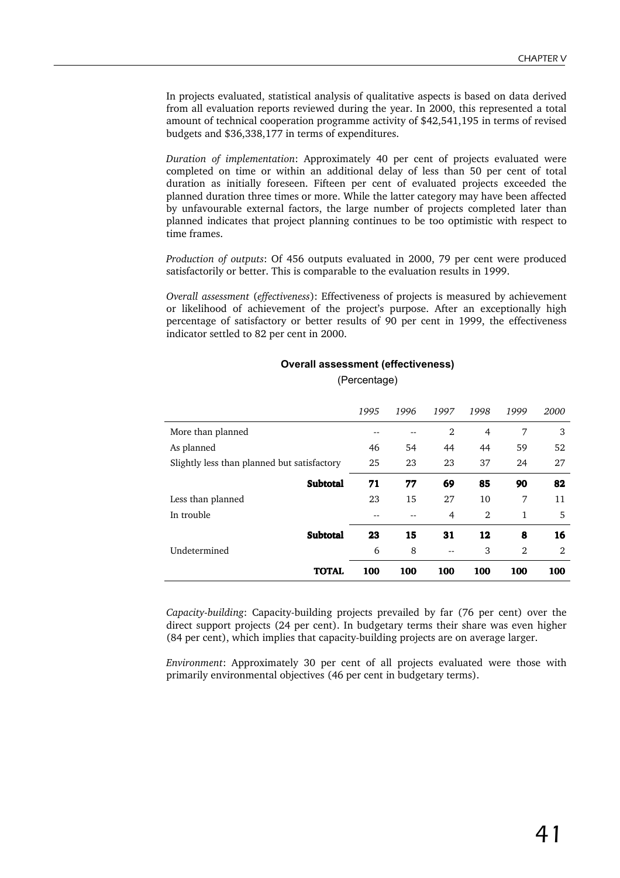In projects evaluated, statistical analysis of qualitative aspects is based on data derived from all evaluation reports reviewed during the year. In 2000, this represented a total amount of technical cooperation programme activity of $42,541,195 in terms of revised budgets and $36,338,177 in terms of expenditures.

*Duration of implementation*: Approximately 40 per cent of projects evaluated were completed on time or within an additional delay of less than 50 per cent of total duration as initially foreseen. Fifteen per cent of evaluated projects exceeded the planned duration three times or more. While the latter category may have been affected by unfavourable external factors, the large number of projects completed later than planned indicates that project planning continues to be too optimistic with respect to time frames.

*Production of outputs*: Of 456 outputs evaluated in 2000, 79 per cent were produced satisfactorily or better. This is comparable to the evaluation results in 1999.

*Overall assessment* (*effectiveness*): Effectiveness of projects is measured by achievement or likelihood of achievement of the project's purpose. After an exceptionally high percentage of satisfactory or better results of 90 per cent in 1999, the effectiveness indicator settled to 82 per cent in 2000.

**Overall assessment (effectiveness)**

(Percentage)

| | *1995* | *1996* | *1997* | *1998* | *1999* | *2000* |
|---|---|---|---|---|---|---|
| More than planned | -- | -- | 2 | 4 | 7 | 3 |
| As planned | 46 | 54 | 44 | 44 | 59 | 52 |
| Slightly less than planned but satisfactory | 25 | 23 | 23 | 37 | 24 | 27 |
| **Subtotal** | **71** | **77** | **69** | **85** | **90** | **82** |
| Less than planned | 23 | 15 | 27 | 10 | 7 | 11 |
| In trouble | -- | -- | 4 | 2 | 1 | 5 |
| **Subtotal** | **23** | **15** | **31** | **12** | **8** | **16** |
| Undetermined | 6 | 8 | -- | 3 | 2 | 2 |
| **TOTAL** | **100** | **100** | **100** | **100** | **100** | **100** |

*Capacity-building*: Capacity-building projects prevailed by far (76 per cent) over the direct support projects (24 per cent). In budgetary terms their share was even higher (84 per cent), which implies that capacity-building projects are on average larger.

*Environment*: Approximately 30 per cent of all projects evaluated were those with primarily environmental objectives (46 per cent in budgetary terms).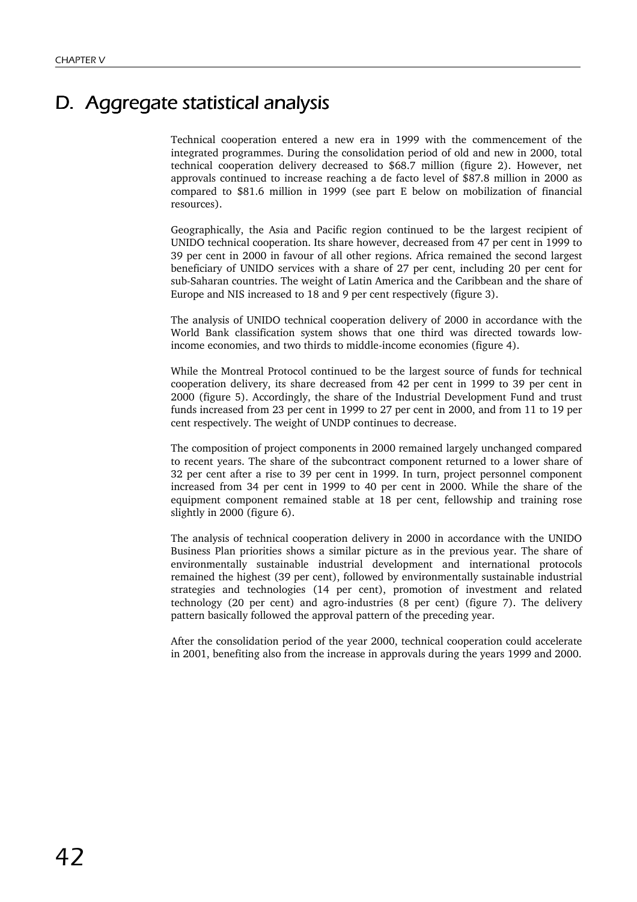## D. Aggregate statistical analysis

Technical cooperation entered a new era in 1999 with the commencement of the integrated programmes. During the consolidation period of old and new in 2000, total technical cooperation delivery decreased to $68.7 million (figure 2). However, net approvals continued to increase reaching a de facto level of $87.8 million in 2000 as compared to $81.6 million in 1999 (see part E below on mobilization of financial resources).

Geographically, the Asia and Pacific region continued to be the largest recipient of UNIDO technical cooperation. Its share however, decreased from 47 per cent in 1999 to 39 per cent in 2000 in favour of all other regions. Africa remained the second largest beneficiary of UNIDO services with a share of 27 per cent, including 20 per cent for sub-Saharan countries. The weight of Latin America and the Caribbean and the share of Europe and NIS increased to 18 and 9 per cent respectively (figure 3).

The analysis of UNIDO technical cooperation delivery of 2000 in accordance with the World Bank classification system shows that one third was directed towards low-income economies, and two thirds to middle-income economies (figure 4).

While the Montreal Protocol continued to be the largest source of funds for technical cooperation delivery, its share decreased from 42 per cent in 1999 to 39 per cent in 2000 (figure 5). Accordingly, the share of the Industrial Development Fund and trust funds increased from 23 per cent in 1999 to 27 per cent in 2000, and from 11 to 19 per cent respectively. The weight of UNDP continues to decrease.

The composition of project components in 2000 remained largely unchanged compared to recent years. The share of the subcontract component returned to a lower share of 32 per cent after a rise to 39 per cent in 1999. In turn, project personnel component increased from 34 per cent in 1999 to 40 per cent in 2000. While the share of the equipment component remained stable at 18 per cent, fellowship and training rose slightly in 2000 (figure 6).

The analysis of technical cooperation delivery in 2000 in accordance with the UNIDO Business Plan priorities shows a similar picture as in the previous year. The share of environmentally sustainable industrial development and international protocols remained the highest (39 per cent), followed by environmentally sustainable industrial strategies and technologies (14 per cent), promotion of investment and related technology (20 per cent) and agro-industries (8 per cent) (figure 7). The delivery pattern basically followed the approval pattern of the preceding year.

After the consolidation period of the year 2000, technical cooperation could accelerate in 2001, benefiting also from the increase in approvals during the years 1999 and 2000.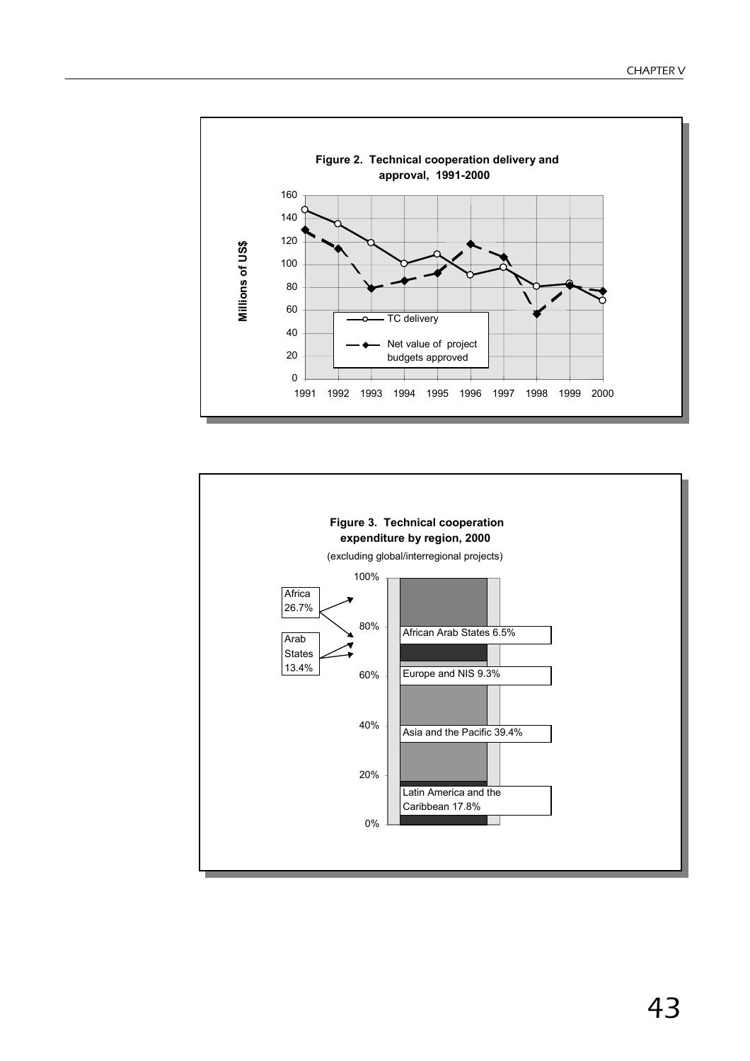**Figure 2. Technical cooperation delivery and approval, 1991-2000**

Millions of US$

160
140
120
100
80
60
40
20
0

1991 1992 1993 1994 1995 1996 1997 1998 1999 2000

TC delivery

Net value of project budgets approved

**Figure 3. Technical cooperation expenditure by region, 2000**

(excluding global/interregional projects)

100%
80%
60%
40%
20%
0%

Africa 26.7%

Arab States 13.4%

African Arab States 6.5%

Europe and NIS 9.3%

Asia and the Pacific 39.4%

Latin America and the Caribbean 17.8%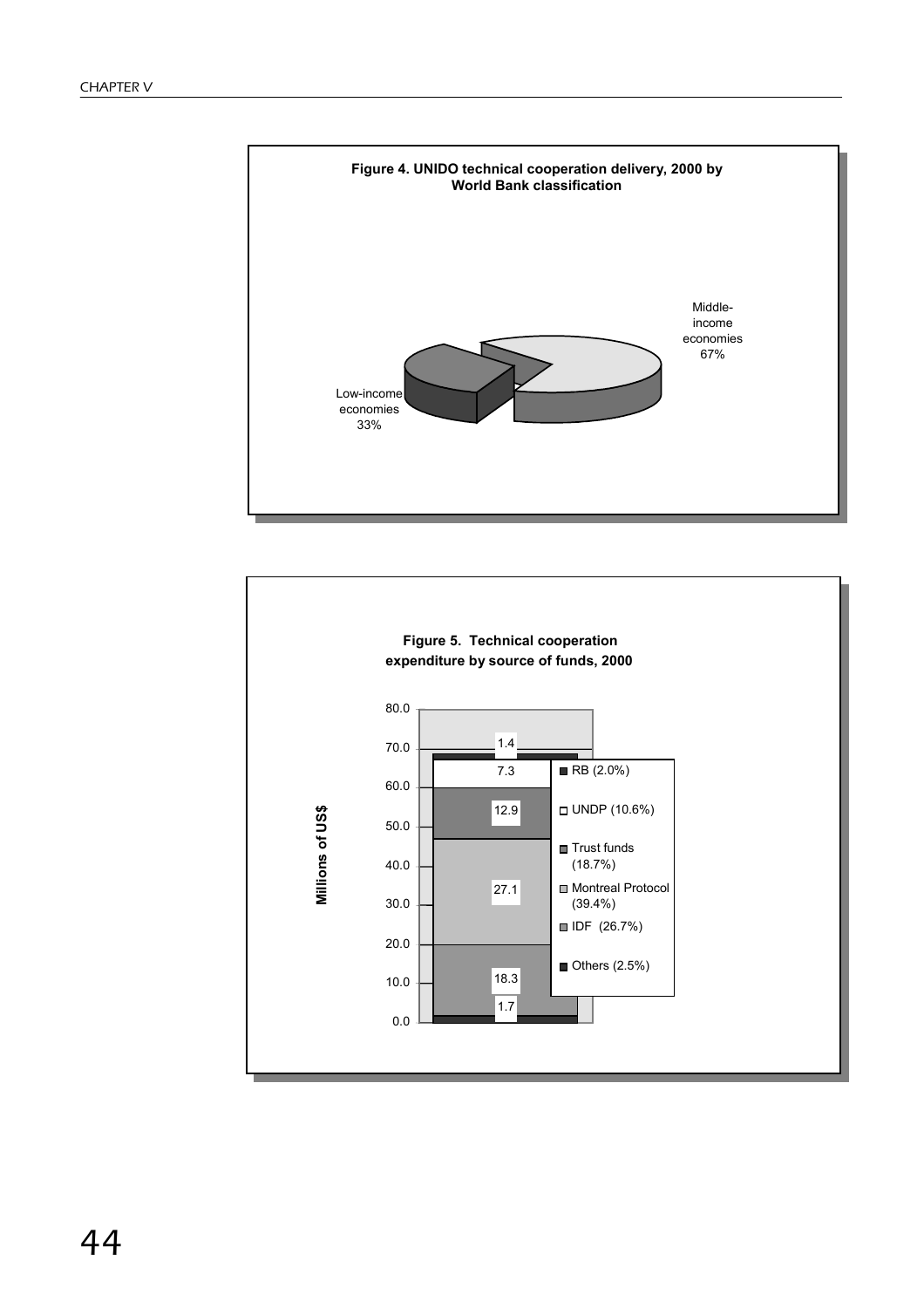**Figure 4. UNIDO technical cooperation delivery, 2000 by World Bank classification**

Middle-income economies 67%

Low-income economies 33%

**Figure 5. Technical cooperation expenditure by source of funds, 2000**

Millions of US$

80.0
70.0
60.0
50.0
40.0
30.0
20.0
10.0
0.0

1.4
7.3
12.9
27.1
18.3
1.7

RB (2.0%)
UNDP (10.6%)
Trust funds (18.7%)
Montreal Protocol (39.4%)
IDF (26.7%)
Others (2.5%)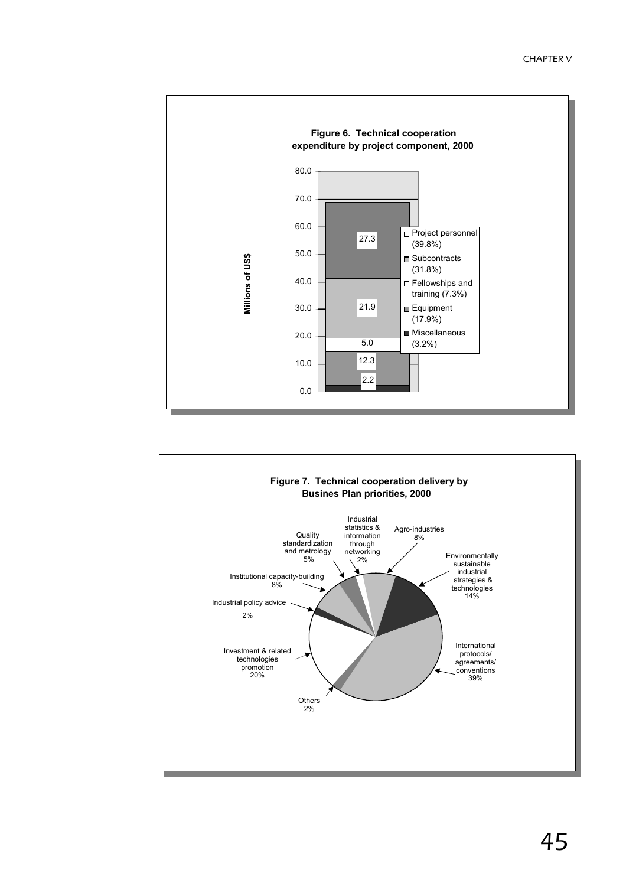**Figure 6. Technical cooperation expenditure by project component, 2000**

Millions of US$

80.0
70.0
60.0
50.0
40.0
30.0
20.0
10.0
0.0

27.3
21.9
5.0
12.3
2.2

Project personnel (39.8%)
Subcontracts (31.8%)
Fellowships and training (7.3%)
Equipment (17.9%)
Miscellaneous (3.2%)

**Figure 7. Technical cooperation delivery by Busines Plan priorities, 2000**

Industrial statistics & information through networking 2%
Agro-industries 8%
Quality standardization and metrology 5%
Environmentally sustainable industrial strategies & technologies 14%
Institutional capacity-building 8%
Industrial policy advice 2%
International protocols/ agreements/ conventions 39%
Investment & related technologies promotion 20%
Others 2%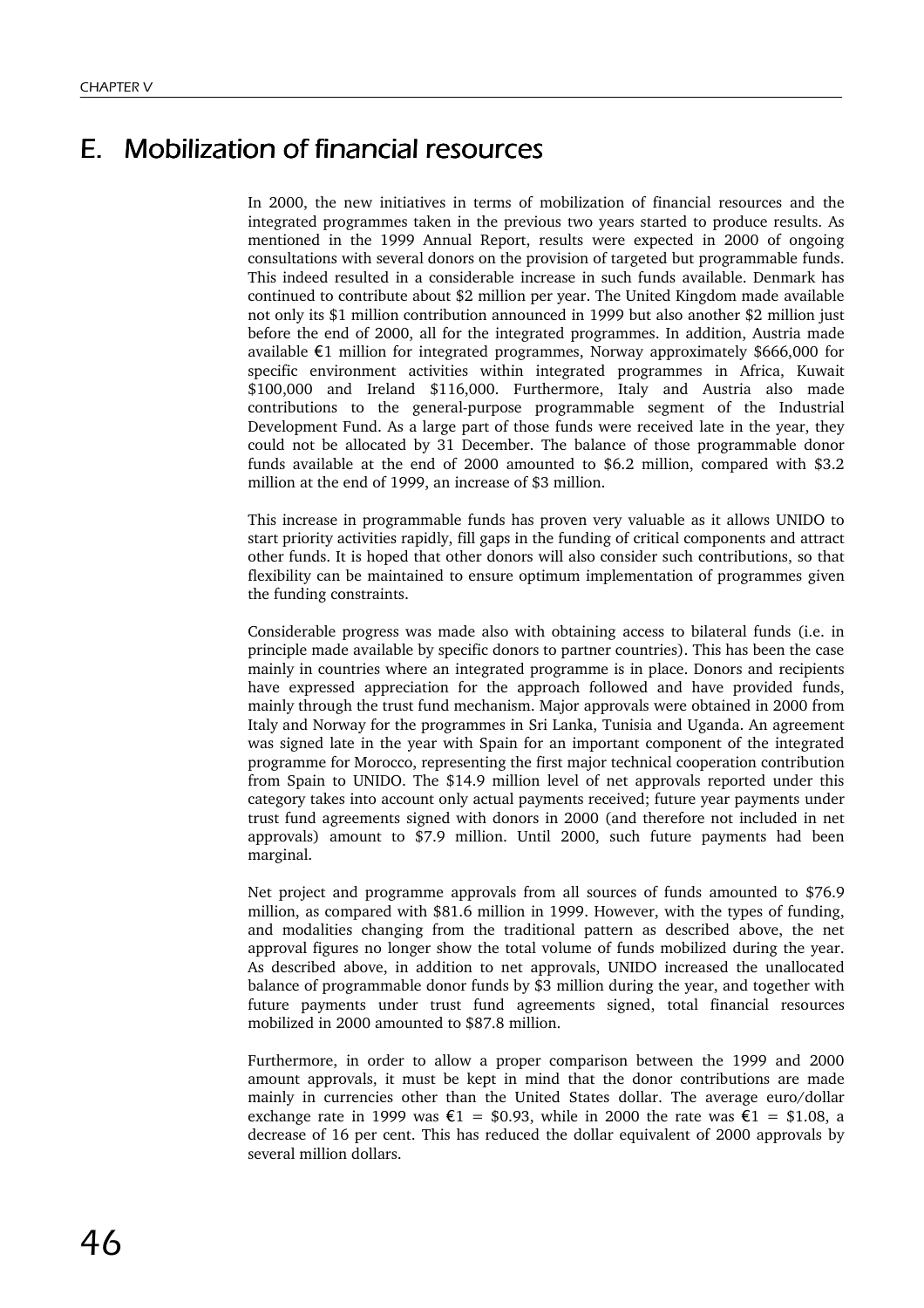## E. Mobilization of financial resources

In 2000, the new initiatives in terms of mobilization of financial resources and the integrated programmes taken in the previous two years started to produce results. As mentioned in the 1999 Annual Report, results were expected in 2000 of ongoing consultations with several donors on the provision of targeted but programmable funds. This indeed resulted in a considerable increase in such funds available. Denmark has continued to contribute about $2 million per year. The United Kingdom made available not only its $1 million contribution announced in 1999 but also another $2 million just before the end of 2000, all for the integrated programmes. In addition, Austria made available €1 million for integrated programmes, Norway approximately $666,000 for specific environment activities within integrated programmes in Africa, Kuwait $100,000 and Ireland $116,000. Furthermore, Italy and Austria also made contributions to the general-purpose programmable segment of the Industrial Development Fund. As a large part of those funds were received late in the year, they could not be allocated by 31 December. The balance of those programmable donor funds available at the end of 2000 amounted to $6.2 million, compared with $3.2 million at the end of 1999, an increase of $3 million.

This increase in programmable funds has proven very valuable as it allows UNIDO to start priority activities rapidly, fill gaps in the funding of critical components and attract other funds. It is hoped that other donors will also consider such contributions, so that flexibility can be maintained to ensure optimum implementation of programmes given the funding constraints.

Considerable progress was made also with obtaining access to bilateral funds (i.e. in principle made available by specific donors to partner countries). This has been the case mainly in countries where an integrated programme is in place. Donors and recipients have expressed appreciation for the approach followed and have provided funds, mainly through the trust fund mechanism. Major approvals were obtained in 2000 from Italy and Norway for the programmes in Sri Lanka, Tunisia and Uganda. An agreement was signed late in the year with Spain for an important component of the integrated programme for Morocco, representing the first major technical cooperation contribution from Spain to UNIDO. The $14.9 million level of net approvals reported under this category takes into account only actual payments received; future year payments under trust fund agreements signed with donors in 2000 (and therefore not included in net approvals) amount to $7.9 million. Until 2000, such future payments had been marginal.

Net project and programme approvals from all sources of funds amounted to $76.9 million, as compared with $81.6 million in 1999. However, with the types of funding, and modalities changing from the traditional pattern as described above, the net approval figures no longer show the total volume of funds mobilized during the year. As described above, in addition to net approvals, UNIDO increased the unallocated balance of programmable donor funds by $3 million during the year, and together with future payments under trust fund agreements signed, total financial resources mobilized in 2000 amounted to $87.8 million.

Furthermore, in order to allow a proper comparison between the 1999 and 2000 amount approvals, it must be kept in mind that the donor contributions are made mainly in currencies other than the United States dollar. The average euro/dollar exchange rate in 1999 was €1 = $0.93, while in 2000 the rate was €1 = $1.08, a decrease of 16 per cent. This has reduced the dollar equivalent of 2000 approvals by several million dollars.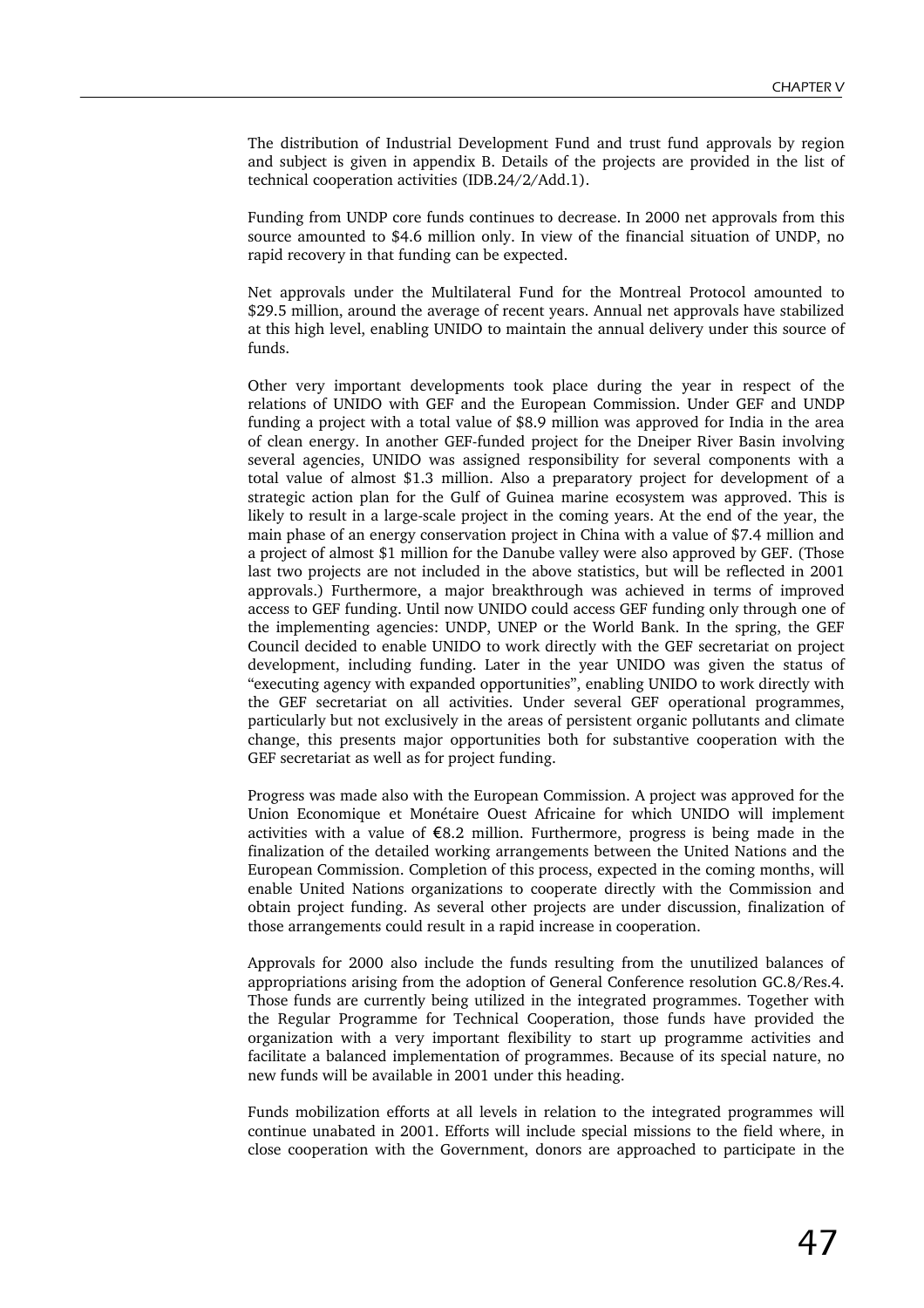The distribution of Industrial Development Fund and trust fund approvals by region and subject is given in appendix B. Details of the projects are provided in the list of technical cooperation activities (IDB.24/2/Add.1).

Funding from UNDP core funds continues to decrease. In 2000 net approvals from this source amounted to \$4.6 million only. In view of the financial situation of UNDP, no rapid recovery in that funding can be expected.

Net approvals under the Multilateral Fund for the Montreal Protocol amounted to \$29.5 million, around the average of recent years. Annual net approvals have stabilized at this high level, enabling UNIDO to maintain the annual delivery under this source of funds.

Other very important developments took place during the year in respect of the relations of UNIDO with GEF and the European Commission. Under GEF and UNDP funding a project with a total value of \$8.9 million was approved for India in the area of clean energy. In another GEF-funded project for the Dneiper River Basin involving several agencies, UNIDO was assigned responsibility for several components with a total value of almost \$1.3 million. Also a preparatory project for development of a strategic action plan for the Gulf of Guinea marine ecosystem was approved. This is likely to result in a large-scale project in the coming years. At the end of the year, the main phase of an energy conservation project in China with a value of \$7.4 million and a project of almost \$1 million for the Danube valley were also approved by GEF. (Those last two projects are not included in the above statistics, but will be reflected in 2001 approvals.) Furthermore, a major breakthrough was achieved in terms of improved access to GEF funding. Until now UNIDO could access GEF funding only through one of the implementing agencies: UNDP, UNEP or the World Bank. In the spring, the GEF Council decided to enable UNIDO to work directly with the GEF secretariat on project development, including funding. Later in the year UNIDO was given the status of "executing agency with expanded opportunities", enabling UNIDO to work directly with the GEF secretariat on all activities. Under several GEF operational programmes, particularly but not exclusively in the areas of persistent organic pollutants and climate change, this presents major opportunities both for substantive cooperation with the GEF secretariat as well as for project funding.

Progress was made also with the European Commission. A project was approved for the Union Economique et Monétaire Ouest Africaine for which UNIDO will implement activities with a value of €8.2 million. Furthermore, progress is being made in the finalization of the detailed working arrangements between the United Nations and the European Commission. Completion of this process, expected in the coming months, will enable United Nations organizations to cooperate directly with the Commission and obtain project funding. As several other projects are under discussion, finalization of those arrangements could result in a rapid increase in cooperation.

Approvals for 2000 also include the funds resulting from the unutilized balances of appropriations arising from the adoption of General Conference resolution GC.8/Res.4. Those funds are currently being utilized in the integrated programmes. Together with the Regular Programme for Technical Cooperation, those funds have provided the organization with a very important flexibility to start up programme activities and facilitate a balanced implementation of programmes. Because of its special nature, no new funds will be available in 2001 under this heading.

Funds mobilization efforts at all levels in relation to the integrated programmes will continue unabated in 2001. Efforts will include special missions to the field where, in close cooperation with the Government, donors are approached to participate in the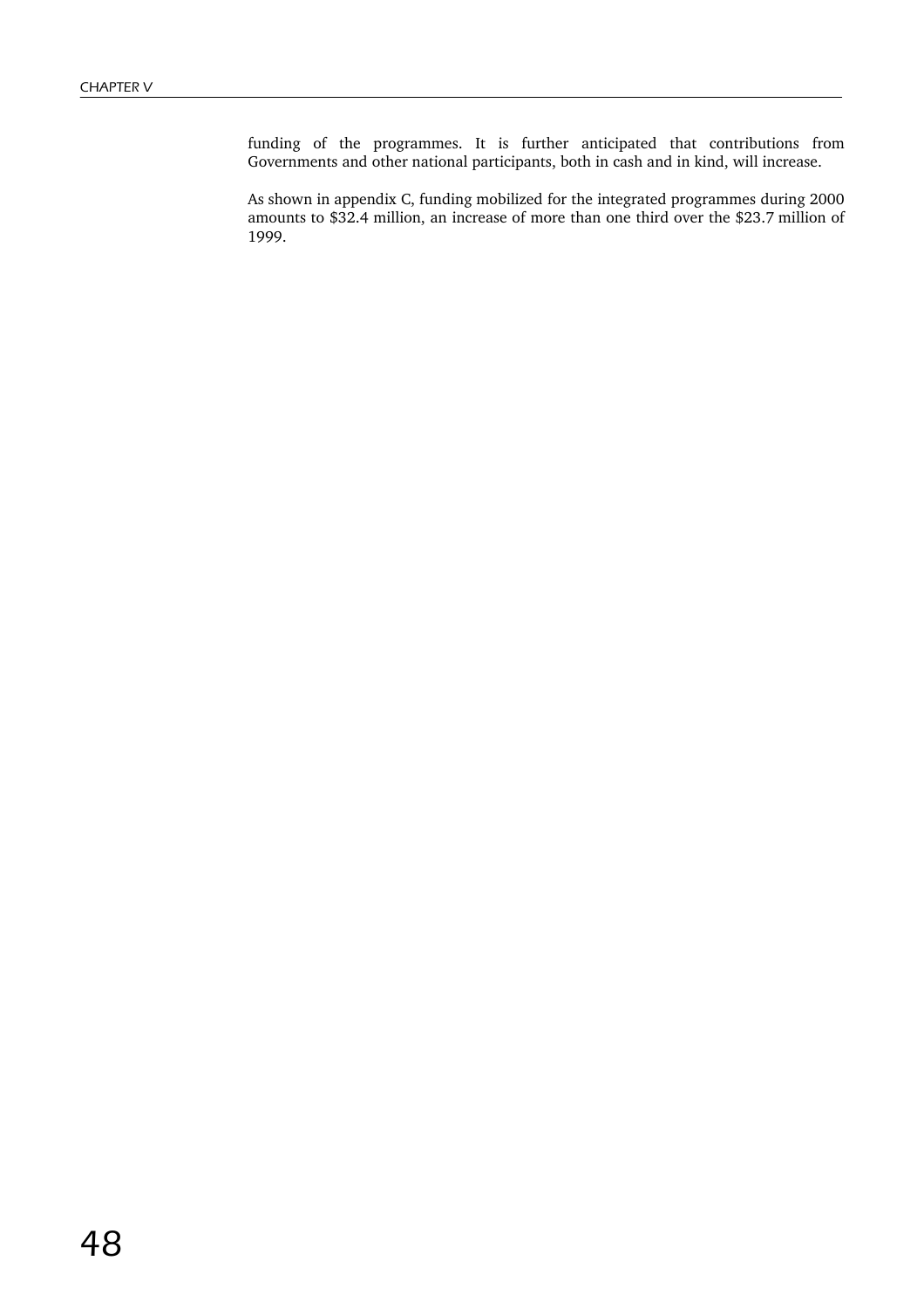funding of the programmes. It is further anticipated that contributions from Governments and other national participants, both in cash and in kind, will increase.

As shown in appendix C, funding mobilized for the integrated programmes during 2000 amounts to $32.4 million, an increase of more than one third over the $23.7 million of 1999.